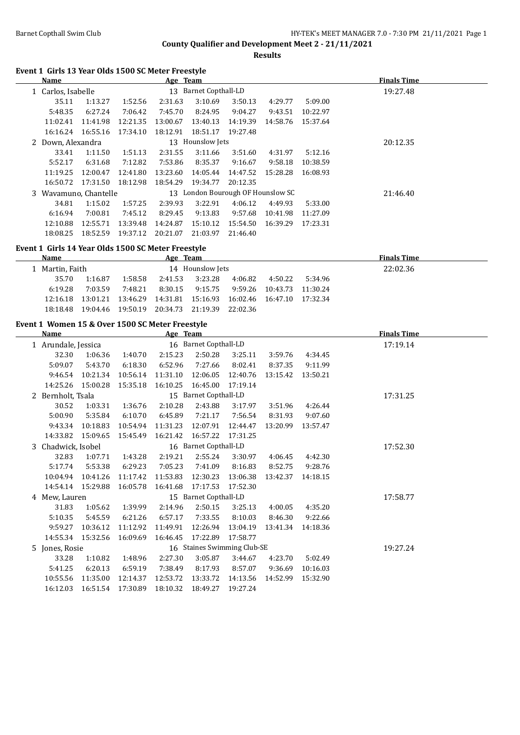## County Qualifier and Development Meet 2 - 21/11/2021

### Results

#### Event 1 Girls 13 Year Olds 1500 SC Meter Freestyle

| Name | | | Age | Team | | | | Finals Time |
|---|---|---|---|---|---|---|---|---|
| 1 Carlos, Isabelle | | | 13 | Barnet Copthall-LD | | | | 19:27.48 |
| 35.11 | 1:13.27 | 1:52.56 | 2:31.63 | 3:10.69 | 3:50.13 | 4:29.77 | 5:09.00 | |
| 5:48.35 | 6:27.24 | 7:06.42 | 7:45.70 | 8:24.95 | 9:04.27 | 9:43.51 | 10:22.97 | |
| 11:02.41 | 11:41.98 | 12:21.35 | 13:00.67 | 13:40.13 | 14:19.39 | 14:58.76 | 15:37.64 | |
| 16:16.24 | 16:55.16 | 17:34.10 | 18:12.91 | 18:51.17 | 19:27.48 | | | |
| 2 Down, Alexandra | | | 13 | Hounslow Jets | | | | 20:12.35 |
| 33.41 | 1:11.50 | 1:51.13 | 2:31.55 | 3:11.66 | 3:51.60 | 4:31.97 | 5:12.16 | |
| 5:52.17 | 6:31.68 | 7:12.82 | 7:53.86 | 8:35.37 | 9:16.67 | 9:58.18 | 10:38.59 | |
| 11:19.25 | 12:00.47 | 12:41.80 | 13:23.60 | 14:05.44 | 14:47.52 | 15:28.28 | 16:08.93 | |
| 16:50.72 | 17:31.50 | 18:12.98 | 18:54.29 | 19:34.77 | 20:12.35 | | | |
| 3 Wavamuno, Chantelle | | | 13 | London Bourough OF Hounslow SC | | | | 21:46.40 |
| 34.81 | 1:15.02 | 1:57.25 | 2:39.93 | 3:22.91 | 4:06.12 | 4:49.93 | 5:33.00 | |
| 6:16.94 | 7:00.81 | 7:45.12 | 8:29.45 | 9:13.83 | 9:57.68 | 10:41.98 | 11:27.09 | |
| 12:10.88 | 12:55.71 | 13:39.48 | 14:24.87 | 15:10.12 | 15:54.50 | 16:39.29 | 17:23.31 | |
| 18:08.25 | 18:52.59 | 19:37.12 | 20:21.07 | 21:03.97 | 21:46.40 | | | |

#### Event 1 Girls 14 Year Olds 1500 SC Meter Freestyle

| Name | | | Age | Team | | | | Finals Time |
|---|---|---|---|---|---|---|---|---|
| 1 Martin, Faith | | | 14 | Hounslow Jets | | | | 22:02.36 |
| 35.70 | 1:16.87 | 1:58.58 | 2:41.53 | 3:23.28 | 4:06.82 | 4:50.22 | 5:34.96 | |
| 6:19.28 | 7:03.59 | 7:48.21 | 8:30.15 | 9:15.75 | 9:59.26 | 10:43.73 | 11:30.24 | |
| 12:16.18 | 13:01.21 | 13:46.29 | 14:31.81 | 15:16.93 | 16:02.46 | 16:47.10 | 17:32.34 | |
| 18:18.48 | 19:04.46 | 19:50.19 | 20:34.73 | 21:19.39 | 22:02.36 | | | |

#### Event 1 Women 15 & Over 1500 SC Meter Freestyle

| Name | | | Age | Team | | | | Finals Time |
|---|---|---|---|---|---|---|---|---|
| 1 Arundale, Jessica | | | 16 | Barnet Copthall-LD | | | | 17:19.14 |
| 32.30 | 1:06.36 | 1:40.70 | 2:15.23 | 2:50.28 | 3:25.11 | 3:59.76 | 4:34.45 | |
| 5:09.07 | 5:43.70 | 6:18.30 | 6:52.96 | 7:27.66 | 8:02.41 | 8:37.35 | 9:11.99 | |
| 9:46.54 | 10:21.34 | 10:56.14 | 11:31.10 | 12:06.05 | 12:40.76 | 13:15.42 | 13:50.21 | |
| 14:25.26 | 15:00.28 | 15:35.18 | 16:10.25 | 16:45.00 | 17:19.14 | | | |
| 2 Bernholt, Tsala | | | 15 | Barnet Copthall-LD | | | | 17:31.25 |
| 30.52 | 1:03.31 | 1:36.76 | 2:10.28 | 2:43.88 | 3:17.97 | 3:51.96 | 4:26.44 | |
| 5:00.90 | 5:35.84 | 6:10.70 | 6:45.89 | 7:21.17 | 7:56.54 | 8:31.93 | 9:07.60 | |
| 9:43.34 | 10:18.83 | 10:54.94 | 11:31.23 | 12:07.91 | 12:44.47 | 13:20.99 | 13:57.47 | |
| 14:33.82 | 15:09.65 | 15:45.49 | 16:21.42 | 16:57.22 | 17:31.25 | | | |
| 3 Chadwick, Isobel | | | 16 | Barnet Copthall-LD | | | | 17:52.30 |
| 32.83 | 1:07.71 | 1:43.28 | 2:19.21 | 2:55.24 | 3:30.97 | 4:06.45 | 4:42.30 | |
| 5:17.74 | 5:53.38 | 6:29.23 | 7:05.23 | 7:41.09 | 8:16.83 | 8:52.75 | 9:28.76 | |
| 10:04.94 | 10:41.26 | 11:17.42 | 11:53.83 | 12:30.23 | 13:06.38 | 13:42.37 | 14:18.15 | |
| 14:54.14 | 15:29.88 | 16:05.78 | 16:41.68 | 17:17.53 | 17:52.30 | | | |
| 4 Mew, Lauren | | | 15 | Barnet Copthall-LD | | | | 17:58.77 |
| 31.83 | 1:05.62 | 1:39.99 | 2:14.96 | 2:50.15 | 3:25.13 | 4:00.05 | 4:35.20 | |
| 5:10.35 | 5:45.59 | 6:21.26 | 6:57.17 | 7:33.55 | 8:10.03 | 8:46.30 | 9:22.66 | |
| 9:59.27 | 10:36.12 | 11:12.92 | 11:49.91 | 12:26.94 | 13:04.19 | 13:41.34 | 14:18.36 | |
| 14:55.34 | 15:32.56 | 16:09.69 | 16:46.45 | 17:22.89 | 17:58.77 | | | |
| 5 Jones, Rosie | | | 16 | Staines Swimming Club-SE | | | | 19:27.24 |
| 33.28 | 1:10.82 | 1:48.96 | 2:27.30 | 3:05.87 | 3:44.67 | 4:23.70 | 5:02.49 | |
| 5:41.25 | 6:20.13 | 6:59.19 | 7:38.49 | 8:17.93 | 8:57.07 | 9:36.69 | 10:16.03 | |
| 10:55.56 | 11:35.00 | 12:14.37 | 12:53.72 | 13:33.72 | 14:13.56 | 14:52.99 | 15:32.90 | |
| 16:12.03 | 16:51.54 | 17:30.89 | 18:10.32 | 18:49.27 | 19:27.24 | | | |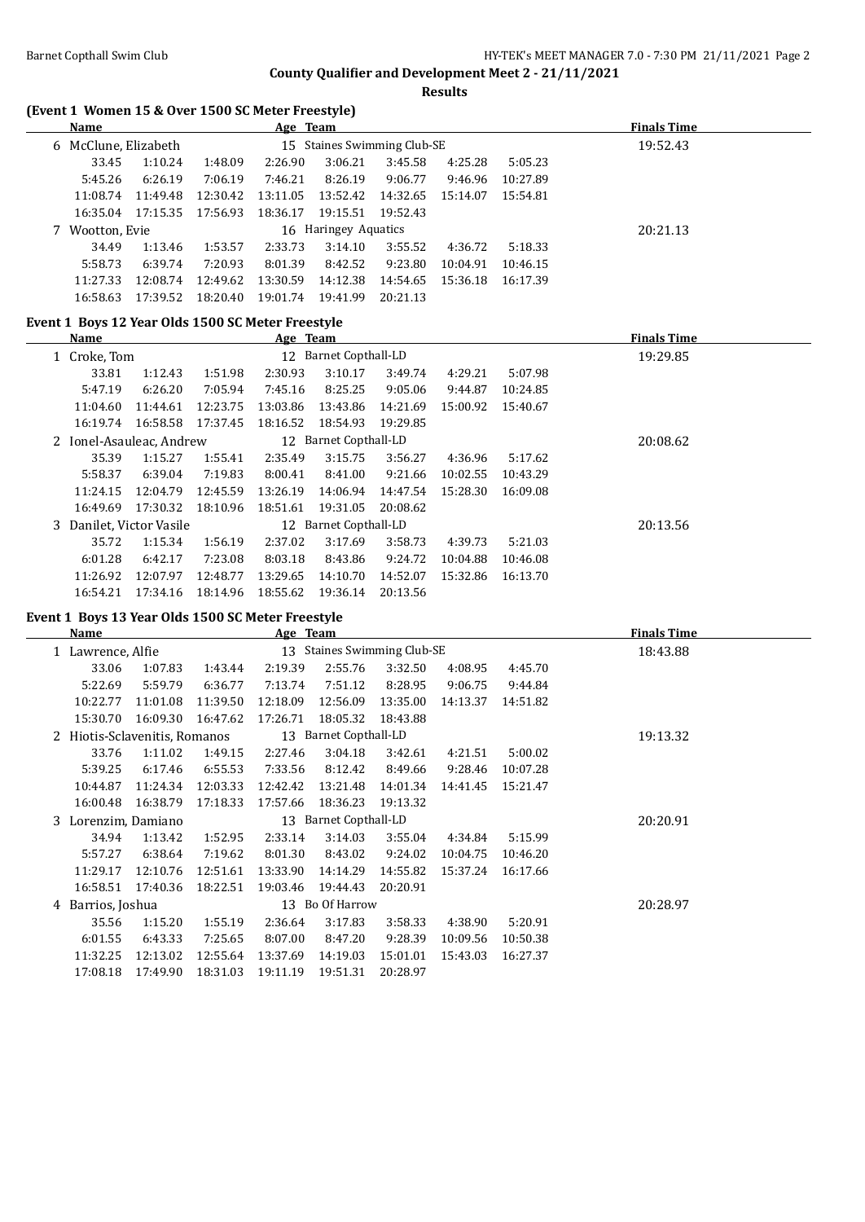**County Qualifier and Development Meet 2 - 21/11/2021**

**Results**

## (Event 1 Women 15 & Over 1500 SC Meter Freestyle)

| Name | Age | Team | Finals Time |
|---|---|---|---|
| 6 McClune, Elizabeth | 15 | Staines Swimming Club-SE | 19:52.43 |

33.45 1:10.24 1:48.09 2:26.90 3:06.21 3:45.58 4:25.28 5:05.23
5:45.26 6:26.19 7:06.19 7:46.21 8:26.19 9:06.77 9:46.96 10:27.89
11:08.74 11:49.48 12:30.42 13:11.05 13:52.42 14:32.65 15:14.07 15:54.81
16:35.04 17:15.35 17:56.93 18:36.17 19:15.51 19:52.43

| Name | Age | Team | Finals Time |
|---|---|---|---|
| 7 Wootton, Evie | 16 | Haringey Aquatics | 20:21.13 |

34.49 1:13.46 1:53.57 2:33.73 3:14.10 3:55.52 4:36.72 5:18.33
5:58.73 6:39.74 7:20.93 8:01.39 8:42.52 9:23.80 10:04.91 10:46.15
11:27.33 12:08.74 12:49.62 13:30.59 14:12.38 14:54.65 15:36.18 16:17.39
16:58.63 17:39.52 18:20.40 19:01.74 19:41.99 20:21.13

## Event 1 Boys 12 Year Olds 1500 SC Meter Freestyle

| Name | Age | Team | Finals Time |
|---|---|---|---|
| 1 Croke, Tom | 12 | Barnet Copthall-LD | 19:29.85 |

33.81 1:12.43 1:51.98 2:30.93 3:10.17 3:49.74 4:29.21 5:07.98
5:47.19 6:26.20 7:05.94 7:45.16 8:25.25 9:05.06 9:44.87 10:24.85
11:04.60 11:44.61 12:23.75 13:03.86 13:43.86 14:21.69 15:00.92 15:40.67
16:19.74 16:58.58 17:37.45 18:16.52 18:54.93 19:29.85

| Name | Age | Team | Finals Time |
|---|---|---|---|
| 2 Ionel-Asauleac, Andrew | 12 | Barnet Copthall-LD | 20:08.62 |

35.39 1:15.27 1:55.41 2:35.49 3:15.75 3:56.27 4:36.96 5:17.62
5:58.37 6:39.04 7:19.83 8:00.41 8:41.00 9:21.66 10:02.55 10:43.29
11:24.15 12:04.79 12:45.59 13:26.19 14:06.94 14:47.54 15:28.30 16:09.08
16:49.69 17:30.32 18:10.96 18:51.61 19:31.05 20:08.62

| Name | Age | Team | Finals Time |
|---|---|---|---|
| 3 Danilet, Victor Vasile | 12 | Barnet Copthall-LD | 20:13.56 |

35.72 1:15.34 1:56.19 2:37.02 3:17.69 3:58.73 4:39.73 5:21.03
6:01.28 6:42.17 7:23.08 8:03.18 8:43.86 9:24.72 10:04.88 10:46.08
11:26.92 12:07.97 12:48.77 13:29.65 14:10.70 14:52.07 15:32.86 16:13.70
16:54.21 17:34.16 18:14.96 18:55.62 19:36.14 20:13.56

## Event 1 Boys 13 Year Olds 1500 SC Meter Freestyle

| Name | Age | Team | Finals Time |
|---|---|---|---|
| 1 Lawrence, Alfie | 13 | Staines Swimming Club-SE | 18:43.88 |

33.06 1:07.83 1:43.44 2:19.39 2:55.76 3:32.50 4:08.95 4:45.70
5:22.69 5:59.79 6:36.77 7:13.74 7:51.12 8:28.95 9:06.75 9:44.84
10:22.77 11:01.08 11:39.50 12:18.09 12:56.09 13:35.00 14:13.37 14:51.82
15:30.70 16:09.30 16:47.62 17:26.71 18:05.32 18:43.88

| Name | Age | Team | Finals Time |
|---|---|---|---|
| 2 Hiotis-Sclavenitis, Romanos | 13 | Barnet Copthall-LD | 19:13.32 |

33.76 1:11.02 1:49.15 2:27.46 3:04.18 3:42.61 4:21.51 5:00.02
5:39.25 6:17.46 6:55.53 7:33.56 8:12.42 8:49.66 9:28.46 10:07.28
10:44.87 11:24.34 12:03.33 12:42.42 13:21.48 14:01.34 14:41.45 15:21.47
16:00.48 16:38.79 17:18.33 17:57.66 18:36.23 19:13.32

| Name | Age | Team | Finals Time |
|---|---|---|---|
| 3 Lorenzim, Damiano | 13 | Barnet Copthall-LD | 20:20.91 |

34.94 1:13.42 1:52.95 2:33.14 3:14.03 3:55.04 4:34.84 5:15.99
5:57.27 6:38.64 7:19.62 8:01.30 8:43.02 9:24.02 10:04.75 10:46.20
11:29.17 12:10.76 12:51.61 13:33.90 14:14.29 14:55.82 15:37.24 16:17.66
16:58.51 17:40.36 18:22.51 19:03.46 19:44.43 20:20.91

| Name | Age | Team | Finals Time |
|---|---|---|---|
| 4 Barrios, Joshua | 13 | Bo Of Harrow | 20:28.97 |

35.56 1:15.20 1:55.19 2:36.64 3:17.83 3:58.33 4:38.90 5:20.91
6:01.55 6:43.33 7:25.65 8:07.00 8:47.20 9:28.39 10:09.56 10:50.38
11:32.25 12:13.02 12:55.64 13:37.69 14:19.03 15:01.01 15:43.03 16:27.37
17:08.18 17:49.90 18:31.03 19:11.19 19:51.31 20:28.97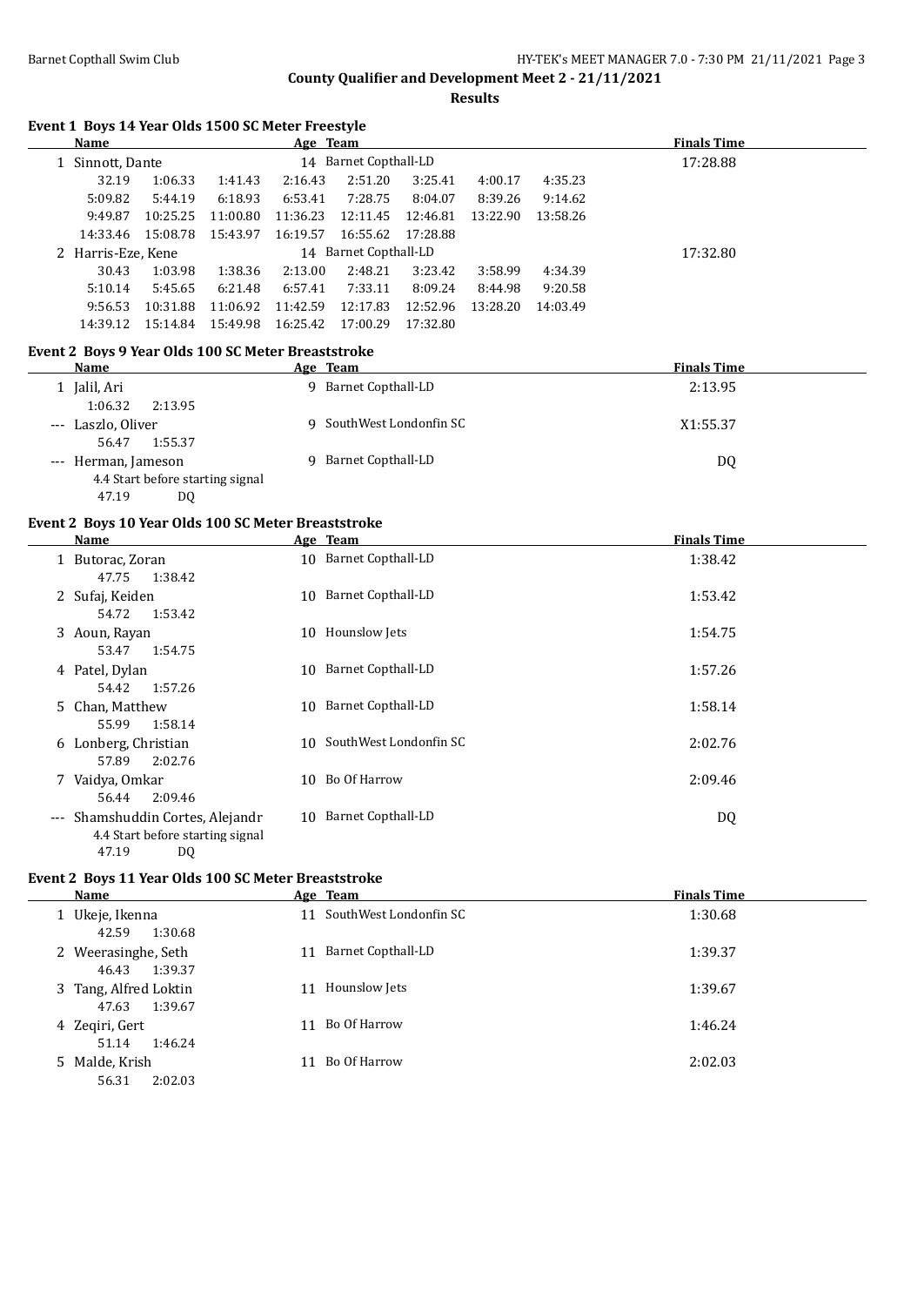**County Qualifier and Development Meet 2 - 21/11/2021**

**Results**

### Event 1 Boys 14 Year Olds 1500 SC Meter Freestyle

| | Name | Age | Team | Finals Time |
|---|---|---|---|---|
| 1 | Sinnott, Dante | 14 | Barnet Copthall-LD | 17:28.88 |
| | 32.19 1:06.33 1:41.43 2:16.43 2:51.20 3:25.41 4:00.17 4:35.23 | | | |
| | 5:09.82 5:44.19 6:18.93 6:53.41 7:28.75 8:04.07 8:39.26 9:14.62 | | | |
| | 9:49.87 10:25.25 11:00.80 11:36.23 12:11.45 12:46.81 13:22.90 13:58.26 | | | |
| | 14:33.46 15:08.78 15:43.97 16:19.57 16:55.62 17:28.88 | | | |
| 2 | Harris-Eze, Kene | 14 | Barnet Copthall-LD | 17:32.80 |
| | 30.43 1:03.98 1:38.36 2:13.00 2:48.21 3:23.42 3:58.99 4:34.39 | | | |
| | 5:10.14 5:45.65 6:21.48 6:57.41 7:33.11 8:09.24 8:44.98 9:20.58 | | | |
| | 9:56.53 10:31.88 11:06.92 11:42.59 12:17.83 12:52.96 13:28.20 14:03.49 | | | |
| | 14:39.12 15:14.84 15:49.98 16:25.42 17:00.29 17:32.80 | | | |

### Event 2 Boys 9 Year Olds 100 SC Meter Breaststroke

| | Name | Age | Team | Finals Time |
|---|---|---|---|---|
| 1 | Jalil, Ari | 9 | Barnet Copthall-LD | 2:13.95 |
| | 1:06.32 2:13.95 | | | |
| --- | Laszlo, Oliver | 9 | SouthWest Londonfin SC | X1:55.37 |
| | 56.47 1:55.37 | | | |
| --- | Herman, Jameson | 9 | Barnet Copthall-LD | DQ |
| | 4.4 Start before starting signal | | | |
| | 47.19 DQ | | | |

### Event 2 Boys 10 Year Olds 100 SC Meter Breaststroke

| | Name | Age | Team | Finals Time |
|---|---|---|---|---|
| 1 | Butorac, Zoran | 10 | Barnet Copthall-LD | 1:38.42 |
| | 47.75 1:38.42 | | | |
| 2 | Sufaj, Keiden | 10 | Barnet Copthall-LD | 1:53.42 |
| | 54.72 1:53.42 | | | |
| 3 | Aoun, Rayan | 10 | Hounslow Jets | 1:54.75 |
| | 53.47 1:54.75 | | | |
| 4 | Patel, Dylan | 10 | Barnet Copthall-LD | 1:57.26 |
| | 54.42 1:57.26 | | | |
| 5 | Chan, Matthew | 10 | Barnet Copthall-LD | 1:58.14 |
| | 55.99 1:58.14 | | | |
| 6 | Lonberg, Christian | 10 | SouthWest Londonfin SC | 2:02.76 |
| | 57.89 2:02.76 | | | |
| 7 | Vaidya, Omkar | 10 | Bo Of Harrow | 2:09.46 |
| | 56.44 2:09.46 | | | |
| --- | Shamshuddin Cortes, Alejandr | 10 | Barnet Copthall-LD | DQ |
| | 4.4 Start before starting signal | | | |
| | 47.19 DQ | | | |

### Event 2 Boys 11 Year Olds 100 SC Meter Breaststroke

| | Name | Age | Team | Finals Time |
|---|---|---|---|---|
| 1 | Ukeje, Ikenna | 11 | SouthWest Londonfin SC | 1:30.68 |
| | 42.59 1:30.68 | | | |
| 2 | Weerasinghe, Seth | 11 | Barnet Copthall-LD | 1:39.37 |
| | 46.43 1:39.37 | | | |
| 3 | Tang, Alfred Loktin | 11 | Hounslow Jets | 1:39.67 |
| | 47.63 1:39.67 | | | |
| 4 | Zeqiri, Gert | 11 | Bo Of Harrow | 1:46.24 |
| | 51.14 1:46.24 | | | |
| 5 | Malde, Krish | 11 | Bo Of Harrow | 2:02.03 |
| | 56.31 2:02.03 | | | |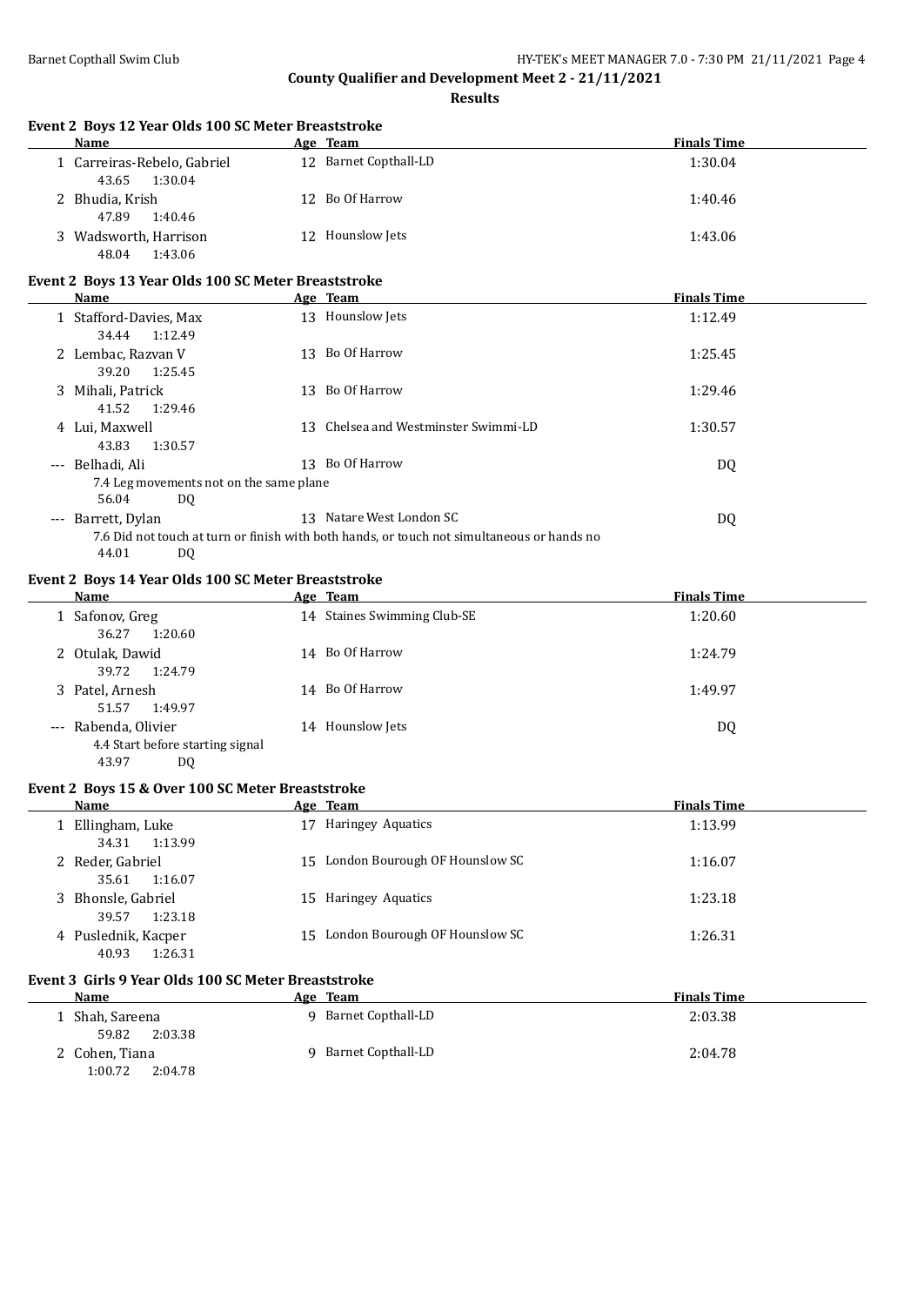# County Qualifier and Development Meet 2 - 21/11/2021

## Results

### Event 2 Boys 12 Year Olds 100 SC Meter Breaststroke

| | Name | Age | Team | Finals Time |
|---|---|---|---|---|
| 1 | Carreiras-Rebelo, Gabriel | 12 | Barnet Copthall-LD | 1:30.04 |
| | 43.65 1:30.04 | | | |
| 2 | Bhudia, Krish | 12 | Bo Of Harrow | 1:40.46 |
| | 47.89 1:40.46 | | | |
| 3 | Wadsworth, Harrison | 12 | Hounslow Jets | 1:43.06 |
| | 48.04 1:43.06 | | | |

### Event 2 Boys 13 Year Olds 100 SC Meter Breaststroke

| | Name | Age | Team | Finals Time |
|---|---|---|---|---|
| 1 | Stafford-Davies, Max | 13 | Hounslow Jets | 1:12.49 |
| | 34.44 1:12.49 | | | |
| 2 | Lembac, Razvan V | 13 | Bo Of Harrow | 1:25.45 |
| | 39.20 1:25.45 | | | |
| 3 | Mihali, Patrick | 13 | Bo Of Harrow | 1:29.46 |
| | 41.52 1:29.46 | | | |
| 4 | Lui, Maxwell | 13 | Chelsea and Westminster Swimmi-LD | 1:30.57 |
| | 43.83 1:30.57 | | | |
| --- | Belhadi, Ali | 13 | Bo Of Harrow | DQ |
| | 7.4 Leg movements not on the same plane | | | |
| | 56.04 DQ | | | |
| --- | Barrett, Dylan | 13 | Natare West London SC | DQ |
| | 7.6 Did not touch at turn or finish with both hands, or touch not simultaneous or hands no | | | |
| | 44.01 DQ | | | |

### Event 2 Boys 14 Year Olds 100 SC Meter Breaststroke

| | Name | Age | Team | Finals Time |
|---|---|---|---|---|
| 1 | Safonov, Greg | 14 | Staines Swimming Club-SE | 1:20.60 |
| | 36.27 1:20.60 | | | |
| 2 | Otulak, Dawid | 14 | Bo Of Harrow | 1:24.79 |
| | 39.72 1:24.79 | | | |
| 3 | Patel, Arnesh | 14 | Bo Of Harrow | 1:49.97 |
| | 51.57 1:49.97 | | | |
| --- | Rabenda, Olivier | 14 | Hounslow Jets | DQ |
| | 4.4 Start before starting signal | | | |
| | 43.97 DQ | | | |

### Event 2 Boys 15 & Over 100 SC Meter Breaststroke

| | Name | Age | Team | Finals Time |
|---|---|---|---|---|
| 1 | Ellingham, Luke | 17 | Haringey Aquatics | 1:13.99 |
| | 34.31 1:13.99 | | | |
| 2 | Reder, Gabriel | 15 | London Bourough OF Hounslow SC | 1:16.07 |
| | 35.61 1:16.07 | | | |
| 3 | Bhonsle, Gabriel | 15 | Haringey Aquatics | 1:23.18 |
| | 39.57 1:23.18 | | | |
| 4 | Puslednik, Kacper | 15 | London Bourough OF Hounslow SC | 1:26.31 |
| | 40.93 1:26.31 | | | |

### Event 3 Girls 9 Year Olds 100 SC Meter Breaststroke

| | Name | Age | Team | Finals Time |
|---|---|---|---|---|
| 1 | Shah, Sareena | 9 | Barnet Copthall-LD | 2:03.38 |
| | 59.82 2:03.38 | | | |
| 2 | Cohen, Tiana | 9 | Barnet Copthall-LD | 2:04.78 |
| | 1:00.72 2:04.78 | | | |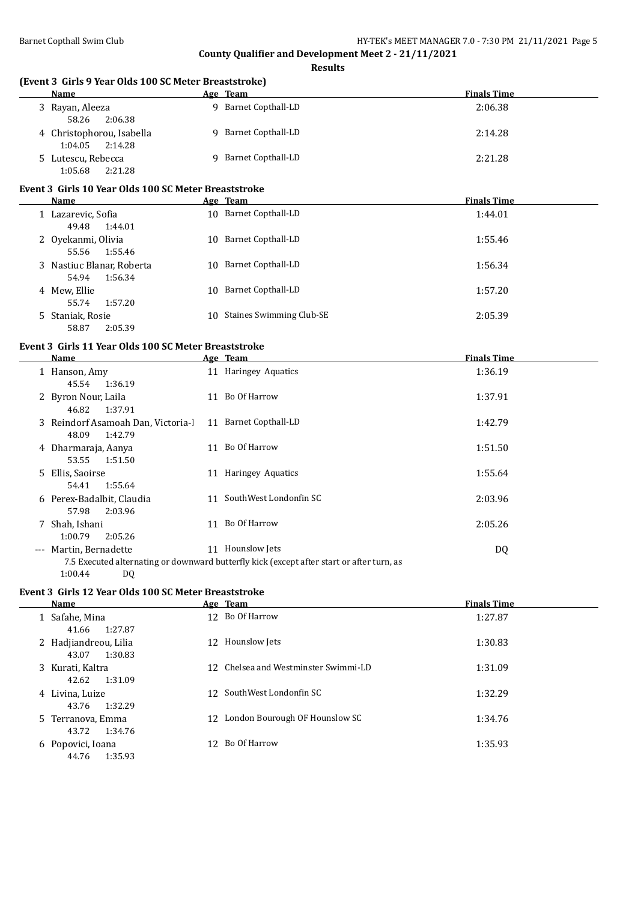County Qualifier and Development Meet 2 - 21/11/2021

Results

### (Event 3 Girls 9 Year Olds 100 SC Meter Breaststroke)

| | Name | Age | Team | Finals Time |
|---|---|---|---|---|
| 3 | Rayan, Aleeza | 9 | Barnet Copthall-LD | 2:06.38 |
| | 58.26 2:06.38 | | | |
| 4 | Christophorou, Isabella | 9 | Barnet Copthall-LD | 2:14.28 |
| | 1:04.05 2:14.28 | | | |
| 5 | Lutescu, Rebecca | 9 | Barnet Copthall-LD | 2:21.28 |
| | 1:05.68 2:21.28 | | | |

### Event 3 Girls 10 Year Olds 100 SC Meter Breaststroke

| | Name | Age | Team | Finals Time |
|---|---|---|---|---|
| 1 | Lazarevic, Sofia | 10 | Barnet Copthall-LD | 1:44.01 |
| | 49.48 1:44.01 | | | |
| 2 | Oyekanmi, Olivia | 10 | Barnet Copthall-LD | 1:55.46 |
| | 55.56 1:55.46 | | | |
| 3 | Nastiuc Blanar, Roberta | 10 | Barnet Copthall-LD | 1:56.34 |
| | 54.94 1:56.34 | | | |
| 4 | Mew, Ellie | 10 | Barnet Copthall-LD | 1:57.20 |
| | 55.74 1:57.20 | | | |
| 5 | Staniak, Rosie | 10 | Staines Swimming Club-SE | 2:05.39 |
| | 58.87 2:05.39 | | | |

### Event 3 Girls 11 Year Olds 100 SC Meter Breaststroke

| | Name | Age | Team | Finals Time |
|---|---|---|---|---|
| 1 | Hanson, Amy | 11 | Haringey Aquatics | 1:36.19 |
| | 45.54 1:36.19 | | | |
| 2 | Byron Nour, Laila | 11 | Bo Of Harrow | 1:37.91 |
| | 46.82 1:37.91 | | | |
| 3 | Reindorf Asamoah Dan, Victoria-I | 11 | Barnet Copthall-LD | 1:42.79 |
| | 48.09 1:42.79 | | | |
| 4 | Dharmaraja, Aanya | 11 | Bo Of Harrow | 1:51.50 |
| | 53.55 1:51.50 | | | |
| 5 | Ellis, Saoirse | 11 | Haringey Aquatics | 1:55.64 |
| | 54.41 1:55.64 | | | |
| 6 | Perex-Badalbit, Claudia | 11 | SouthWest Londonfin SC | 2:03.96 |
| | 57.98 2:03.96 | | | |
| 7 | Shah, Ishani | 11 | Bo Of Harrow | 2:05.26 |
| | 1:00.79 2:05.26 | | | |
| --- | Martin, Bernadette | 11 | Hounslow Jets | DQ |
| | 7.5 Executed alternating or downward butterfly kick (except after start or after turn, as | | | |
| | 1:00.44 DQ | | | |

### Event 3 Girls 12 Year Olds 100 SC Meter Breaststroke

| | Name | Age | Team | Finals Time |
|---|---|---|---|---|
| 1 | Safahe, Mina | 12 | Bo Of Harrow | 1:27.87 |
| | 41.66 1:27.87 | | | |
| 2 | Hadjiandreou, Lilia | 12 | Hounslow Jets | 1:30.83 |
| | 43.07 1:30.83 | | | |
| 3 | Kurati, Kaltra | 12 | Chelsea and Westminster Swimmi-LD | 1:31.09 |
| | 42.62 1:31.09 | | | |
| 4 | Livina, Luize | 12 | SouthWest Londonfin SC | 1:32.29 |
| | 43.76 1:32.29 | | | |
| 5 | Terranova, Emma | 12 | London Bourough OF Hounslow SC | 1:34.76 |
| | 43.72 1:34.76 | | | |
| 6 | Popovici, Ioana | 12 | Bo Of Harrow | 1:35.93 |
| | 44.76 1:35.93 | | | |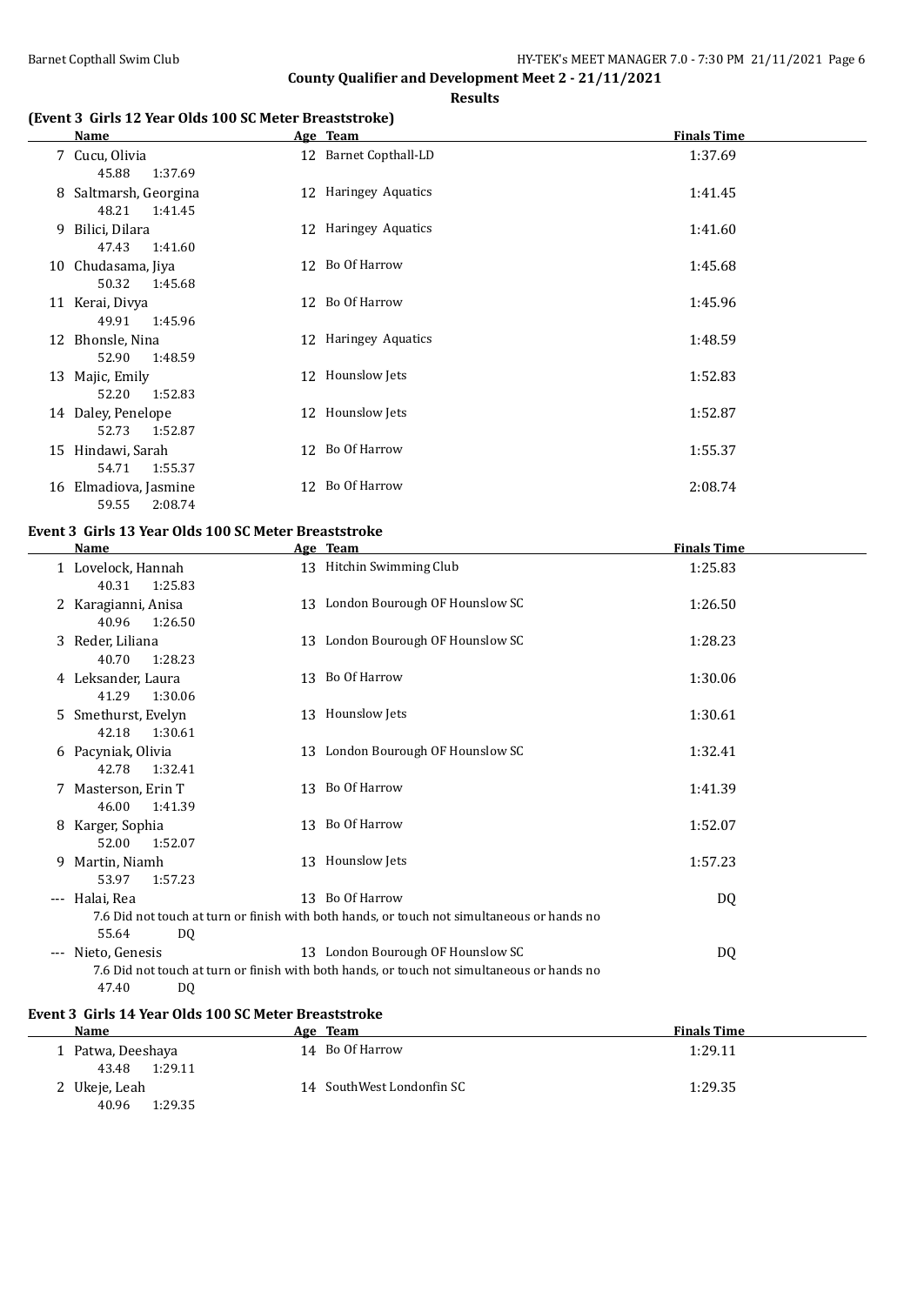## County Qualifier and Development Meet 2 - 21/11/2021

### Results

#### (Event 3 Girls 12 Year Olds 100 SC Meter Breaststroke)

| | Name | Age | Team | Finals Time |
|---|---|---|---|---|
| 7 | Cucu, Olivia | 12 | Barnet Copthall-LD | 1:37.69 |
| | 45.88 1:37.69 | | | |
| 8 | Saltmarsh, Georgina | 12 | Haringey Aquatics | 1:41.45 |
| | 48.21 1:41.45 | | | |
| 9 | Bilici, Dilara | 12 | Haringey Aquatics | 1:41.60 |
| | 47.43 1:41.60 | | | |
| 10 | Chudasama, Jiya | 12 | Bo Of Harrow | 1:45.68 |
| | 50.32 1:45.68 | | | |
| 11 | Kerai, Divya | 12 | Bo Of Harrow | 1:45.96 |
| | 49.91 1:45.96 | | | |
| 12 | Bhonsle, Nina | 12 | Haringey Aquatics | 1:48.59 |
| | 52.90 1:48.59 | | | |
| 13 | Majic, Emily | 12 | Hounslow Jets | 1:52.83 |
| | 52.20 1:52.83 | | | |
| 14 | Daley, Penelope | 12 | Hounslow Jets | 1:52.87 |
| | 52.73 1:52.87 | | | |
| 15 | Hindawi, Sarah | 12 | Bo Of Harrow | 1:55.37 |
| | 54.71 1:55.37 | | | |
| 16 | Elmadiova, Jasmine | 12 | Bo Of Harrow | 2:08.74 |
| | 59.55 2:08.74 | | | |

#### Event 3 Girls 13 Year Olds 100 SC Meter Breaststroke

| | Name | Age | Team | Finals Time |
|---|---|---|---|---|
| 1 | Lovelock, Hannah | 13 | Hitchin Swimming Club | 1:25.83 |
| | 40.31 1:25.83 | | | |
| 2 | Karagianni, Anisa | 13 | London Bourough OF Hounslow SC | 1:26.50 |
| | 40.96 1:26.50 | | | |
| 3 | Reder, Liliana | 13 | London Bourough OF Hounslow SC | 1:28.23 |
| | 40.70 1:28.23 | | | |
| 4 | Leksander, Laura | 13 | Bo Of Harrow | 1:30.06 |
| | 41.29 1:30.06 | | | |
| 5 | Smethurst, Evelyn | 13 | Hounslow Jets | 1:30.61 |
| | 42.18 1:30.61 | | | |
| 6 | Pacyniak, Olivia | 13 | London Bourough OF Hounslow SC | 1:32.41 |
| | 42.78 1:32.41 | | | |
| 7 | Masterson, Erin T | 13 | Bo Of Harrow | 1:41.39 |
| | 46.00 1:41.39 | | | |
| 8 | Karger, Sophia | 13 | Bo Of Harrow | 1:52.07 |
| | 52.00 1:52.07 | | | |
| 9 | Martin, Niamh | 13 | Hounslow Jets | 1:57.23 |
| | 53.97 1:57.23 | | | |
| --- | Halai, Rea | 13 | Bo Of Harrow | DQ |
| | 7.6 Did not touch at turn or finish with both hands, or touch not simultaneous or hands no | | | |
| | 55.64 DQ | | | |
| --- | Nieto, Genesis | 13 | London Bourough OF Hounslow SC | DQ |
| | 7.6 Did not touch at turn or finish with both hands, or touch not simultaneous or hands no | | | |
| | 47.40 DQ | | | |

#### Event 3 Girls 14 Year Olds 100 SC Meter Breaststroke

| | Name | Age | Team | Finals Time |
|---|---|---|---|---|
| 1 | Patwa, Deeshaya | 14 | Bo Of Harrow | 1:29.11 |
| | 43.48 1:29.11 | | | |
| 2 | Ukeje, Leah | 14 | SouthWest Londonfin SC | 1:29.35 |
| | 40.96 1:29.35 | | | |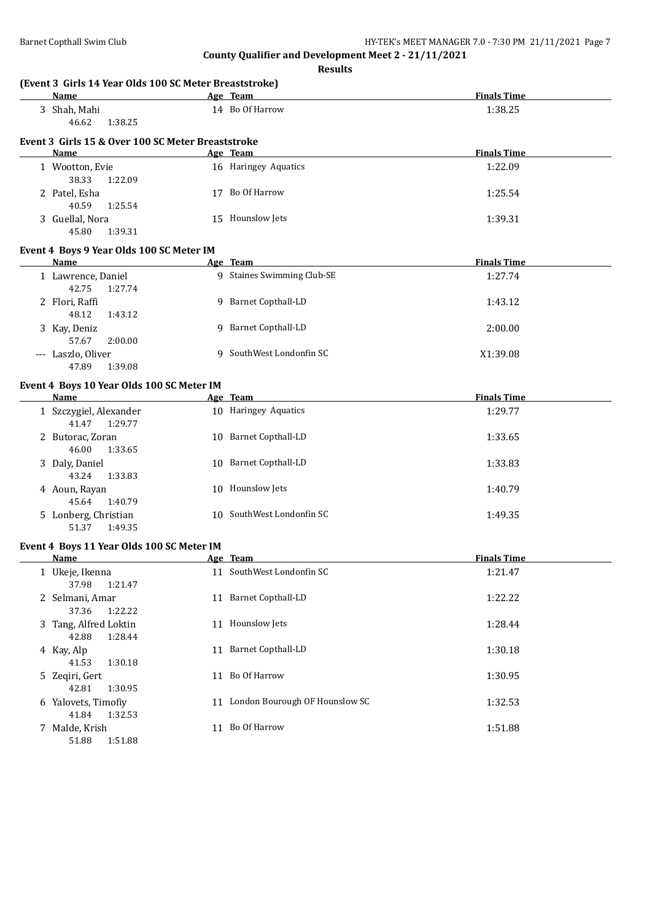**County Qualifier and Development Meet 2 - 21/11/2021**

**Results**

### (Event 3 Girls 14 Year Olds 100 SC Meter Breaststroke)

| | Name | Age | Team | Finals Time |
|---|---|---|---|---|
| 3 | Shah, Mahi | 14 | Bo Of Harrow | 1:38.25 |
| | 46.62 1:38.25 | | | |

### Event 3 Girls 15 & Over 100 SC Meter Breaststroke

| | Name | Age | Team | Finals Time |
|---|---|---|---|---|
| 1 | Wootton, Evie | 16 | Haringey Aquatics | 1:22.09 |
| | 38.33 1:22.09 | | | |
| 2 | Patel, Esha | 17 | Bo Of Harrow | 1:25.54 |
| | 40.59 1:25.54 | | | |
| 3 | Guellal, Nora | 15 | Hounslow Jets | 1:39.31 |
| | 45.80 1:39.31 | | | |

### Event 4 Boys 9 Year Olds 100 SC Meter IM

| | Name | Age | Team | Finals Time |
|---|---|---|---|---|
| 1 | Lawrence, Daniel | 9 | Staines Swimming Club-SE | 1:27.74 |
| | 42.75 1:27.74 | | | |
| 2 | Flori, Raffi | 9 | Barnet Copthall-LD | 1:43.12 |
| | 48.12 1:43.12 | | | |
| 3 | Kay, Deniz | 9 | Barnet Copthall-LD | 2:00.00 |
| | 57.67 2:00.00 | | | |
| --- | Laszlo, Oliver | 9 | SouthWest Londonfin SC | X1:39.08 |
| | 47.89 1:39.08 | | | |

### Event 4 Boys 10 Year Olds 100 SC Meter IM

| | Name | Age | Team | Finals Time |
|---|---|---|---|---|
| 1 | Szczygiel, Alexander | 10 | Haringey Aquatics | 1:29.77 |
| | 41.47 1:29.77 | | | |
| 2 | Butorac, Zoran | 10 | Barnet Copthall-LD | 1:33.65 |
| | 46.00 1:33.65 | | | |
| 3 | Daly, Daniel | 10 | Barnet Copthall-LD | 1:33.83 |
| | 43.24 1:33.83 | | | |
| 4 | Aoun, Rayan | 10 | Hounslow Jets | 1:40.79 |
| | 45.64 1:40.79 | | | |
| 5 | Lonberg, Christian | 10 | SouthWest Londonfin SC | 1:49.35 |
| | 51.37 1:49.35 | | | |

### Event 4 Boys 11 Year Olds 100 SC Meter IM

| | Name | Age | Team | Finals Time |
|---|---|---|---|---|
| 1 | Ukeje, Ikenna | 11 | SouthWest Londonfin SC | 1:21.47 |
| | 37.98 1:21.47 | | | |
| 2 | Selmani, Amar | 11 | Barnet Copthall-LD | 1:22.22 |
| | 37.36 1:22.22 | | | |
| 3 | Tang, Alfred Loktin | 11 | Hounslow Jets | 1:28.44 |
| | 42.88 1:28.44 | | | |
| 4 | Kay, Alp | 11 | Barnet Copthall-LD | 1:30.18 |
| | 41.53 1:30.18 | | | |
| 5 | Zeqiri, Gert | 11 | Bo Of Harrow | 1:30.95 |
| | 42.81 1:30.95 | | | |
| 6 | Yalovets, Timofiy | 11 | London Bourough OF Hounslow SC | 1:32.53 |
| | 41.84 1:32.53 | | | |
| 7 | Malde, Krish | 11 | Bo Of Harrow | 1:51.88 |
| | 51.88 1:51.88 | | | |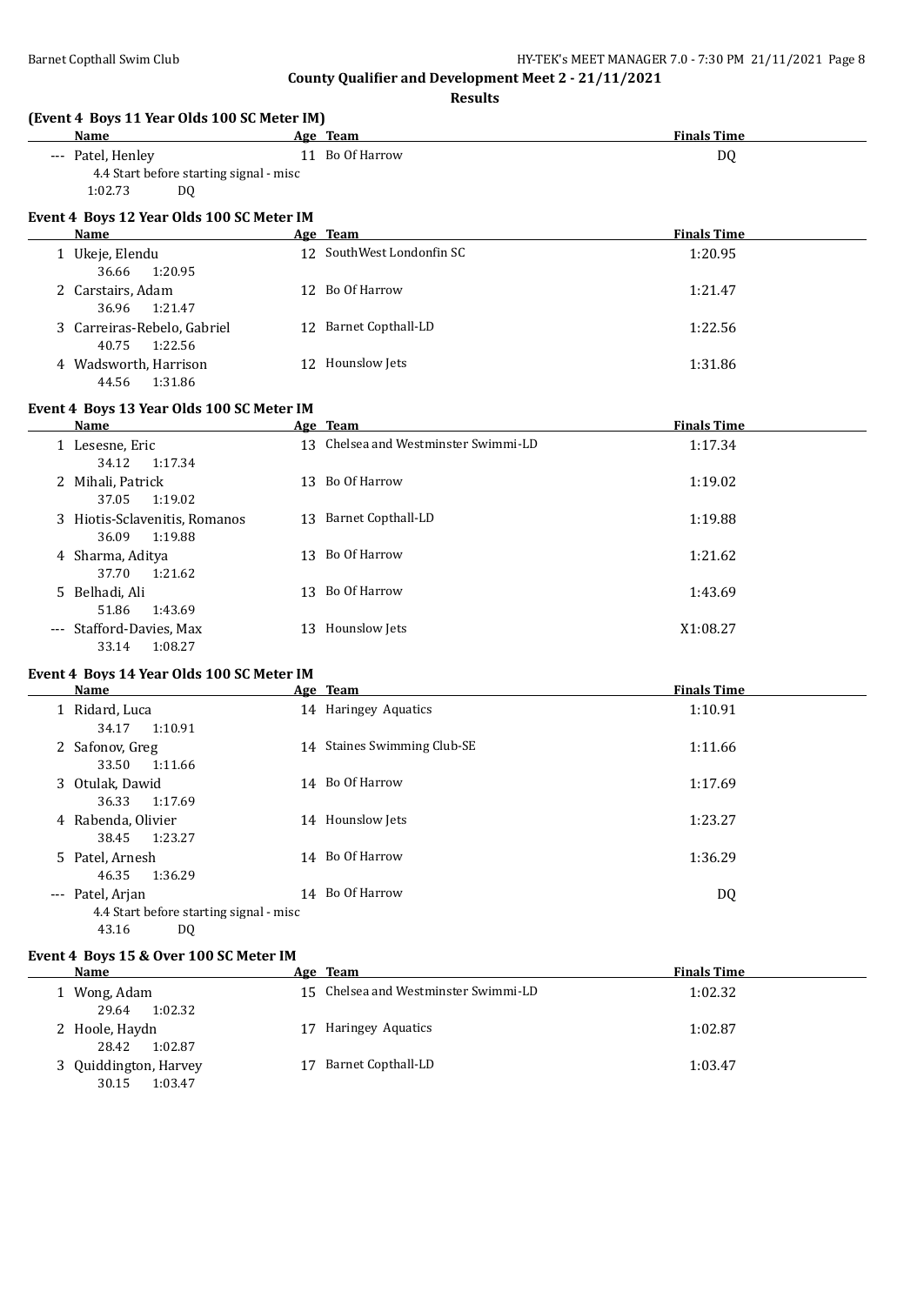**County Qualifier and Development Meet 2 - 21/11/2021**

**Results**

### (Event 4 Boys 11 Year Olds 100 SC Meter IM)

| | Name | Age | Team | Finals Time |
|---|---|---|---|---|
| --- | Patel, Henley | 11 | Bo Of Harrow | DQ |
| | 4.4 Start before starting signal - misc | | | |
| | 1:02.73 DQ | | | |

### Event 4 Boys 12 Year Olds 100 SC Meter IM

| | Name | Age | Team | Finals Time |
|---|---|---|---|---|
| 1 | Ukeje, Elendu | 12 | SouthWest Londonfin SC | 1:20.95 |
| | 36.66 1:20.95 | | | |
| 2 | Carstairs, Adam | 12 | Bo Of Harrow | 1:21.47 |
| | 36.96 1:21.47 | | | |
| 3 | Carreiras-Rebelo, Gabriel | 12 | Barnet Copthall-LD | 1:22.56 |
| | 40.75 1:22.56 | | | |
| 4 | Wadsworth, Harrison | 12 | Hounslow Jets | 1:31.86 |
| | 44.56 1:31.86 | | | |

### Event 4 Boys 13 Year Olds 100 SC Meter IM

| | Name | Age | Team | Finals Time |
|---|---|---|---|---|
| 1 | Lesesne, Eric | 13 | Chelsea and Westminster Swimmi-LD | 1:17.34 |
| | 34.12 1:17.34 | | | |
| 2 | Mihali, Patrick | 13 | Bo Of Harrow | 1:19.02 |
| | 37.05 1:19.02 | | | |
| 3 | Hiotis-Sclavenitis, Romanos | 13 | Barnet Copthall-LD | 1:19.88 |
| | 36.09 1:19.88 | | | |
| 4 | Sharma, Aditya | 13 | Bo Of Harrow | 1:21.62 |
| | 37.70 1:21.62 | | | |
| 5 | Belhadi, Ali | 13 | Bo Of Harrow | 1:43.69 |
| | 51.86 1:43.69 | | | |
| --- | Stafford-Davies, Max | 13 | Hounslow Jets | X1:08.27 |
| | 33.14 1:08.27 | | | |

### Event 4 Boys 14 Year Olds 100 SC Meter IM

| | Name | Age | Team | Finals Time |
|---|---|---|---|---|
| 1 | Ridard, Luca | 14 | Haringey Aquatics | 1:10.91 |
| | 34.17 1:10.91 | | | |
| 2 | Safonov, Greg | 14 | Staines Swimming Club-SE | 1:11.66 |
| | 33.50 1:11.66 | | | |
| 3 | Otulak, Dawid | 14 | Bo Of Harrow | 1:17.69 |
| | 36.33 1:17.69 | | | |
| 4 | Rabenda, Olivier | 14 | Hounslow Jets | 1:23.27 |
| | 38.45 1:23.27 | | | |
| 5 | Patel, Arnesh | 14 | Bo Of Harrow | 1:36.29 |
| | 46.35 1:36.29 | | | |
| --- | Patel, Arjan | 14 | Bo Of Harrow | DQ |
| | 4.4 Start before starting signal - misc | | | |
| | 43.16 DQ | | | |

### Event 4 Boys 15 & Over 100 SC Meter IM

| | Name | Age | Team | Finals Time |
|---|---|---|---|---|
| 1 | Wong, Adam | 15 | Chelsea and Westminster Swimmi-LD | 1:02.32 |
| | 29.64 1:02.32 | | | |
| 2 | Hoole, Haydn | 17 | Haringey Aquatics | 1:02.87 |
| | 28.42 1:02.87 | | | |
| 3 | Quiddington, Harvey | 17 | Barnet Copthall-LD | 1:03.47 |
| | 30.15 1:03.47 | | | |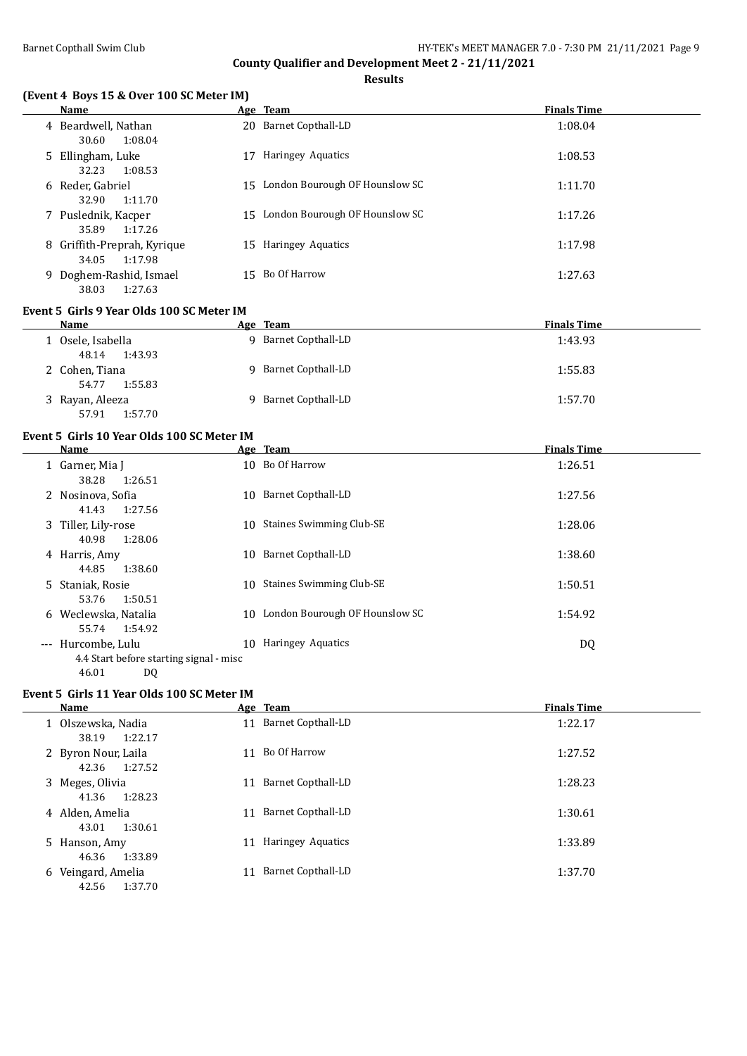## County Qualifier and Development Meet 2 - 21/11/2021

### Results

**(Event 4 Boys 15 & Over 100 SC Meter IM)**

| | Name | Age | Team | Finals Time |
|---|---|---|---|---|
| 4 | Beardwell, Nathan | 20 | Barnet Copthall-LD | 1:08.04 |
| | 30.60 1:08.04 | | | |
| 5 | Ellingham, Luke | 17 | Haringey Aquatics | 1:08.53 |
| | 32.23 1:08.53 | | | |
| 6 | Reder, Gabriel | 15 | London Bourough OF Hounslow SC | 1:11.70 |
| | 32.90 1:11.70 | | | |
| 7 | Puslednik, Kacper | 15 | London Bourough OF Hounslow SC | 1:17.26 |
| | 35.89 1:17.26 | | | |
| 8 | Griffith-Preprah, Kyrique | 15 | Haringey Aquatics | 1:17.98 |
| | 34.05 1:17.98 | | | |
| 9 | Doghem-Rashid, Ismael | 15 | Bo Of Harrow | 1:27.63 |
| | 38.03 1:27.63 | | | |

**Event 5 Girls 9 Year Olds 100 SC Meter IM**

| | Name | Age | Team | Finals Time |
|---|---|---|---|---|
| 1 | Osele, Isabella | 9 | Barnet Copthall-LD | 1:43.93 |
| | 48.14 1:43.93 | | | |
| 2 | Cohen, Tiana | 9 | Barnet Copthall-LD | 1:55.83 |
| | 54.77 1:55.83 | | | |
| 3 | Rayan, Aleeza | 9 | Barnet Copthall-LD | 1:57.70 |
| | 57.91 1:57.70 | | | |

**Event 5 Girls 10 Year Olds 100 SC Meter IM**

| | Name | Age | Team | Finals Time |
|---|---|---|---|---|
| 1 | Garner, Mia J | 10 | Bo Of Harrow | 1:26.51 |
| | 38.28 1:26.51 | | | |
| 2 | Nosinova, Sofia | 10 | Barnet Copthall-LD | 1:27.56 |
| | 41.43 1:27.56 | | | |
| 3 | Tiller, Lily-rose | 10 | Staines Swimming Club-SE | 1:28.06 |
| | 40.98 1:28.06 | | | |
| 4 | Harris, Amy | 10 | Barnet Copthall-LD | 1:38.60 |
| | 44.85 1:38.60 | | | |
| 5 | Staniak, Rosie | 10 | Staines Swimming Club-SE | 1:50.51 |
| | 53.76 1:50.51 | | | |
| 6 | Weclewska, Natalia | 10 | London Bourough OF Hounslow SC | 1:54.92 |
| | 55.74 1:54.92 | | | |
| --- | Hurcombe, Lulu | 10 | Haringey Aquatics | DQ |
| | 4.4 Start before starting signal - misc | | | |
| | 46.01 DQ | | | |

**Event 5 Girls 11 Year Olds 100 SC Meter IM**

| | Name | Age | Team | Finals Time |
|---|---|---|---|---|
| 1 | Olszewska, Nadia | 11 | Barnet Copthall-LD | 1:22.17 |
| | 38.19 1:22.17 | | | |
| 2 | Byron Nour, Laila | 11 | Bo Of Harrow | 1:27.52 |
| | 42.36 1:27.52 | | | |
| 3 | Meges, Olivia | 11 | Barnet Copthall-LD | 1:28.23 |
| | 41.36 1:28.23 | | | |
| 4 | Alden, Amelia | 11 | Barnet Copthall-LD | 1:30.61 |
| | 43.01 1:30.61 | | | |
| 5 | Hanson, Amy | 11 | Haringey Aquatics | 1:33.89 |
| | 46.36 1:33.89 | | | |
| 6 | Veingard, Amelia | 11 | Barnet Copthall-LD | 1:37.70 |
| | 42.56 1:37.70 | | | |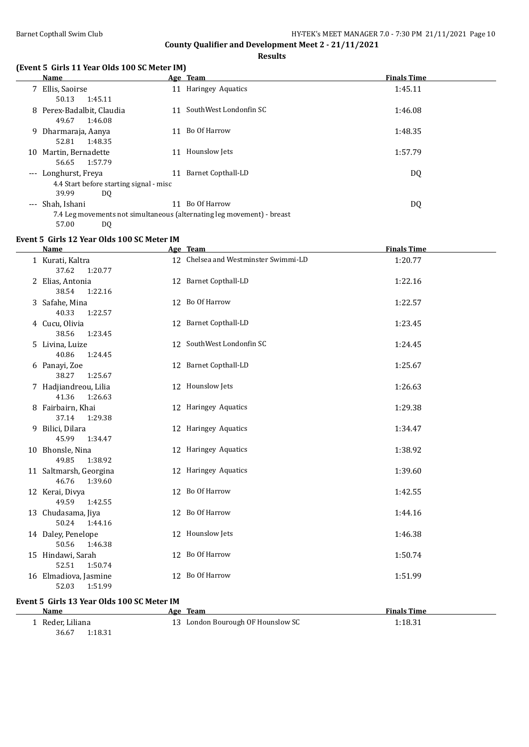**County Qualifier and Development Meet 2 - 21/11/2021**

**Results**

### (Event 5 Girls 11 Year Olds 100 SC Meter IM)

| | Name | Age | Team | Finals Time |
|---|---|---|---|---|
| 7 | Ellis, Saoirse | 11 | Haringey Aquatics | 1:45.11 |
| | 50.13 1:45.11 | | | |
| 8 | Perex-Badalbit, Claudia | 11 | SouthWest Londonfin SC | 1:46.08 |
| | 49.67 1:46.08 | | | |
| 9 | Dharmaraja, Aanya | 11 | Bo Of Harrow | 1:48.35 |
| | 52.81 1:48.35 | | | |
| 10 | Martin, Bernadette | 11 | Hounslow Jets | 1:57.79 |
| | 56.65 1:57.79 | | | |
| --- | Longhurst, Freya | 11 | Barnet Copthall-LD | DQ |
| | 4.4 Start before starting signal - misc | | | |
| | 39.99 DQ | | | |
| --- | Shah, Ishani | 11 | Bo Of Harrow | DQ |
| | 7.4 Leg movements not simultaneous (alternating leg movement) - breast | | | |
| | 57.00 DQ | | | |

### Event 5 Girls 12 Year Olds 100 SC Meter IM

| | Name | Age | Team | Finals Time |
|---|---|---|---|---|
| 1 | Kurati, Kaltra | 12 | Chelsea and Westminster Swimmi-LD | 1:20.77 |
| | 37.62 1:20.77 | | | |
| 2 | Elias, Antonia | 12 | Barnet Copthall-LD | 1:22.16 |
| | 38.54 1:22.16 | | | |
| 3 | Safahe, Mina | 12 | Bo Of Harrow | 1:22.57 |
| | 40.33 1:22.57 | | | |
| 4 | Cucu, Olivia | 12 | Barnet Copthall-LD | 1:23.45 |
| | 38.56 1:23.45 | | | |
| 5 | Livina, Luize | 12 | SouthWest Londonfin SC | 1:24.45 |
| | 40.86 1:24.45 | | | |
| 6 | Panayi, Zoe | 12 | Barnet Copthall-LD | 1:25.67 |
| | 38.27 1:25.67 | | | |
| 7 | Hadjiandreou, Lilia | 12 | Hounslow Jets | 1:26.63 |
| | 41.36 1:26.63 | | | |
| 8 | Fairbairn, Khai | 12 | Haringey Aquatics | 1:29.38 |
| | 37.14 1:29.38 | | | |
| 9 | Bilici, Dilara | 12 | Haringey Aquatics | 1:34.47 |
| | 45.99 1:34.47 | | | |
| 10 | Bhonsle, Nina | 12 | Haringey Aquatics | 1:38.92 |
| | 49.85 1:38.92 | | | |
| 11 | Saltmarsh, Georgina | 12 | Haringey Aquatics | 1:39.60 |
| | 46.76 1:39.60 | | | |
| 12 | Kerai, Divya | 12 | Bo Of Harrow | 1:42.55 |
| | 49.59 1:42.55 | | | |
| 13 | Chudasama, Jiya | 12 | Bo Of Harrow | 1:44.16 |
| | 50.24 1:44.16 | | | |
| 14 | Daley, Penelope | 12 | Hounslow Jets | 1:46.38 |
| | 50.56 1:46.38 | | | |
| 15 | Hindawi, Sarah | 12 | Bo Of Harrow | 1:50.74 |
| | 52.51 1:50.74 | | | |
| 16 | Elmadiova, Jasmine | 12 | Bo Of Harrow | 1:51.99 |
| | 52.03 1:51.99 | | | |

### Event 5 Girls 13 Year Olds 100 SC Meter IM

| | Name | Age | Team | Finals Time |
|---|---|---|---|---|
| 1 | Reder, Liliana | 13 | London Bourough OF Hounslow SC | 1:18.31 |
| | 36.67 1:18.31 | | | |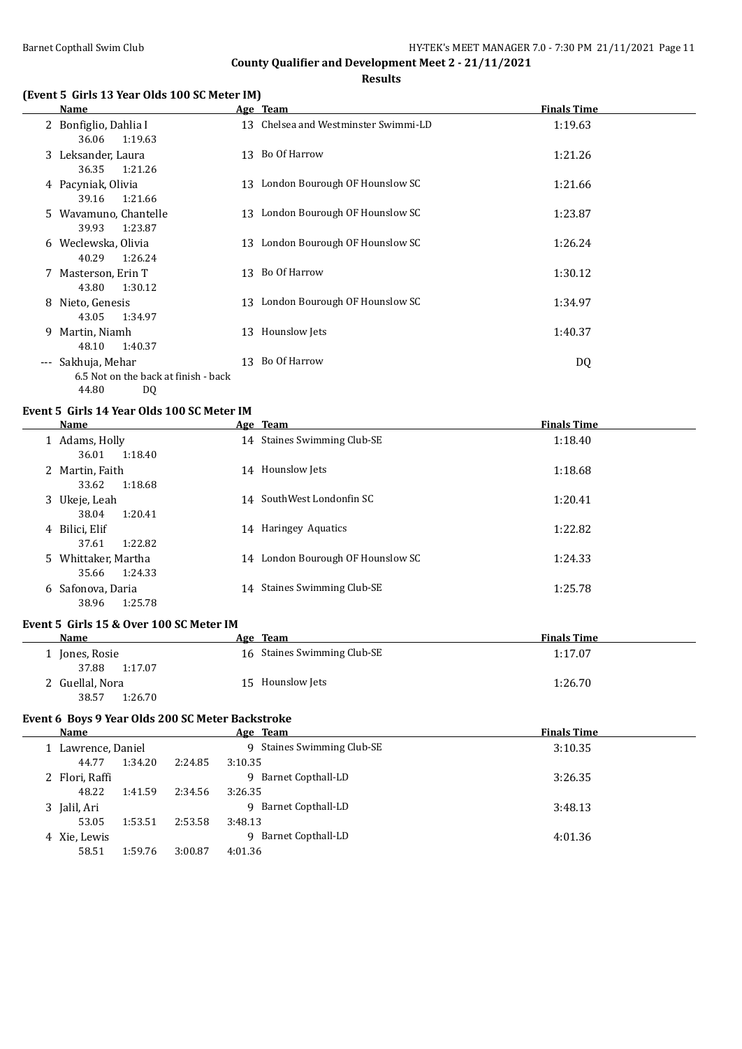## County Qualifier and Development Meet 2 - 21/11/2021

### Results

#### (Event 5 Girls 13 Year Olds 100 SC Meter IM)

| | Name | Age | Team | Finals Time |
|---|---|---|---|---|
| 2 | Bonfiglio, Dahlia I | 13 | Chelsea and Westminster Swimmi-LD | 1:19.63 |
| | 36.06 1:19.63 | | | |
| 3 | Leksander, Laura | 13 | Bo Of Harrow | 1:21.26 |
| | 36.35 1:21.26 | | | |
| 4 | Pacyniak, Olivia | 13 | London Bourough OF Hounslow SC | 1:21.66 |
| | 39.16 1:21.66 | | | |
| 5 | Wavamuno, Chantelle | 13 | London Bourough OF Hounslow SC | 1:23.87 |
| | 39.93 1:23.87 | | | |
| 6 | Weclewska, Olivia | 13 | London Bourough OF Hounslow SC | 1:26.24 |
| | 40.29 1:26.24 | | | |
| 7 | Masterson, Erin T | 13 | Bo Of Harrow | 1:30.12 |
| | 43.80 1:30.12 | | | |
| 8 | Nieto, Genesis | 13 | London Bourough OF Hounslow SC | 1:34.97 |
| | 43.05 1:34.97 | | | |
| 9 | Martin, Niamh | 13 | Hounslow Jets | 1:40.37 |
| | 48.10 1:40.37 | | | |
| --- | Sakhuja, Mehar | 13 | Bo Of Harrow | DQ |
| | 6.5 Not on the back at finish - back | | | |
| | 44.80 DQ | | | |

#### Event 5 Girls 14 Year Olds 100 SC Meter IM

| | Name | Age | Team | Finals Time |
|---|---|---|---|---|
| 1 | Adams, Holly | 14 | Staines Swimming Club-SE | 1:18.40 |
| | 36.01 1:18.40 | | | |
| 2 | Martin, Faith | 14 | Hounslow Jets | 1:18.68 |
| | 33.62 1:18.68 | | | |
| 3 | Ukeje, Leah | 14 | SouthWest Londonfin SC | 1:20.41 |
| | 38.04 1:20.41 | | | |
| 4 | Bilici, Elif | 14 | Haringey Aquatics | 1:22.82 |
| | 37.61 1:22.82 | | | |
| 5 | Whittaker, Martha | 14 | London Bourough OF Hounslow SC | 1:24.33 |
| | 35.66 1:24.33 | | | |
| 6 | Safonova, Daria | 14 | Staines Swimming Club-SE | 1:25.78 |
| | 38.96 1:25.78 | | | |

#### Event 5 Girls 15 & Over 100 SC Meter IM

| | Name | Age | Team | Finals Time |
|---|---|---|---|---|
| 1 | Jones, Rosie | 16 | Staines Swimming Club-SE | 1:17.07 |
| | 37.88 1:17.07 | | | |
| 2 | Guellal, Nora | 15 | Hounslow Jets | 1:26.70 |
| | 38.57 1:26.70 | | | |

#### Event 6 Boys 9 Year Olds 200 SC Meter Backstroke

| | Name | Age | Team | Finals Time |
|---|---|---|---|---|
| 1 | Lawrence, Daniel | 9 | Staines Swimming Club-SE | 3:10.35 |
| | 44.77 1:34.20 2:24.85 3:10.35 | | | |
| 2 | Flori, Raffi | 9 | Barnet Copthall-LD | 3:26.35 |
| | 48.22 1:41.59 2:34.56 3:26.35 | | | |
| 3 | Jalil, Ari | 9 | Barnet Copthall-LD | 3:48.13 |
| | 53.05 1:53.51 2:53.58 3:48.13 | | | |
| 4 | Xie, Lewis | 9 | Barnet Copthall-LD | 4:01.36 |
| | 58.51 1:59.76 3:00.87 4:01.36 | | | |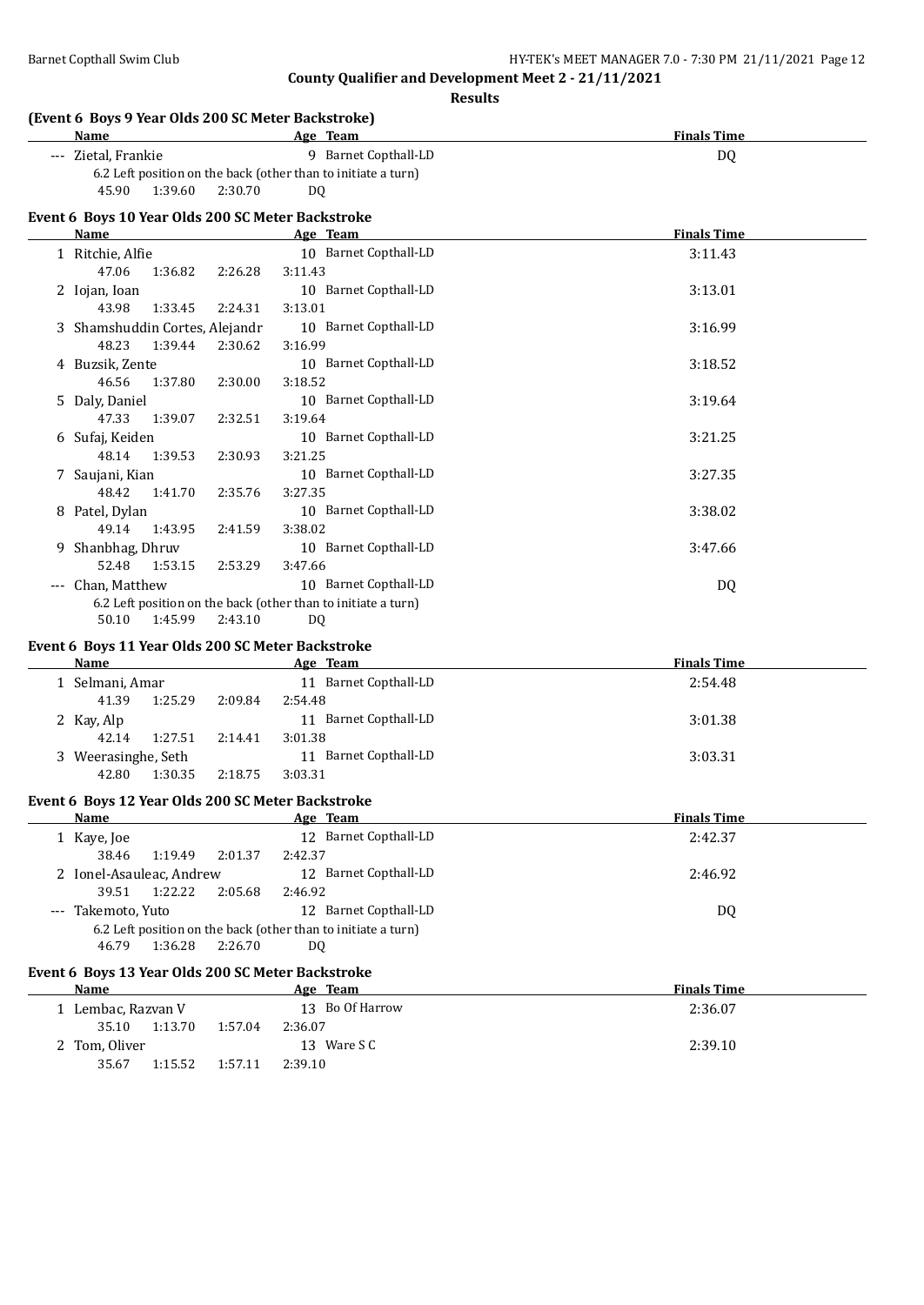## County Qualifier and Development Meet 2 - 21/11/2021

**Results**

### (Event 6 Boys 9 Year Olds 200 SC Meter Backstroke)

| Name | Age | Team | Finals Time |
|---|---|---|---|
| --- Zietal, Frankie | 9 | Barnet Copthall-LD | DQ |

6.2 Left position on the back (other than to initiate a turn)
45.90 1:39.60 2:30.70 DQ

### Event 6 Boys 10 Year Olds 200 SC Meter Backstroke

| Name | Age | Team | Finals Time |
|---|---|---|---|
| 1 Ritchie, Alfie | 10 | Barnet Copthall-LD | 3:11.43 |
| 47.06 1:36.82 2:26.28 3:11.43 | | | |
| 2 Iojan, Ioan | 10 | Barnet Copthall-LD | 3:13.01 |
| 43.98 1:33.45 2:24.31 3:13.01 | | | |
| 3 Shamshuddin Cortes, Alejandr | 10 | Barnet Copthall-LD | 3:16.99 |
| 48.23 1:39.44 2:30.62 3:16.99 | | | |
| 4 Buzsik, Zente | 10 | Barnet Copthall-LD | 3:18.52 |
| 46.56 1:37.80 2:30.00 3:18.52 | | | |
| 5 Daly, Daniel | 10 | Barnet Copthall-LD | 3:19.64 |
| 47.33 1:39.07 2:32.51 3:19.64 | | | |
| 6 Sufaj, Keiden | 10 | Barnet Copthall-LD | 3:21.25 |
| 48.14 1:39.53 2:30.93 3:21.25 | | | |
| 7 Saujani, Kian | 10 | Barnet Copthall-LD | 3:27.35 |
| 48.42 1:41.70 2:35.76 3:27.35 | | | |
| 8 Patel, Dylan | 10 | Barnet Copthall-LD | 3:38.02 |
| 49.14 1:43.95 2:41.59 3:38.02 | | | |
| 9 Shanbhag, Dhruv | 10 | Barnet Copthall-LD | 3:47.66 |
| 52.48 1:53.15 2:53.29 3:47.66 | | | |
| --- Chan, Matthew | 10 | Barnet Copthall-LD | DQ |
| 6.2 Left position on the back (other than to initiate a turn) | | | |
| 50.10 1:45.99 2:43.10 DQ | | | |

### Event 6 Boys 11 Year Olds 200 SC Meter Backstroke

| Name | Age | Team | Finals Time |
|---|---|---|---|
| 1 Selmani, Amar | 11 | Barnet Copthall-LD | 2:54.48 |
| 41.39 1:25.29 2:09.84 2:54.48 | | | |
| 2 Kay, Alp | 11 | Barnet Copthall-LD | 3:01.38 |
| 42.14 1:27.51 2:14.41 3:01.38 | | | |
| 3 Weerasinghe, Seth | 11 | Barnet Copthall-LD | 3:03.31 |
| 42.80 1:30.35 2:18.75 3:03.31 | | | |

### Event 6 Boys 12 Year Olds 200 SC Meter Backstroke

| Name | Age | Team | Finals Time |
|---|---|---|---|
| 1 Kaye, Joe | 12 | Barnet Copthall-LD | 2:42.37 |
| 38.46 1:19.49 2:01.37 2:42.37 | | | |
| 2 Ionel-Asauleac, Andrew | 12 | Barnet Copthall-LD | 2:46.92 |
| 39.51 1:22.22 2:05.68 2:46.92 | | | |
| --- Takemoto, Yuto | 12 | Barnet Copthall-LD | DQ |
| 6.2 Left position on the back (other than to initiate a turn) | | | |
| 46.79 1:36.28 2:26.70 DQ | | | |

### Event 6 Boys 13 Year Olds 200 SC Meter Backstroke

| Name | Age | Team | Finals Time |
|---|---|---|---|
| 1 Lembac, Razvan V | 13 | Bo Of Harrow | 2:36.07 |
| 35.10 1:13.70 1:57.04 2:36.07 | | | |
| 2 Tom, Oliver | 13 | Ware S C | 2:39.10 |
| 35.67 1:15.52 1:57.11 2:39.10 | | | |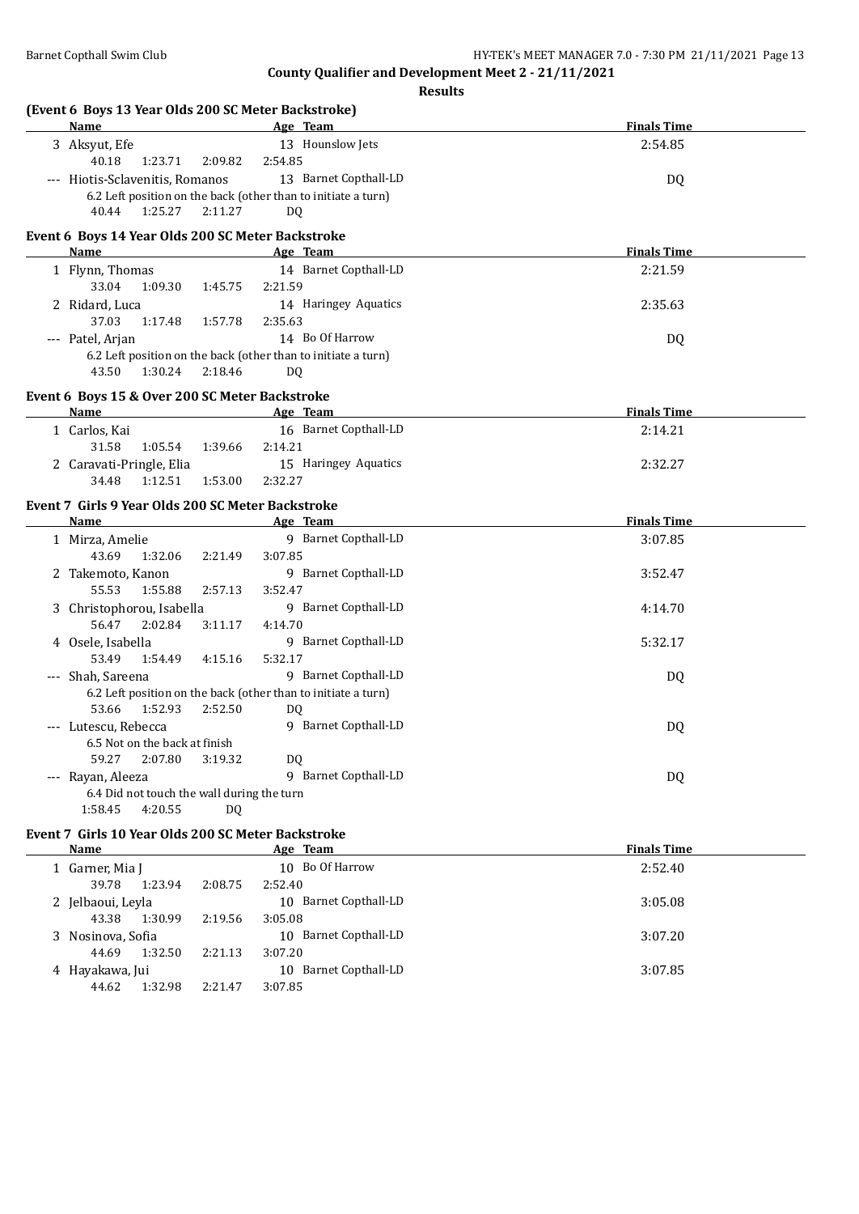County Qualifier and Development Meet 2 - 21/11/2021

**Results**

### (Event 6 Boys 13 Year Olds 200 SC Meter Backstroke)

| | Name | Age | Team | Finals Time |
|---|---|---|---|---|
| 3 | Aksyut, Efe | 13 | Hounslow Jets | 2:54.85 |
| | 40.18 1:23.71 2:09.82 2:54.85 | | | |
| --- | Hiotis-Sclavenitis, Romanos | 13 | Barnet Copthall-LD | DQ |
| | 6.2 Left position on the back (other than to initiate a turn) | | | |
| | 40.44 1:25.27 2:11.27 DQ | | | |

### Event 6 Boys 14 Year Olds 200 SC Meter Backstroke

| | Name | Age | Team | Finals Time |
|---|---|---|---|---|
| 1 | Flynn, Thomas | 14 | Barnet Copthall-LD | 2:21.59 |
| | 33.04 1:09.30 1:45.75 2:21.59 | | | |
| 2 | Ridard, Luca | 14 | Haringey Aquatics | 2:35.63 |
| | 37.03 1:17.48 1:57.78 2:35.63 | | | |
| --- | Patel, Arjan | 14 | Bo Of Harrow | DQ |
| | 6.2 Left position on the back (other than to initiate a turn) | | | |
| | 43.50 1:30.24 2:18.46 DQ | | | |

### Event 6 Boys 15 & Over 200 SC Meter Backstroke

| | Name | Age | Team | Finals Time |
|---|---|---|---|---|
| 1 | Carlos, Kai | 16 | Barnet Copthall-LD | 2:14.21 |
| | 31.58 1:05.54 1:39.66 2:14.21 | | | |
| 2 | Caravati-Pringle, Elia | 15 | Haringey Aquatics | 2:32.27 |
| | 34.48 1:12.51 1:53.00 2:32.27 | | | |

### Event 7 Girls 9 Year Olds 200 SC Meter Backstroke

| | Name | Age | Team | Finals Time |
|---|---|---|---|---|
| 1 | Mirza, Amelie | 9 | Barnet Copthall-LD | 3:07.85 |
| | 43.69 1:32.06 2:21.49 3:07.85 | | | |
| 2 | Takemoto, Kanon | 9 | Barnet Copthall-LD | 3:52.47 |
| | 55.53 1:55.88 2:57.13 3:52.47 | | | |
| 3 | Christophorou, Isabella | 9 | Barnet Copthall-LD | 4:14.70 |
| | 56.47 2:02.84 3:11.17 4:14.70 | | | |
| 4 | Osele, Isabella | 9 | Barnet Copthall-LD | 5:32.17 |
| | 53.49 1:54.49 4:15.16 5:32.17 | | | |
| --- | Shah, Sareena | 9 | Barnet Copthall-LD | DQ |
| | 6.2 Left position on the back (other than to initiate a turn) | | | |
| | 53.66 1:52.93 2:52.50 DQ | | | |
| --- | Lutescu, Rebecca | 9 | Barnet Copthall-LD | DQ |
| | 6.5 Not on the back at finish | | | |
| | 59.27 2:07.80 3:19.32 DQ | | | |
| --- | Rayan, Aleeza | 9 | Barnet Copthall-LD | DQ |
| | 6.4 Did not touch the wall during the turn | | | |
| | 1:58.45 4:20.55 DQ | | | |

### Event 7 Girls 10 Year Olds 200 SC Meter Backstroke

| | Name | Age | Team | Finals Time |
|---|---|---|---|---|
| 1 | Garner, Mia J | 10 | Bo Of Harrow | 2:52.40 |
| | 39.78 1:23.94 2:08.75 2:52.40 | | | |
| 2 | Jelbaoui, Leyla | 10 | Barnet Copthall-LD | 3:05.08 |
| | 43.38 1:30.99 2:19.56 3:05.08 | | | |
| 3 | Nosinova, Sofia | 10 | Barnet Copthall-LD | 3:07.20 |
| | 44.69 1:32.50 2:21.13 3:07.20 | | | |
| 4 | Hayakawa, Jui | 10 | Barnet Copthall-LD | 3:07.85 |
| | 44.62 1:32.98 2:21.47 3:07.85 | | | |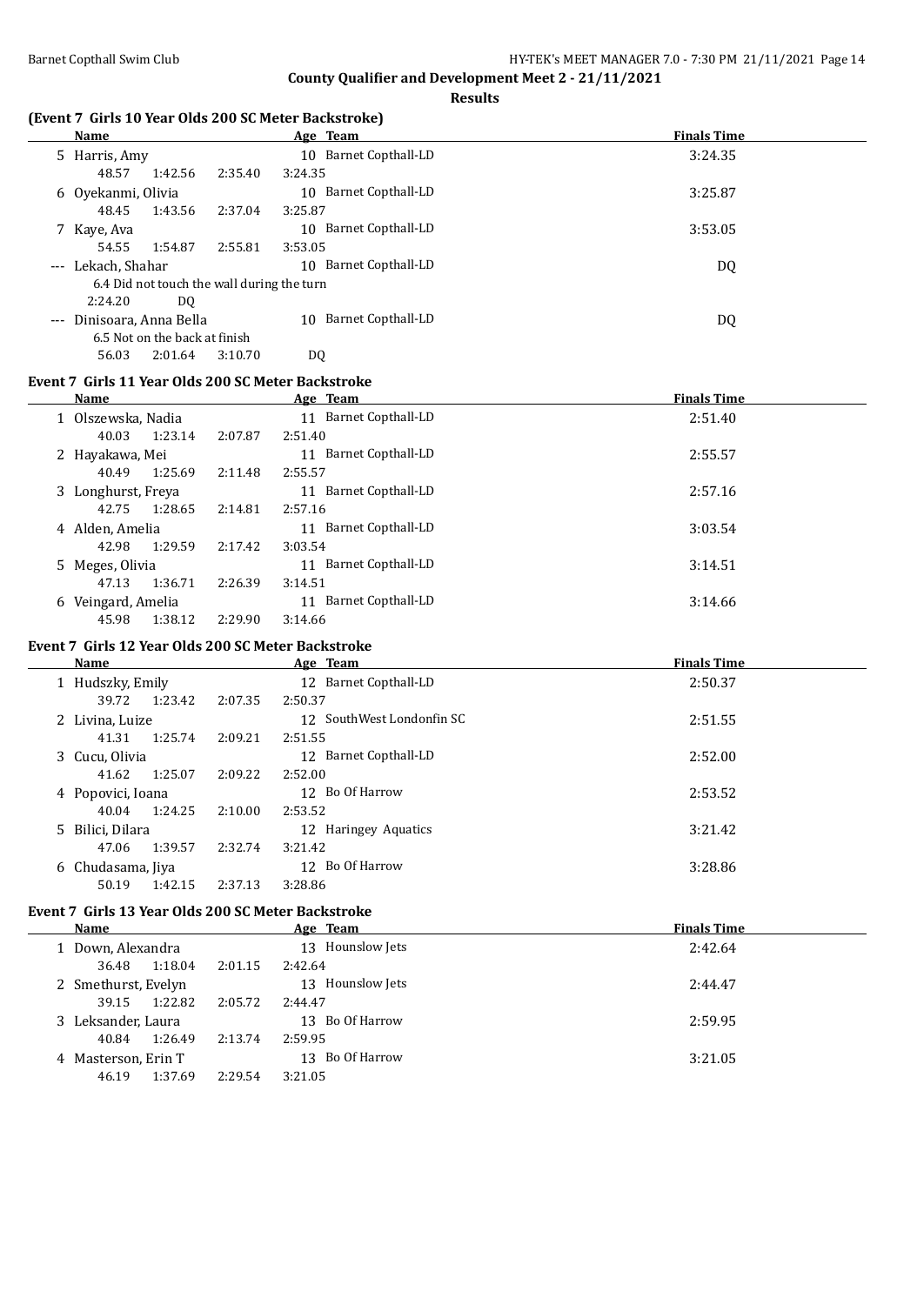## County Qualifier and Development Meet 2 - 21/11/2021

**Results**

### (Event 7 Girls 10 Year Olds 200 SC Meter Backstroke)

| | Name | Age | Team | Finals Time |
|---|---|---|---|---|
| 5 | Harris, Amy | 10 | Barnet Copthall-LD | 3:24.35 |
| | 48.57 1:42.56 2:35.40 3:24.35 | | | |
| 6 | Oyekanmi, Olivia | 10 | Barnet Copthall-LD | 3:25.87 |
| | 48.45 1:43.56 2:37.04 3:25.87 | | | |
| 7 | Kaye, Ava | 10 | Barnet Copthall-LD | 3:53.05 |
| | 54.55 1:54.87 2:55.81 3:53.05 | | | |
| --- | Lekach, Shahar | 10 | Barnet Copthall-LD | DQ |
| | 6.4 Did not touch the wall during the turn | | | |
| | 2:24.20 DQ | | | |
| --- | Dinisoara, Anna Bella | 10 | Barnet Copthall-LD | DQ |
| | 6.5 Not on the back at finish | | | |
| | 56.03 2:01.64 3:10.70 DQ | | | |

### Event 7 Girls 11 Year Olds 200 SC Meter Backstroke

| | Name | Age | Team | Finals Time |
|---|---|---|---|---|
| 1 | Olszewska, Nadia | 11 | Barnet Copthall-LD | 2:51.40 |
| | 40.03 1:23.14 2:07.87 2:51.40 | | | |
| 2 | Hayakawa, Mei | 11 | Barnet Copthall-LD | 2:55.57 |
| | 40.49 1:25.69 2:11.48 2:55.57 | | | |
| 3 | Longhurst, Freya | 11 | Barnet Copthall-LD | 2:57.16 |
| | 42.75 1:28.65 2:14.81 2:57.16 | | | |
| 4 | Alden, Amelia | 11 | Barnet Copthall-LD | 3:03.54 |
| | 42.98 1:29.59 2:17.42 3:03.54 | | | |
| 5 | Meges, Olivia | 11 | Barnet Copthall-LD | 3:14.51 |
| | 47.13 1:36.71 2:26.39 3:14.51 | | | |
| 6 | Veingard, Amelia | 11 | Barnet Copthall-LD | 3:14.66 |
| | 45.98 1:38.12 2:29.90 3:14.66 | | | |

### Event 7 Girls 12 Year Olds 200 SC Meter Backstroke

| | Name | Age | Team | Finals Time |
|---|---|---|---|---|
| 1 | Hudszky, Emily | 12 | Barnet Copthall-LD | 2:50.37 |
| | 39.72 1:23.42 2:07.35 2:50.37 | | | |
| 2 | Livina, Luize | 12 | SouthWest Londonfin SC | 2:51.55 |
| | 41.31 1:25.74 2:09.21 2:51.55 | | | |
| 3 | Cucu, Olivia | 12 | Barnet Copthall-LD | 2:52.00 |
| | 41.62 1:25.07 2:09.22 2:52.00 | | | |
| 4 | Popovici, Ioana | 12 | Bo Of Harrow | 2:53.52 |
| | 40.04 1:24.25 2:10.00 2:53.52 | | | |
| 5 | Bilici, Dilara | 12 | Haringey Aquatics | 3:21.42 |
| | 47.06 1:39.57 2:32.74 3:21.42 | | | |
| 6 | Chudasama, Jiya | 12 | Bo Of Harrow | 3:28.86 |
| | 50.19 1:42.15 2:37.13 3:28.86 | | | |

### Event 7 Girls 13 Year Olds 200 SC Meter Backstroke

| | Name | Age | Team | Finals Time |
|---|---|---|---|---|
| 1 | Down, Alexandra | 13 | Hounslow Jets | 2:42.64 |
| | 36.48 1:18.04 2:01.15 2:42.64 | | | |
| 2 | Smethurst, Evelyn | 13 | Hounslow Jets | 2:44.47 |
| | 39.15 1:22.82 2:05.72 2:44.47 | | | |
| 3 | Leksander, Laura | 13 | Bo Of Harrow | 2:59.95 |
| | 40.84 1:26.49 2:13.74 2:59.95 | | | |
| 4 | Masterson, Erin T | 13 | Bo Of Harrow | 3:21.05 |
| | 46.19 1:37.69 2:29.54 3:21.05 | | | |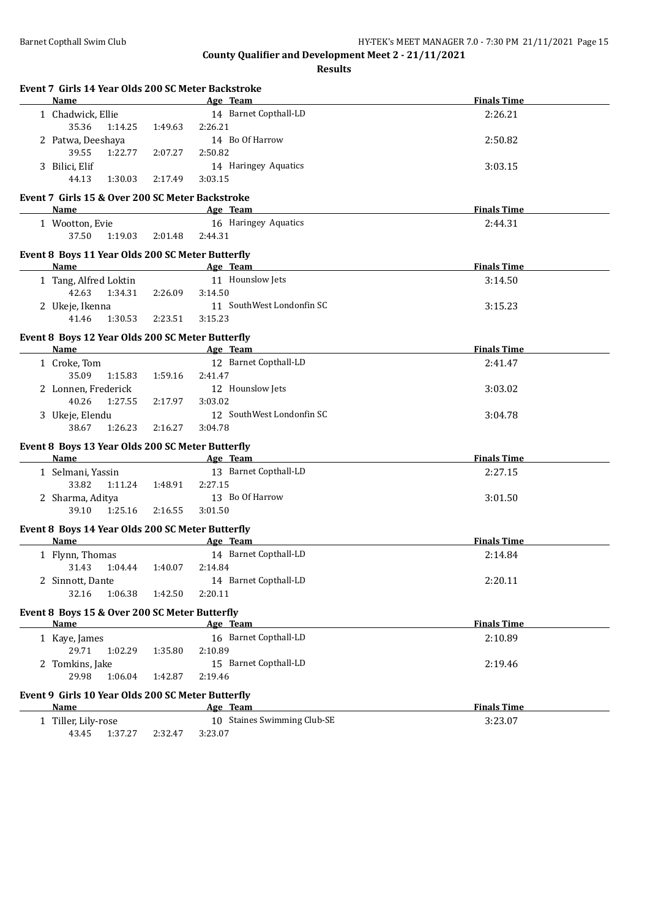**County Qualifier and Development Meet 2 - 21/11/2021**

**Results**

### Event 7 Girls 14 Year Olds 200 SC Meter Backstroke

| | Name | Age | Team | Finals Time |
|---|---|---|---|---|
| 1 | Chadwick, Ellie | 14 | Barnet Copthall-LD | 2:26.21 |
| | 35.36 1:14.25 1:49.63 2:26.21 | | | |
| 2 | Patwa, Deeshaya | 14 | Bo Of Harrow | 2:50.82 |
| | 39.55 1:22.77 2:07.27 2:50.82 | | | |
| 3 | Bilici, Elif | 14 | Haringey Aquatics | 3:03.15 |
| | 44.13 1:30.03 2:17.49 3:03.15 | | | |

### Event 7 Girls 15 & Over 200 SC Meter Backstroke

| | Name | Age | Team | Finals Time |
|---|---|---|---|---|
| 1 | Wootton, Evie | 16 | Haringey Aquatics | 2:44.31 |
| | 37.50 1:19.03 2:01.48 2:44.31 | | | |

### Event 8 Boys 11 Year Olds 200 SC Meter Butterfly

| | Name | Age | Team | Finals Time |
|---|---|---|---|---|
| 1 | Tang, Alfred Loktin | 11 | Hounslow Jets | 3:14.50 |
| | 42.63 1:34.31 2:26.09 3:14.50 | | | |
| 2 | Ukeje, Ikenna | 11 | SouthWest Londonfin SC | 3:15.23 |
| | 41.46 1:30.53 2:23.51 3:15.23 | | | |

### Event 8 Boys 12 Year Olds 200 SC Meter Butterfly

| | Name | Age | Team | Finals Time |
|---|---|---|---|---|
| 1 | Croke, Tom | 12 | Barnet Copthall-LD | 2:41.47 |
| | 35.09 1:15.83 1:59.16 2:41.47 | | | |
| 2 | Lonnen, Frederick | 12 | Hounslow Jets | 3:03.02 |
| | 40.26 1:27.55 2:17.97 3:03.02 | | | |
| 3 | Ukeje, Elendu | 12 | SouthWest Londonfin SC | 3:04.78 |
| | 38.67 1:26.23 2:16.27 3:04.78 | | | |

### Event 8 Boys 13 Year Olds 200 SC Meter Butterfly

| | Name | Age | Team | Finals Time |
|---|---|---|---|---|
| 1 | Selmani, Yassin | 13 | Barnet Copthall-LD | 2:27.15 |
| | 33.82 1:11.24 1:48.91 2:27.15 | | | |
| 2 | Sharma, Aditya | 13 | Bo Of Harrow | 3:01.50 |
| | 39.10 1:25.16 2:16.55 3:01.50 | | | |

### Event 8 Boys 14 Year Olds 200 SC Meter Butterfly

| | Name | Age | Team | Finals Time |
|---|---|---|---|---|
| 1 | Flynn, Thomas | 14 | Barnet Copthall-LD | 2:14.84 |
| | 31.43 1:04.44 1:40.07 2:14.84 | | | |
| 2 | Sinnott, Dante | 14 | Barnet Copthall-LD | 2:20.11 |
| | 32.16 1:06.38 1:42.50 2:20.11 | | | |

### Event 8 Boys 15 & Over 200 SC Meter Butterfly

| | Name | Age | Team | Finals Time |
|---|---|---|---|---|
| 1 | Kaye, James | 16 | Barnet Copthall-LD | 2:10.89 |
| | 29.71 1:02.29 1:35.80 2:10.89 | | | |
| 2 | Tomkins, Jake | 15 | Barnet Copthall-LD | 2:19.46 |
| | 29.98 1:06.04 1:42.87 2:19.46 | | | |

### Event 9 Girls 10 Year Olds 200 SC Meter Butterfly

| | Name | Age | Team | Finals Time |
|---|---|---|---|---|
| 1 | Tiller, Lily-rose | 10 | Staines Swimming Club-SE | 3:23.07 |
| | 43.45 1:37.27 2:32.47 3:23.07 | | | |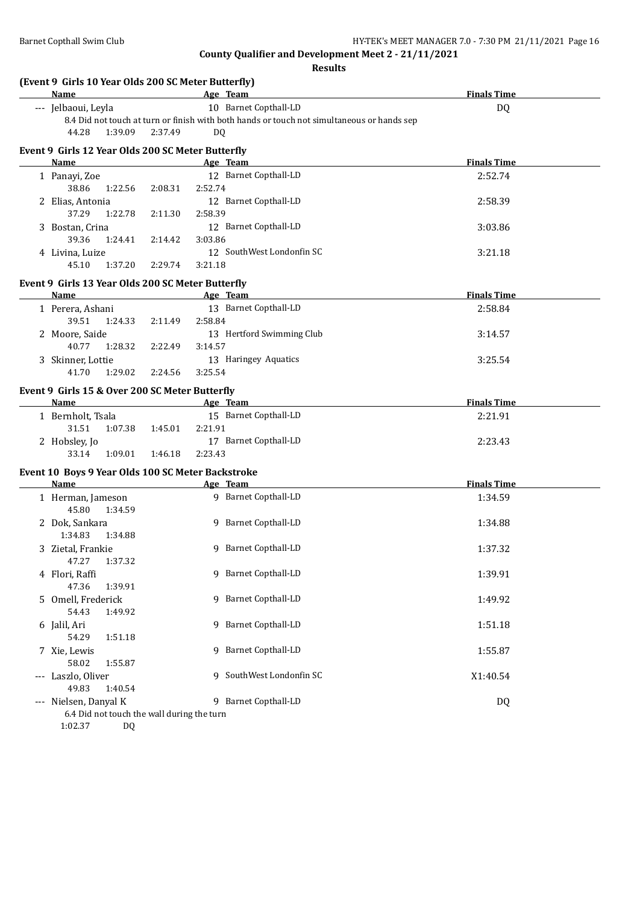**County Qualifier and Development Meet 2 - 21/11/2021**

**Results**

### (Event 9 Girls 10 Year Olds 200 SC Meter Butterfly)

| Name | Age | Team | Finals Time |
|---|---|---|---|
| --- Jelbaoui, Leyla | 10 | Barnet Copthall-LD | DQ |

8.4 Did not touch at turn or finish with both hands or touch not simultaneous or hands sep

44.28 1:39.09 2:37.49 DQ

### Event 9 Girls 12 Year Olds 200 SC Meter Butterfly

| Name | Age | Team | Finals Time |
|---|---|---|---|
| 1 Panayi, Zoe | 12 | Barnet Copthall-LD | 2:52.74 |
| 38.86 1:22.56 2:08.31 2:52.74 | | | |
| 2 Elias, Antonia | 12 | Barnet Copthall-LD | 2:58.39 |
| 37.29 1:22.78 2:11.30 2:58.39 | | | |
| 3 Bostan, Crina | 12 | Barnet Copthall-LD | 3:03.86 |
| 39.36 1:24.41 2:14.42 3:03.86 | | | |
| 4 Livina, Luize | 12 | SouthWest Londonfin SC | 3:21.18 |
| 45.10 1:37.20 2:29.74 3:21.18 | | | |

### Event 9 Girls 13 Year Olds 200 SC Meter Butterfly

| Name | Age | Team | Finals Time |
|---|---|---|---|
| 1 Perera, Ashani | 13 | Barnet Copthall-LD | 2:58.84 |
| 39.51 1:24.33 2:11.49 2:58.84 | | | |
| 2 Moore, Saide | 13 | Hertford Swimming Club | 3:14.57 |
| 40.77 1:28.32 2:22.49 3:14.57 | | | |
| 3 Skinner, Lottie | 13 | Haringey Aquatics | 3:25.54 |
| 41.70 1:29.02 2:24.56 3:25.54 | | | |

### Event 9 Girls 15 & Over 200 SC Meter Butterfly

| Name | Age | Team | Finals Time |
|---|---|---|---|
| 1 Bernholt, Tsala | 15 | Barnet Copthall-LD | 2:21.91 |
| 31.51 1:07.38 1:45.01 2:21.91 | | | |
| 2 Hobsley, Jo | 17 | Barnet Copthall-LD | 2:23.43 |
| 33.14 1:09.01 1:46.18 2:23.43 | | | |

### Event 10 Boys 9 Year Olds 100 SC Meter Backstroke

| Name | Age | Team | Finals Time |
|---|---|---|---|
| 1 Herman, Jameson | 9 | Barnet Copthall-LD | 1:34.59 |
| 45.80 1:34.59 | | | |
| 2 Dok, Sankara | 9 | Barnet Copthall-LD | 1:34.88 |
| 1:34.83 1:34.88 | | | |
| 3 Zietal, Frankie | 9 | Barnet Copthall-LD | 1:37.32 |
| 47.27 1:37.32 | | | |
| 4 Flori, Raffi | 9 | Barnet Copthall-LD | 1:39.91 |
| 47.36 1:39.91 | | | |
| 5 Omell, Frederick | 9 | Barnet Copthall-LD | 1:49.92 |
| 54.43 1:49.92 | | | |
| 6 Jalil, Ari | 9 | Barnet Copthall-LD | 1:51.18 |
| 54.29 1:51.18 | | | |
| 7 Xie, Lewis | 9 | Barnet Copthall-LD | 1:55.87 |
| 58.02 1:55.87 | | | |
| --- Laszlo, Oliver | 9 | SouthWest Londonfin SC | X1:40.54 |
| 49.83 1:40.54 | | | |
| --- Nielsen, Danyal K | 9 | Barnet Copthall-LD | DQ |

6.4 Did not touch the wall during the turn

1:02.37 DQ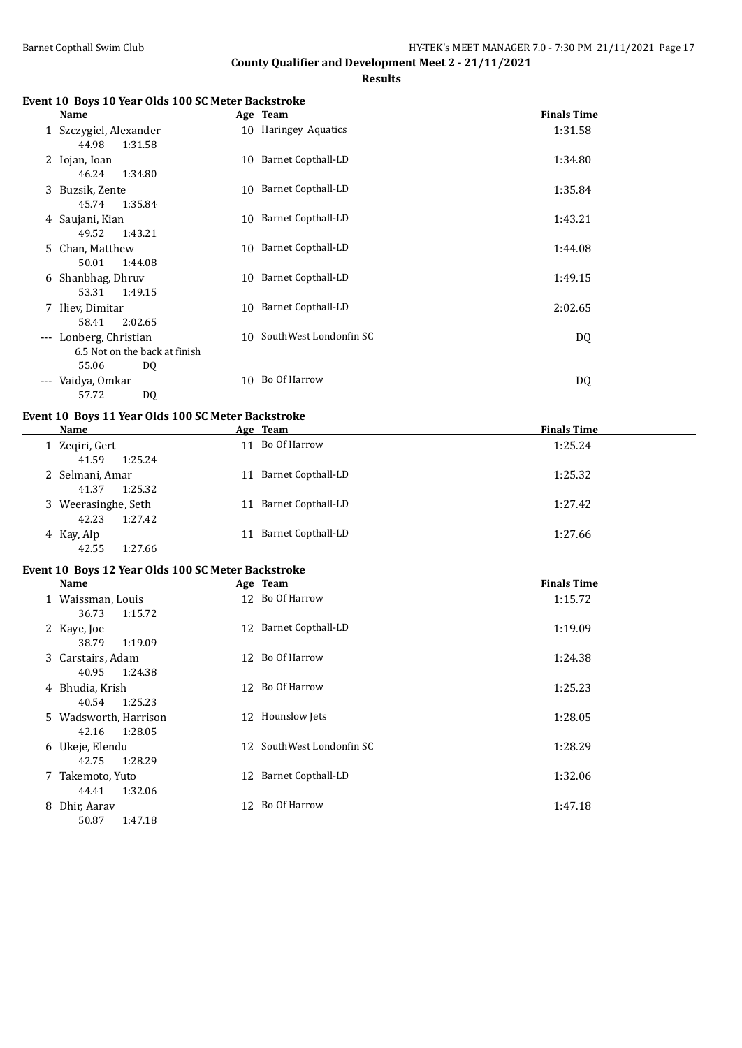## County Qualifier and Development Meet 2 - 21/11/2021

### Results

#### Event 10 Boys 10 Year Olds 100 SC Meter Backstroke

| | Name | Age | Team | Finals Time |
|---|---|---|---|---|
| 1 | Szczygiel, Alexander | 10 | Haringey Aquatics | 1:31.58 |
| | 44.98 1:31.58 | | | |
| 2 | Iojan, Ioan | 10 | Barnet Copthall-LD | 1:34.80 |
| | 46.24 1:34.80 | | | |
| 3 | Buzsik, Zente | 10 | Barnet Copthall-LD | 1:35.84 |
| | 45.74 1:35.84 | | | |
| 4 | Saujani, Kian | 10 | Barnet Copthall-LD | 1:43.21 |
| | 49.52 1:43.21 | | | |
| 5 | Chan, Matthew | 10 | Barnet Copthall-LD | 1:44.08 |
| | 50.01 1:44.08 | | | |
| 6 | Shanbhag, Dhruv | 10 | Barnet Copthall-LD | 1:49.15 |
| | 53.31 1:49.15 | | | |
| 7 | Iliev, Dimitar | 10 | Barnet Copthall-LD | 2:02.65 |
| | 58.41 2:02.65 | | | |
| --- | Lonberg, Christian | 10 | SouthWest Londonfin SC | DQ |
| | 6.5 Not on the back at finish | | | |
| | 55.06 DQ | | | |
| --- | Vaidya, Omkar | 10 | Bo Of Harrow | DQ |
| | 57.72 DQ | | | |

#### Event 10 Boys 11 Year Olds 100 SC Meter Backstroke

| | Name | Age | Team | Finals Time |
|---|---|---|---|---|
| 1 | Zeqiri, Gert | 11 | Bo Of Harrow | 1:25.24 |
| | 41.59 1:25.24 | | | |
| 2 | Selmani, Amar | 11 | Barnet Copthall-LD | 1:25.32 |
| | 41.37 1:25.32 | | | |
| 3 | Weerasinghe, Seth | 11 | Barnet Copthall-LD | 1:27.42 |
| | 42.23 1:27.42 | | | |
| 4 | Kay, Alp | 11 | Barnet Copthall-LD | 1:27.66 |
| | 42.55 1:27.66 | | | |

#### Event 10 Boys 12 Year Olds 100 SC Meter Backstroke

| | Name | Age | Team | Finals Time |
|---|---|---|---|---|
| 1 | Waissman, Louis | 12 | Bo Of Harrow | 1:15.72 |
| | 36.73 1:15.72 | | | |
| 2 | Kaye, Joe | 12 | Barnet Copthall-LD | 1:19.09 |
| | 38.79 1:19.09 | | | |
| 3 | Carstairs, Adam | 12 | Bo Of Harrow | 1:24.38 |
| | 40.95 1:24.38 | | | |
| 4 | Bhudia, Krish | 12 | Bo Of Harrow | 1:25.23 |
| | 40.54 1:25.23 | | | |
| 5 | Wadsworth, Harrison | 12 | Hounslow Jets | 1:28.05 |
| | 42.16 1:28.05 | | | |
| 6 | Ukeje, Elendu | 12 | SouthWest Londonfin SC | 1:28.29 |
| | 42.75 1:28.29 | | | |
| 7 | Takemoto, Yuto | 12 | Barnet Copthall-LD | 1:32.06 |
| | 44.41 1:32.06 | | | |
| 8 | Dhir, Aarav | 12 | Bo Of Harrow | 1:47.18 |
| | 50.87 1:47.18 | | | |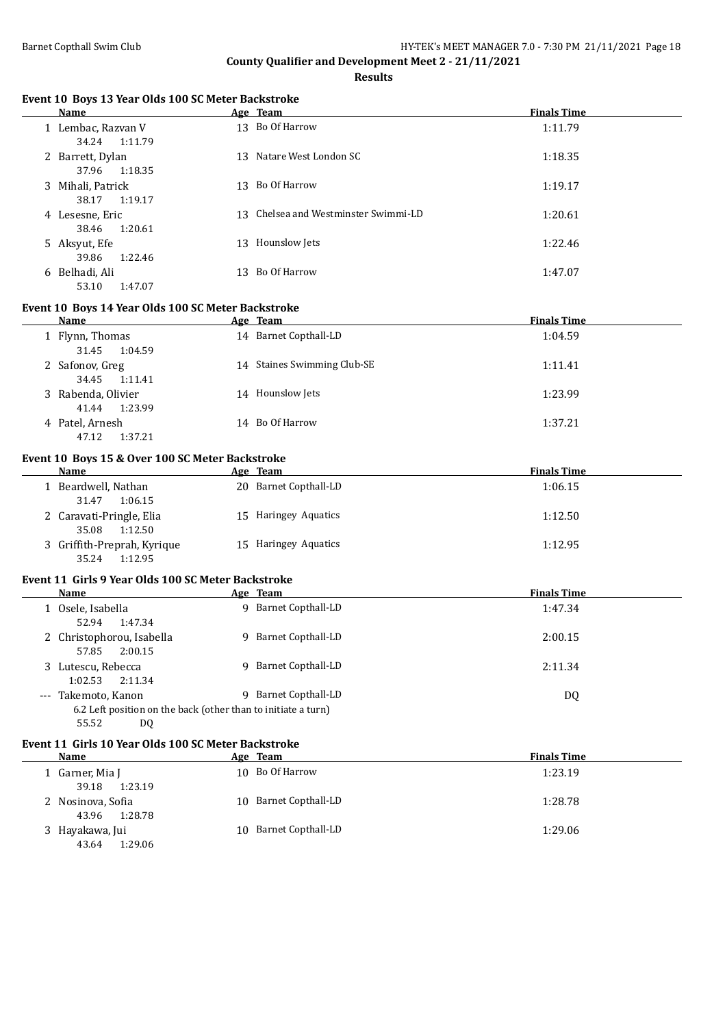**County Qualifier and Development Meet 2 - 21/11/2021**

**Results**

### Event 10 Boys 13 Year Olds 100 SC Meter Backstroke

| | Name | Age | Team | Finals Time |
|---|---|---|---|---|
| 1 | Lembac, Razvan V | 13 | Bo Of Harrow | 1:11.79 |
| | 34.24 1:11.79 | | | |
| 2 | Barrett, Dylan | 13 | Natare West London SC | 1:18.35 |
| | 37.96 1:18.35 | | | |
| 3 | Mihali, Patrick | 13 | Bo Of Harrow | 1:19.17 |
| | 38.17 1:19.17 | | | |
| 4 | Lesesne, Eric | 13 | Chelsea and Westminster Swimmi-LD | 1:20.61 |
| | 38.46 1:20.61 | | | |
| 5 | Aksyut, Efe | 13 | Hounslow Jets | 1:22.46 |
| | 39.86 1:22.46 | | | |
| 6 | Belhadi, Ali | 13 | Bo Of Harrow | 1:47.07 |
| | 53.10 1:47.07 | | | |

### Event 10 Boys 14 Year Olds 100 SC Meter Backstroke

| | Name | Age | Team | Finals Time |
|---|---|---|---|---|
| 1 | Flynn, Thomas | 14 | Barnet Copthall-LD | 1:04.59 |
| | 31.45 1:04.59 | | | |
| 2 | Safonov, Greg | 14 | Staines Swimming Club-SE | 1:11.41 |
| | 34.45 1:11.41 | | | |
| 3 | Rabenda, Olivier | 14 | Hounslow Jets | 1:23.99 |
| | 41.44 1:23.99 | | | |
| 4 | Patel, Arnesh | 14 | Bo Of Harrow | 1:37.21 |
| | 47.12 1:37.21 | | | |

### Event 10 Boys 15 & Over 100 SC Meter Backstroke

| | Name | Age | Team | Finals Time |
|---|---|---|---|---|
| 1 | Beardwell, Nathan | 20 | Barnet Copthall-LD | 1:06.15 |
| | 31.47 1:06.15 | | | |
| 2 | Caravati-Pringle, Elia | 15 | Haringey Aquatics | 1:12.50 |
| | 35.08 1:12.50 | | | |
| 3 | Griffith-Preprah, Kyrique | 15 | Haringey Aquatics | 1:12.95 |
| | 35.24 1:12.95 | | | |

### Event 11 Girls 9 Year Olds 100 SC Meter Backstroke

| | Name | Age | Team | Finals Time |
|---|---|---|---|---|
| 1 | Osele, Isabella | 9 | Barnet Copthall-LD | 1:47.34 |
| | 52.94 1:47.34 | | | |
| 2 | Christophorou, Isabella | 9 | Barnet Copthall-LD | 2:00.15 |
| | 57.85 2:00.15 | | | |
| 3 | Lutescu, Rebecca | 9 | Barnet Copthall-LD | 2:11.34 |
| | 1:02.53 2:11.34 | | | |
| --- | Takemoto, Kanon | 9 | Barnet Copthall-LD | DQ |
| | 6.2 Left position on the back (other than to initiate a turn) | | | |
| | 55.52 DQ | | | |

### Event 11 Girls 10 Year Olds 100 SC Meter Backstroke

| | Name | Age | Team | Finals Time |
|---|---|---|---|---|
| 1 | Garner, Mia J | 10 | Bo Of Harrow | 1:23.19 |
| | 39.18 1:23.19 | | | |
| 2 | Nosinova, Sofia | 10 | Barnet Copthall-LD | 1:28.78 |
| | 43.96 1:28.78 | | | |
| 3 | Hayakawa, Jui | 10 | Barnet Copthall-LD | 1:29.06 |
| | 43.64 1:29.06 | | | |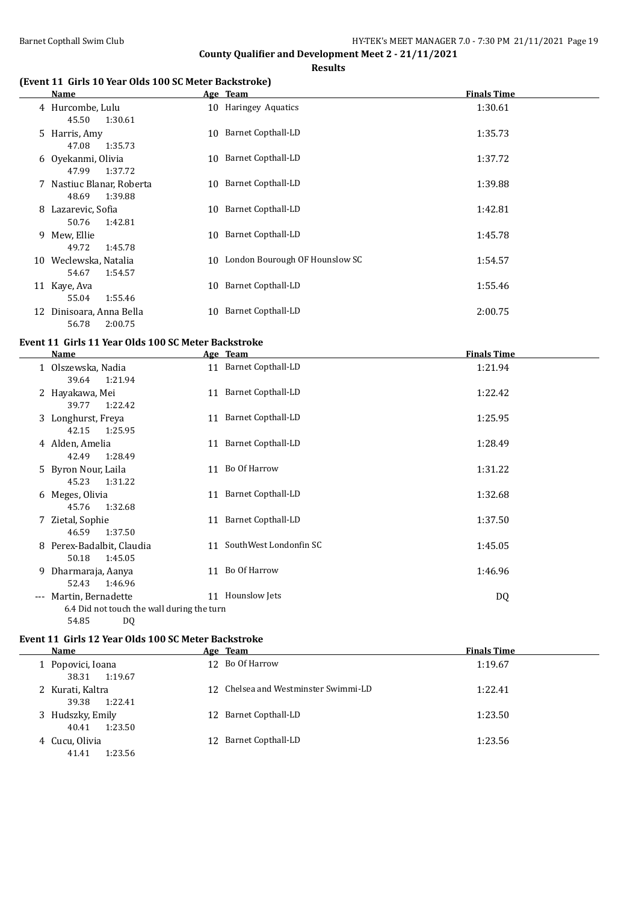**County Qualifier and Development Meet 2 - 21/11/2021**

**Results**

### (Event 11 Girls 10 Year Olds 100 SC Meter Backstroke)

| | Name | Age | Team | Finals Time |
|---|---|---|---|---|
| 4 | Hurcombe, Lulu | 10 | Haringey Aquatics | 1:30.61 |
| | 45.50 1:30.61 | | | |
| 5 | Harris, Amy | 10 | Barnet Copthall-LD | 1:35.73 |
| | 47.08 1:35.73 | | | |
| 6 | Oyekanmi, Olivia | 10 | Barnet Copthall-LD | 1:37.72 |
| | 47.99 1:37.72 | | | |
| 7 | Nastiuc Blanar, Roberta | 10 | Barnet Copthall-LD | 1:39.88 |
| | 48.69 1:39.88 | | | |
| 8 | Lazarevic, Sofia | 10 | Barnet Copthall-LD | 1:42.81 |
| | 50.76 1:42.81 | | | |
| 9 | Mew, Ellie | 10 | Barnet Copthall-LD | 1:45.78 |
| | 49.72 1:45.78 | | | |
| 10 | Weclewska, Natalia | 10 | London Bourough OF Hounslow SC | 1:54.57 |
| | 54.67 1:54.57 | | | |
| 11 | Kaye, Ava | 10 | Barnet Copthall-LD | 1:55.46 |
| | 55.04 1:55.46 | | | |
| 12 | Dinisoara, Anna Bella | 10 | Barnet Copthall-LD | 2:00.75 |
| | 56.78 2:00.75 | | | |

### Event 11 Girls 11 Year Olds 100 SC Meter Backstroke

| | Name | Age | Team | Finals Time |
|---|---|---|---|---|
| 1 | Olszewska, Nadia | 11 | Barnet Copthall-LD | 1:21.94 |
| | 39.64 1:21.94 | | | |
| 2 | Hayakawa, Mei | 11 | Barnet Copthall-LD | 1:22.42 |
| | 39.77 1:22.42 | | | |
| 3 | Longhurst, Freya | 11 | Barnet Copthall-LD | 1:25.95 |
| | 42.15 1:25.95 | | | |
| 4 | Alden, Amelia | 11 | Barnet Copthall-LD | 1:28.49 |
| | 42.49 1:28.49 | | | |
| 5 | Byron Nour, Laila | 11 | Bo Of Harrow | 1:31.22 |
| | 45.23 1:31.22 | | | |
| 6 | Meges, Olivia | 11 | Barnet Copthall-LD | 1:32.68 |
| | 45.76 1:32.68 | | | |
| 7 | Zietal, Sophie | 11 | Barnet Copthall-LD | 1:37.50 |
| | 46.59 1:37.50 | | | |
| 8 | Perex-Badalbit, Claudia | 11 | SouthWest Londonfin SC | 1:45.05 |
| | 50.18 1:45.05 | | | |
| 9 | Dharmaraja, Aanya | 11 | Bo Of Harrow | 1:46.96 |
| | 52.43 1:46.96 | | | |
| --- | Martin, Bernadette | 11 | Hounslow Jets | DQ |
| | 6.4 Did not touch the wall during the turn | | | |
| | 54.85 DQ | | | |

### Event 11 Girls 12 Year Olds 100 SC Meter Backstroke

| | Name | Age | Team | Finals Time |
|---|---|---|---|---|
| 1 | Popovici, Ioana | 12 | Bo Of Harrow | 1:19.67 |
| | 38.31 1:19.67 | | | |
| 2 | Kurati, Kaltra | 12 | Chelsea and Westminster Swimmi-LD | 1:22.41 |
| | 39.38 1:22.41 | | | |
| 3 | Hudszky, Emily | 12 | Barnet Copthall-LD | 1:23.50 |
| | 40.41 1:23.50 | | | |
| 4 | Cucu, Olivia | 12 | Barnet Copthall-LD | 1:23.56 |
| | 41.41 1:23.56 | | | |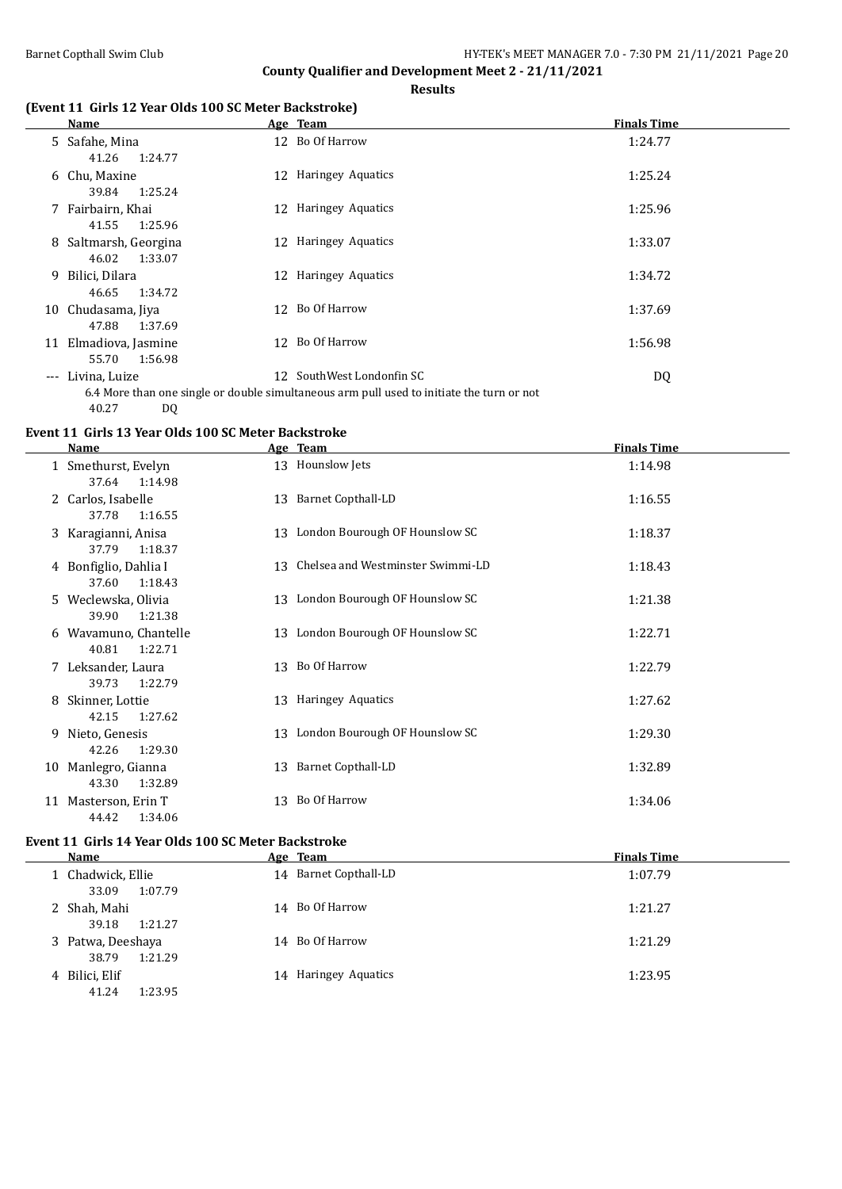## County Qualifier and Development Meet 2 - 21/11/2021

**Results**

### (Event 11 Girls 12 Year Olds 100 SC Meter Backstroke)

| | Name | Age | Team | Finals Time |
|---|---|---|---|---|
| 5 | Safahe, Mina | 12 | Bo Of Harrow | 1:24.77 |
| | 41.26 1:24.77 | | | |
| 6 | Chu, Maxine | 12 | Haringey Aquatics | 1:25.24 |
| | 39.84 1:25.24 | | | |
| 7 | Fairbairn, Khai | 12 | Haringey Aquatics | 1:25.96 |
| | 41.55 1:25.96 | | | |
| 8 | Saltmarsh, Georgina | 12 | Haringey Aquatics | 1:33.07 |
| | 46.02 1:33.07 | | | |
| 9 | Bilici, Dilara | 12 | Haringey Aquatics | 1:34.72 |
| | 46.65 1:34.72 | | | |
| 10 | Chudasama, Jiya | 12 | Bo Of Harrow | 1:37.69 |
| | 47.88 1:37.69 | | | |
| 11 | Elmadiova, Jasmine | 12 | Bo Of Harrow | 1:56.98 |
| | 55.70 1:56.98 | | | |
| --- | Livina, Luize | 12 | SouthWest Londonfin SC | DQ |
| | 6.4 More than one single or double simultaneous arm pull used to initiate the turn or not | | | |
| | 40.27 DQ | | | |

### Event 11 Girls 13 Year Olds 100 SC Meter Backstroke

| | Name | Age | Team | Finals Time |
|---|---|---|---|---|
| 1 | Smethurst, Evelyn | 13 | Hounslow Jets | 1:14.98 |
| | 37.64 1:14.98 | | | |
| 2 | Carlos, Isabelle | 13 | Barnet Copthall-LD | 1:16.55 |
| | 37.78 1:16.55 | | | |
| 3 | Karagianni, Anisa | 13 | London Bourough OF Hounslow SC | 1:18.37 |
| | 37.79 1:18.37 | | | |
| 4 | Bonfiglio, Dahlia I | 13 | Chelsea and Westminster Swimmi-LD | 1:18.43 |
| | 37.60 1:18.43 | | | |
| 5 | Weclewska, Olivia | 13 | London Bourough OF Hounslow SC | 1:21.38 |
| | 39.90 1:21.38 | | | |
| 6 | Wavamuno, Chantelle | 13 | London Bourough OF Hounslow SC | 1:22.71 |
| | 40.81 1:22.71 | | | |
| 7 | Leksander, Laura | 13 | Bo Of Harrow | 1:22.79 |
| | 39.73 1:22.79 | | | |
| 8 | Skinner, Lottie | 13 | Haringey Aquatics | 1:27.62 |
| | 42.15 1:27.62 | | | |
| 9 | Nieto, Genesis | 13 | London Bourough OF Hounslow SC | 1:29.30 |
| | 42.26 1:29.30 | | | |
| 10 | Manlegro, Gianna | 13 | Barnet Copthall-LD | 1:32.89 |
| | 43.30 1:32.89 | | | |
| 11 | Masterson, Erin T | 13 | Bo Of Harrow | 1:34.06 |
| | 44.42 1:34.06 | | | |

### Event 11 Girls 14 Year Olds 100 SC Meter Backstroke

| | Name | Age | Team | Finals Time |
|---|---|---|---|---|
| 1 | Chadwick, Ellie | 14 | Barnet Copthall-LD | 1:07.79 |
| | 33.09 1:07.79 | | | |
| 2 | Shah, Mahi | 14 | Bo Of Harrow | 1:21.27 |
| | 39.18 1:21.27 | | | |
| 3 | Patwa, Deeshaya | 14 | Bo Of Harrow | 1:21.29 |
| | 38.79 1:21.29 | | | |
| 4 | Bilici, Elif | 14 | Haringey Aquatics | 1:23.95 |
| | 41.24 1:23.95 | | | |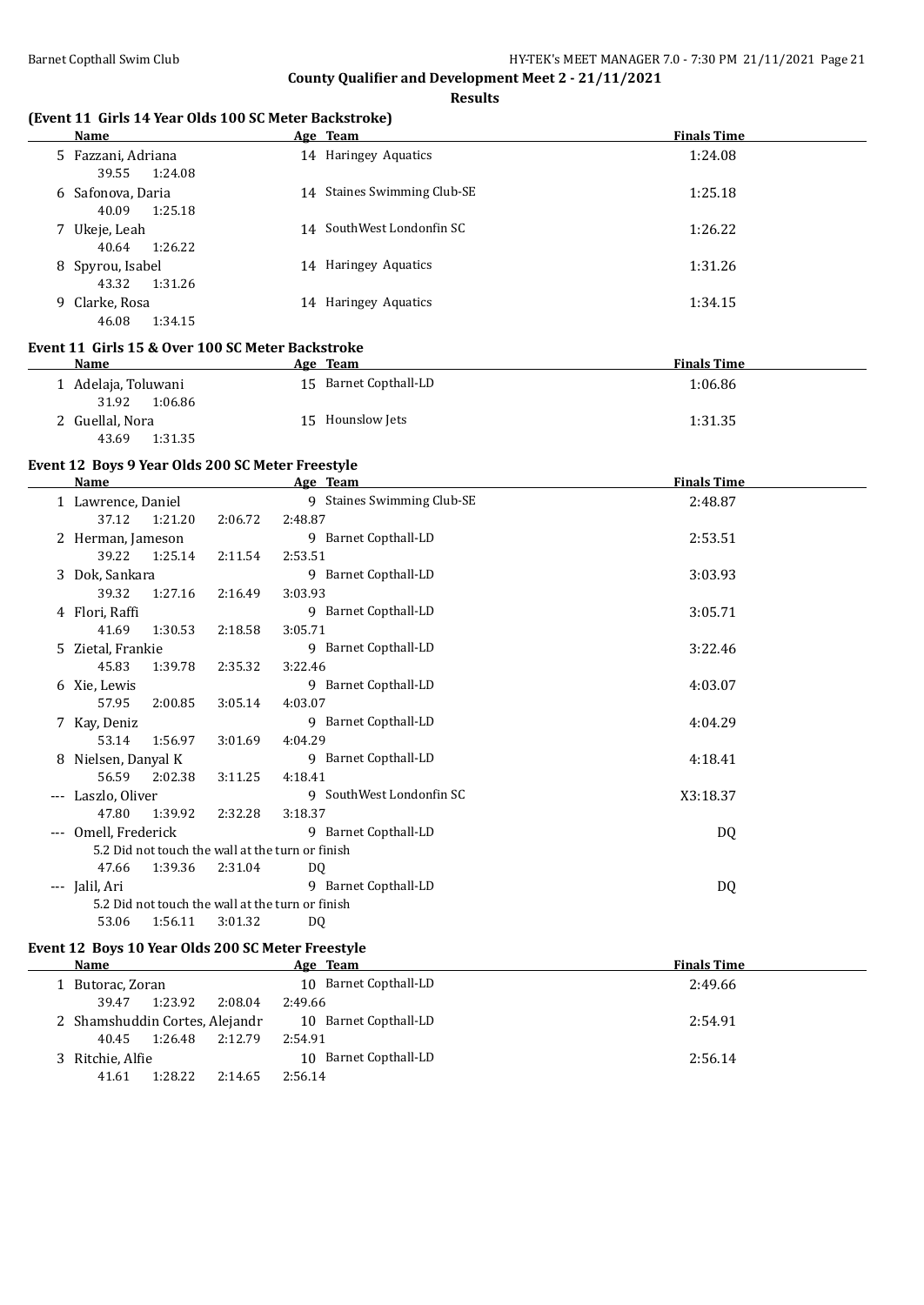**County Qualifier and Development Meet 2 - 21/11/2021**

**Results**

### (Event 11 Girls 14 Year Olds 100 SC Meter Backstroke)

| | Name | Age | Team | Finals Time |
|---|---|---|---|---|
| 5 | Fazzani, Adriana | 14 | Haringey Aquatics | 1:24.08 |
| | 39.55 1:24.08 | | | |
| 6 | Safonova, Daria | 14 | Staines Swimming Club-SE | 1:25.18 |
| | 40.09 1:25.18 | | | |
| 7 | Ukeje, Leah | 14 | SouthWest Londonfin SC | 1:26.22 |
| | 40.64 1:26.22 | | | |
| 8 | Spyrou, Isabel | 14 | Haringey Aquatics | 1:31.26 |
| | 43.32 1:31.26 | | | |
| 9 | Clarke, Rosa | 14 | Haringey Aquatics | 1:34.15 |
| | 46.08 1:34.15 | | | |

### Event 11 Girls 15 & Over 100 SC Meter Backstroke

| | Name | Age | Team | Finals Time |
|---|---|---|---|---|
| 1 | Adelaja, Toluwani | 15 | Barnet Copthall-LD | 1:06.86 |
| | 31.92 1:06.86 | | | |
| 2 | Guellal, Nora | 15 | Hounslow Jets | 1:31.35 |
| | 43.69 1:31.35 | | | |

### Event 12 Boys 9 Year Olds 200 SC Meter Freestyle

| | Name | Age | Team | Finals Time |
|---|---|---|---|---|
| 1 | Lawrence, Daniel | 9 | Staines Swimming Club-SE | 2:48.87 |
| | 37.12 1:21.20 2:06.72 2:48.87 | | | |
| 2 | Herman, Jameson | 9 | Barnet Copthall-LD | 2:53.51 |
| | 39.22 1:25.14 2:11.54 2:53.51 | | | |
| 3 | Dok, Sankara | 9 | Barnet Copthall-LD | 3:03.93 |
| | 39.32 1:27.16 2:16.49 3:03.93 | | | |
| 4 | Flori, Raffi | 9 | Barnet Copthall-LD | 3:05.71 |
| | 41.69 1:30.53 2:18.58 3:05.71 | | | |
| 5 | Zietal, Frankie | 9 | Barnet Copthall-LD | 3:22.46 |
| | 45.83 1:39.78 2:35.32 3:22.46 | | | |
| 6 | Xie, Lewis | 9 | Barnet Copthall-LD | 4:03.07 |
| | 57.95 2:00.85 3:05.14 4:03.07 | | | |
| 7 | Kay, Deniz | 9 | Barnet Copthall-LD | 4:04.29 |
| | 53.14 1:56.97 3:01.69 4:04.29 | | | |
| 8 | Nielsen, Danyal K | 9 | Barnet Copthall-LD | 4:18.41 |
| | 56.59 2:02.38 3:11.25 4:18.41 | | | |
| --- | Laszlo, Oliver | 9 | SouthWest Londonfin SC | X3:18.37 |
| | 47.80 1:39.92 2:32.28 3:18.37 | | | |
| --- | Omell, Frederick | 9 | Barnet Copthall-LD | DQ |
| | 5.2 Did not touch the wall at the turn or finish | | | |
| | 47.66 1:39.36 2:31.04 DQ | | | |
| --- | Jalil, Ari | 9 | Barnet Copthall-LD | DQ |
| | 5.2 Did not touch the wall at the turn or finish | | | |
| | 53.06 1:56.11 3:01.32 DQ | | | |

### Event 12 Boys 10 Year Olds 200 SC Meter Freestyle

| | Name | Age | Team | Finals Time |
|---|---|---|---|---|
| 1 | Butorac, Zoran | 10 | Barnet Copthall-LD | 2:49.66 |
| | 39.47 1:23.92 2:08.04 2:49.66 | | | |
| 2 | Shamshuddin Cortes, Alejandr | 10 | Barnet Copthall-LD | 2:54.91 |
| | 40.45 1:26.48 2:12.79 2:54.91 | | | |
| 3 | Ritchie, Alfie | 10 | Barnet Copthall-LD | 2:56.14 |
| | 41.61 1:28.22 2:14.65 2:56.14 | | | |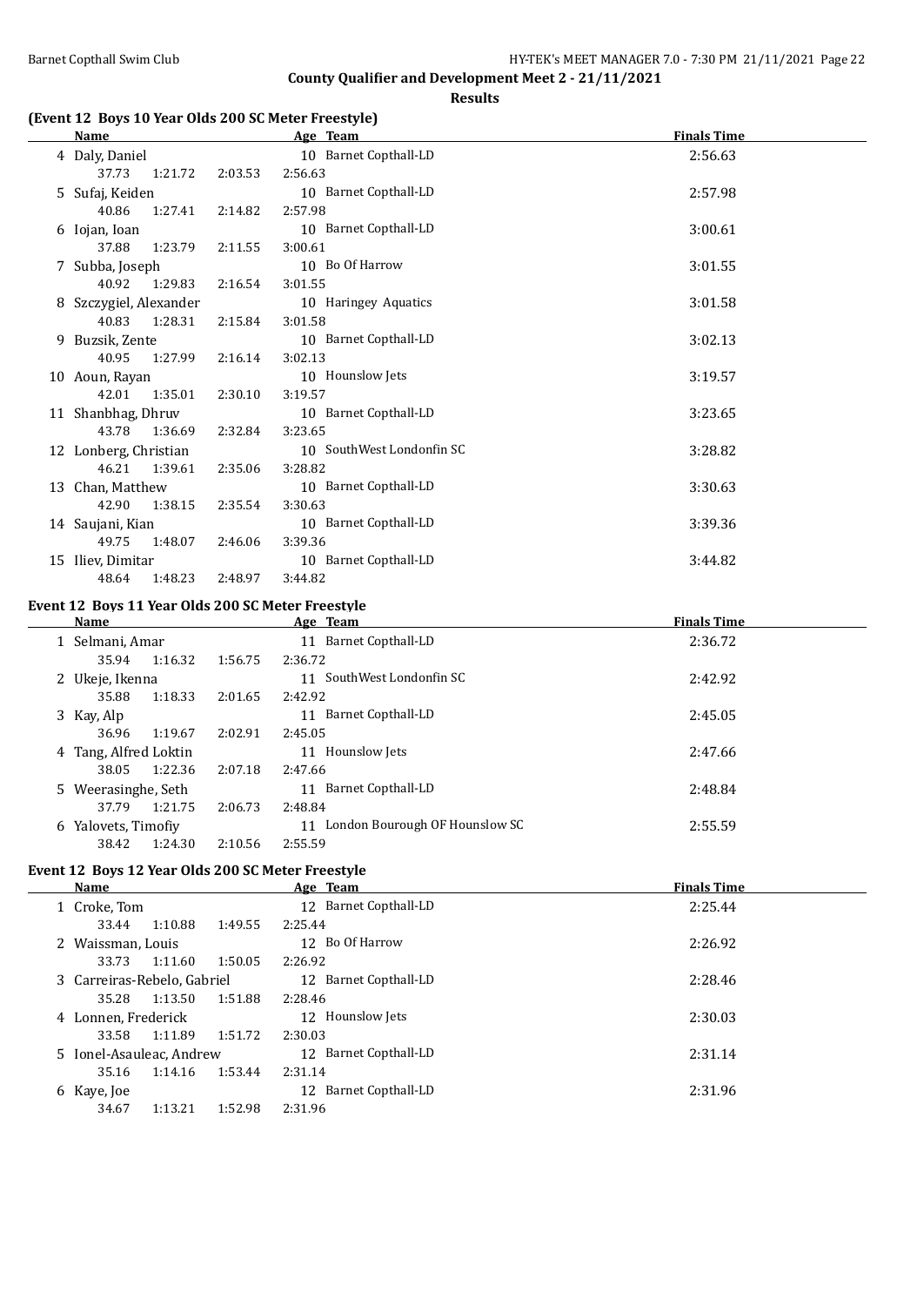**County Qualifier and Development Meet 2 - 21/11/2021**

**Results**

### (Event 12 Boys 10 Year Olds 200 SC Meter Freestyle)

| | Name | Age | Team | Finals Time |
|---|---|---|---|---|
| 4 | Daly, Daniel | 10 | Barnet Copthall-LD | 2:56.63 |
| | 37.73 1:21.72 2:03.53 2:56.63 | | | |
| 5 | Sufaj, Keiden | 10 | Barnet Copthall-LD | 2:57.98 |
| | 40.86 1:27.41 2:14.82 2:57.98 | | | |
| 6 | Iojan, Ioan | 10 | Barnet Copthall-LD | 3:00.61 |
| | 37.88 1:23.79 2:11.55 3:00.61 | | | |
| 7 | Subba, Joseph | 10 | Bo Of Harrow | 3:01.55 |
| | 40.92 1:29.83 2:16.54 3:01.55 | | | |
| 8 | Szczygiel, Alexander | 10 | Haringey Aquatics | 3:01.58 |
| | 40.83 1:28.31 2:15.84 3:01.58 | | | |
| 9 | Buzsik, Zente | 10 | Barnet Copthall-LD | 3:02.13 |
| | 40.95 1:27.99 2:16.14 3:02.13 | | | |
| 10 | Aoun, Rayan | 10 | Hounslow Jets | 3:19.57 |
| | 42.01 1:35.01 2:30.10 3:19.57 | | | |
| 11 | Shanbhag, Dhruv | 10 | Barnet Copthall-LD | 3:23.65 |
| | 43.78 1:36.69 2:32.84 3:23.65 | | | |
| 12 | Lonberg, Christian | 10 | SouthWest Londonfin SC | 3:28.82 |
| | 46.21 1:39.61 2:35.06 3:28.82 | | | |
| 13 | Chan, Matthew | 10 | Barnet Copthall-LD | 3:30.63 |
| | 42.90 1:38.15 2:35.54 3:30.63 | | | |
| 14 | Saujani, Kian | 10 | Barnet Copthall-LD | 3:39.36 |
| | 49.75 1:48.07 2:46.06 3:39.36 | | | |
| 15 | Iliev, Dimitar | 10 | Barnet Copthall-LD | 3:44.82 |
| | 48.64 1:48.23 2:48.97 3:44.82 | | | |

### Event 12 Boys 11 Year Olds 200 SC Meter Freestyle

| | Name | Age | Team | Finals Time |
|---|---|---|---|---|
| 1 | Selmani, Amar | 11 | Barnet Copthall-LD | 2:36.72 |
| | 35.94 1:16.32 1:56.75 2:36.72 | | | |
| 2 | Ukeje, Ikenna | 11 | SouthWest Londonfin SC | 2:42.92 |
| | 35.88 1:18.33 2:01.65 2:42.92 | | | |
| 3 | Kay, Alp | 11 | Barnet Copthall-LD | 2:45.05 |
| | 36.96 1:19.67 2:02.91 2:45.05 | | | |
| 4 | Tang, Alfred Loktin | 11 | Hounslow Jets | 2:47.66 |
| | 38.05 1:22.36 2:07.18 2:47.66 | | | |
| 5 | Weerasinghe, Seth | 11 | Barnet Copthall-LD | 2:48.84 |
| | 37.79 1:21.75 2:06.73 2:48.84 | | | |
| 6 | Yalovets, Timofiy | 11 | London Bourough OF Hounslow SC | 2:55.59 |
| | 38.42 1:24.30 2:10.56 2:55.59 | | | |

### Event 12 Boys 12 Year Olds 200 SC Meter Freestyle

| | Name | Age | Team | Finals Time |
|---|---|---|---|---|
| 1 | Croke, Tom | 12 | Barnet Copthall-LD | 2:25.44 |
| | 33.44 1:10.88 1:49.55 2:25.44 | | | |
| 2 | Waissman, Louis | 12 | Bo Of Harrow | 2:26.92 |
| | 33.73 1:11.60 1:50.05 2:26.92 | | | |
| 3 | Carreiras-Rebelo, Gabriel | 12 | Barnet Copthall-LD | 2:28.46 |
| | 35.28 1:13.50 1:51.88 2:28.46 | | | |
| 4 | Lonnen, Frederick | 12 | Hounslow Jets | 2:30.03 |
| | 33.58 1:11.89 1:51.72 2:30.03 | | | |
| 5 | Ionel-Asauleac, Andrew | 12 | Barnet Copthall-LD | 2:31.14 |
| | 35.16 1:14.16 1:53.44 2:31.14 | | | |
| 6 | Kaye, Joe | 12 | Barnet Copthall-LD | 2:31.96 |
| | 34.67 1:13.21 1:52.98 2:31.96 | | | |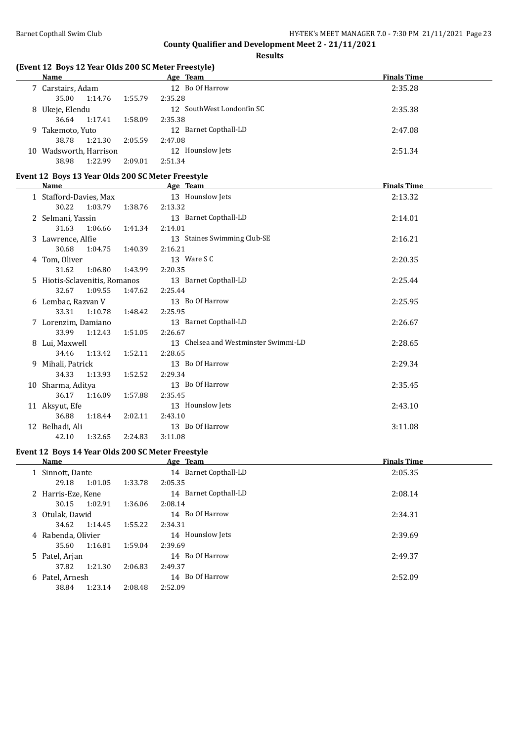**County Qualifier and Development Meet 2 - 21/11/2021**

**Results**

### (Event 12 Boys 12 Year Olds 200 SC Meter Freestyle)

| | Name | Age | Team | Finals Time |
|---|---|---|---|---|
| 7 | Carstairs, Adam | 12 | Bo Of Harrow | 2:35.28 |
| | 35.00 1:14.76 1:55.79 2:35.28 | | | |
| 8 | Ukeje, Elendu | 12 | SouthWest Londonfin SC | 2:35.38 |
| | 36.64 1:17.41 1:58.09 2:35.38 | | | |
| 9 | Takemoto, Yuto | 12 | Barnet Copthall-LD | 2:47.08 |
| | 38.78 1:21.30 2:05.59 2:47.08 | | | |
| 10 | Wadsworth, Harrison | 12 | Hounslow Jets | 2:51.34 |
| | 38.98 1:22.99 2:09.01 2:51.34 | | | |

### Event 12 Boys 13 Year Olds 200 SC Meter Freestyle

| | Name | Age | Team | Finals Time |
|---|---|---|---|---|
| 1 | Stafford-Davies, Max | 13 | Hounslow Jets | 2:13.32 |
| | 30.22 1:03.79 1:38.76 2:13.32 | | | |
| 2 | Selmani, Yassin | 13 | Barnet Copthall-LD | 2:14.01 |
| | 31.63 1:06.66 1:41.34 2:14.01 | | | |
| 3 | Lawrence, Alfie | 13 | Staines Swimming Club-SE | 2:16.21 |
| | 30.68 1:04.75 1:40.39 2:16.21 | | | |
| 4 | Tom, Oliver | 13 | Ware S C | 2:20.35 |
| | 31.62 1:06.80 1:43.99 2:20.35 | | | |
| 5 | Hiotis-Sclavenitis, Romanos | 13 | Barnet Copthall-LD | 2:25.44 |
| | 32.67 1:09.55 1:47.62 2:25.44 | | | |
| 6 | Lembac, Razvan V | 13 | Bo Of Harrow | 2:25.95 |
| | 33.31 1:10.78 1:48.42 2:25.95 | | | |
| 7 | Lorenzim, Damiano | 13 | Barnet Copthall-LD | 2:26.67 |
| | 33.99 1:12.43 1:51.05 2:26.67 | | | |
| 8 | Lui, Maxwell | 13 | Chelsea and Westminster Swimmi-LD | 2:28.65 |
| | 34.46 1:13.42 1:52.11 2:28.65 | | | |
| 9 | Mihali, Patrick | 13 | Bo Of Harrow | 2:29.34 |
| | 34.33 1:13.93 1:52.52 2:29.34 | | | |
| 10 | Sharma, Aditya | 13 | Bo Of Harrow | 2:35.45 |
| | 36.17 1:16.09 1:57.88 2:35.45 | | | |
| 11 | Aksyut, Efe | 13 | Hounslow Jets | 2:43.10 |
| | 36.88 1:18.44 2:02.11 2:43.10 | | | |
| 12 | Belhadi, Ali | 13 | Bo Of Harrow | 3:11.08 |
| | 42.10 1:32.65 2:24.83 3:11.08 | | | |

### Event 12 Boys 14 Year Olds 200 SC Meter Freestyle

| | Name | Age | Team | Finals Time |
|---|---|---|---|---|
| 1 | Sinnott, Dante | 14 | Barnet Copthall-LD | 2:05.35 |
| | 29.18 1:01.05 1:33.78 2:05.35 | | | |
| 2 | Harris-Eze, Kene | 14 | Barnet Copthall-LD | 2:08.14 |
| | 30.15 1:02.91 1:36.06 2:08.14 | | | |
| 3 | Otulak, Dawid | 14 | Bo Of Harrow | 2:34.31 |
| | 34.62 1:14.45 1:55.22 2:34.31 | | | |
| 4 | Rabenda, Olivier | 14 | Hounslow Jets | 2:39.69 |
| | 35.60 1:16.81 1:59.04 2:39.69 | | | |
| 5 | Patel, Arjan | 14 | Bo Of Harrow | 2:49.37 |
| | 37.82 1:21.30 2:06.83 2:49.37 | | | |
| 6 | Patel, Arnesh | 14 | Bo Of Harrow | 2:52.09 |
| | 38.84 1:23.14 2:08.48 2:52.09 | | | |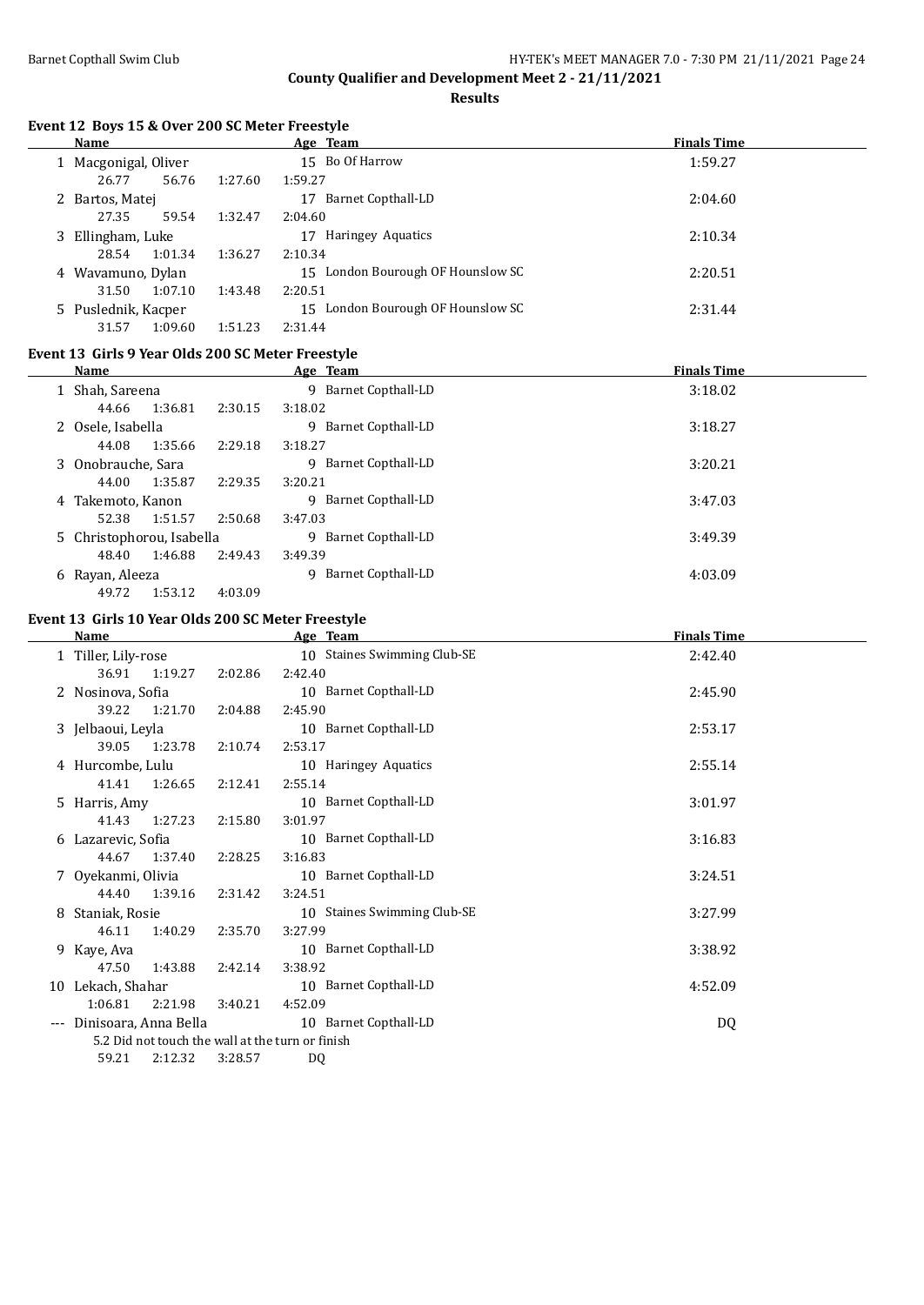**County Qualifier and Development Meet 2 - 21/11/2021**

**Results**

### Event 12 Boys 15 & Over 200 SC Meter Freestyle

| | Name | Age | Team | Finals Time |
|---|---|---|---|---|
| 1 | Macgonigal, Oliver | 15 | Bo Of Harrow | 1:59.27 |
| | 26.77 56.76 1:27.60 1:59.27 | | | |
| 2 | Bartos, Matej | 17 | Barnet Copthall-LD | 2:04.60 |
| | 27.35 59.54 1:32.47 2:04.60 | | | |
| 3 | Ellingham, Luke | 17 | Haringey Aquatics | 2:10.34 |
| | 28.54 1:01.34 1:36.27 2:10.34 | | | |
| 4 | Wavamuno, Dylan | 15 | London Bourough OF Hounslow SC | 2:20.51 |
| | 31.50 1:07.10 1:43.48 2:20.51 | | | |
| 5 | Puslednik, Kacper | 15 | London Bourough OF Hounslow SC | 2:31.44 |
| | 31.57 1:09.60 1:51.23 2:31.44 | | | |

### Event 13 Girls 9 Year Olds 200 SC Meter Freestyle

| | Name | Age | Team | Finals Time |
|---|---|---|---|---|
| 1 | Shah, Sareena | 9 | Barnet Copthall-LD | 3:18.02 |
| | 44.66 1:36.81 2:30.15 3:18.02 | | | |
| 2 | Osele, Isabella | 9 | Barnet Copthall-LD | 3:18.27 |
| | 44.08 1:35.66 2:29.18 3:18.27 | | | |
| 3 | Onobrauche, Sara | 9 | Barnet Copthall-LD | 3:20.21 |
| | 44.00 1:35.87 2:29.35 3:20.21 | | | |
| 4 | Takemoto, Kanon | 9 | Barnet Copthall-LD | 3:47.03 |
| | 52.38 1:51.57 2:50.68 3:47.03 | | | |
| 5 | Christophorou, Isabella | 9 | Barnet Copthall-LD | 3:49.39 |
| | 48.40 1:46.88 2:49.43 3:49.39 | | | |
| 6 | Rayan, Aleeza | 9 | Barnet Copthall-LD | 4:03.09 |
| | 49.72 1:53.12 4:03.09 | | | |

### Event 13 Girls 10 Year Olds 200 SC Meter Freestyle

| | Name | Age | Team | Finals Time |
|---|---|---|---|---|
| 1 | Tiller, Lily-rose | 10 | Staines Swimming Club-SE | 2:42.40 |
| | 36.91 1:19.27 2:02.86 2:42.40 | | | |
| 2 | Nosinova, Sofia | 10 | Barnet Copthall-LD | 2:45.90 |
| | 39.22 1:21.70 2:04.88 2:45.90 | | | |
| 3 | Jelbaoui, Leyla | 10 | Barnet Copthall-LD | 2:53.17 |
| | 39.05 1:23.78 2:10.74 2:53.17 | | | |
| 4 | Hurcombe, Lulu | 10 | Haringey Aquatics | 2:55.14 |
| | 41.41 1:26.65 2:12.41 2:55.14 | | | |
| 5 | Harris, Amy | 10 | Barnet Copthall-LD | 3:01.97 |
| | 41.43 1:27.23 2:15.80 3:01.97 | | | |
| 6 | Lazarevic, Sofia | 10 | Barnet Copthall-LD | 3:16.83 |
| | 44.67 1:37.40 2:28.25 3:16.83 | | | |
| 7 | Oyekanmi, Olivia | 10 | Barnet Copthall-LD | 3:24.51 |
| | 44.40 1:39.16 2:31.42 3:24.51 | | | |
| 8 | Staniak, Rosie | 10 | Staines Swimming Club-SE | 3:27.99 |
| | 46.11 1:40.29 2:35.70 3:27.99 | | | |
| 9 | Kaye, Ava | 10 | Barnet Copthall-LD | 3:38.92 |
| | 47.50 1:43.88 2:42.14 3:38.92 | | | |
| 10 | Lekach, Shahar | 10 | Barnet Copthall-LD | 4:52.09 |
| | 1:06.81 2:21.98 3:40.21 4:52.09 | | | |
| --- | Dinisoara, Anna Bella | 10 | Barnet Copthall-LD | DQ |
| | 5.2 Did not touch the wall at the turn or finish | | | |
| | 59.21 2:12.32 3:28.57 DQ | | | |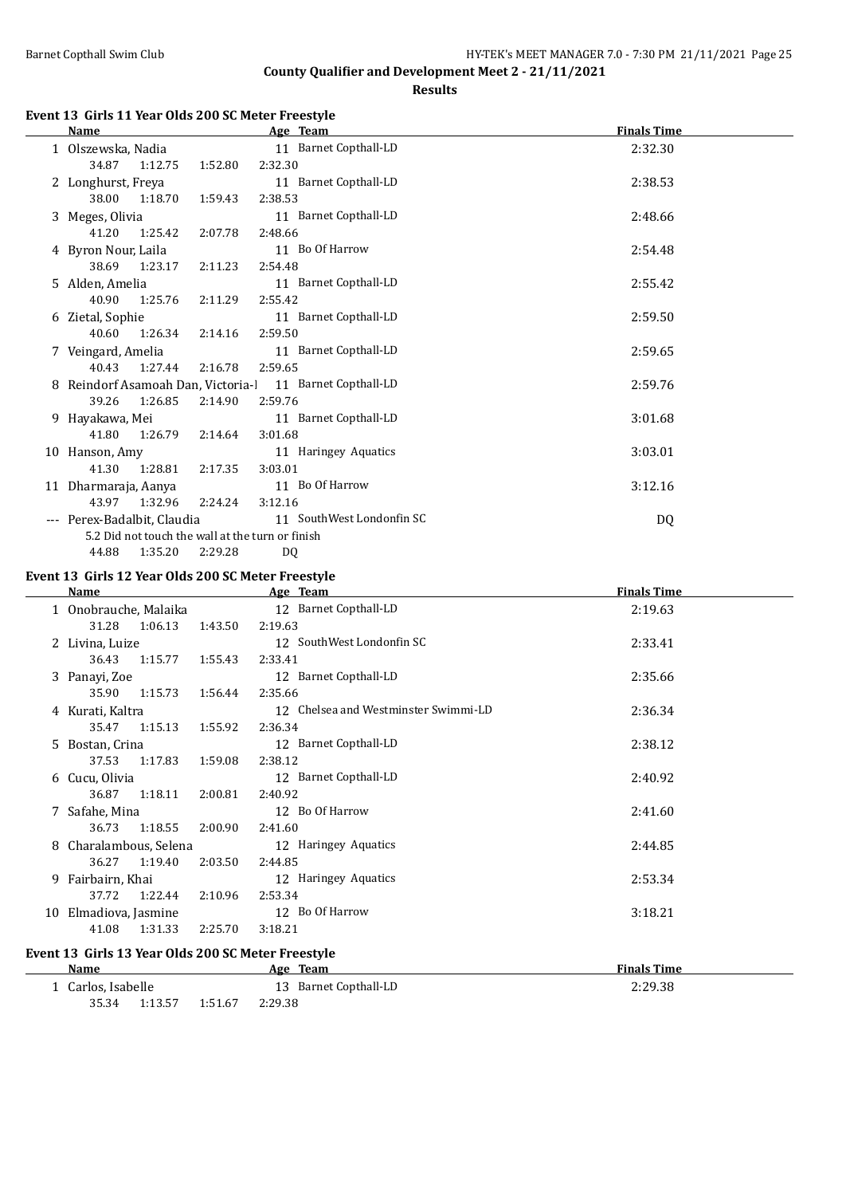**County Qualifier and Development Meet 2 - 21/11/2021**

**Results**

### Event 13 Girls 11 Year Olds 200 SC Meter Freestyle

| | Name | Age | Team | Finals Time |
|---|---|---|---|---|
| 1 | Olszewska, Nadia | 11 | Barnet Copthall-LD | 2:32.30 |
| | 34.87 1:12.75 1:52.80 2:32.30 | | | |
| 2 | Longhurst, Freya | 11 | Barnet Copthall-LD | 2:38.53 |
| | 38.00 1:18.70 1:59.43 2:38.53 | | | |
| 3 | Meges, Olivia | 11 | Barnet Copthall-LD | 2:48.66 |
| | 41.20 1:25.42 2:07.78 2:48.66 | | | |
| 4 | Byron Nour, Laila | 11 | Bo Of Harrow | 2:54.48 |
| | 38.69 1:23.17 2:11.23 2:54.48 | | | |
| 5 | Alden, Amelia | 11 | Barnet Copthall-LD | 2:55.42 |
| | 40.90 1:25.76 2:11.29 2:55.42 | | | |
| 6 | Zietal, Sophie | 11 | Barnet Copthall-LD | 2:59.50 |
| | 40.60 1:26.34 2:14.16 2:59.50 | | | |
| 7 | Veingard, Amelia | 11 | Barnet Copthall-LD | 2:59.65 |
| | 40.43 1:27.44 2:16.78 2:59.65 | | | |
| 8 | Reindorf Asamoah Dan, Victoria-I | 11 | Barnet Copthall-LD | 2:59.76 |
| | 39.26 1:26.85 2:14.90 2:59.76 | | | |
| 9 | Hayakawa, Mei | 11 | Barnet Copthall-LD | 3:01.68 |
| | 41.80 1:26.79 2:14.64 3:01.68 | | | |
| 10 | Hanson, Amy | 11 | Haringey Aquatics | 3:03.01 |
| | 41.30 1:28.81 2:17.35 3:03.01 | | | |
| 11 | Dharmaraja, Aanya | 11 | Bo Of Harrow | 3:12.16 |
| | 43.97 1:32.96 2:24.24 3:12.16 | | | |
| --- | Perex-Badalbit, Claudia | 11 | SouthWest Londonfin SC | DQ |
| | 5.2 Did not touch the wall at the turn or finish | | | |
| | 44.88 1:35.20 2:29.28 DQ | | | |

### Event 13 Girls 12 Year Olds 200 SC Meter Freestyle

| | Name | Age | Team | Finals Time |
|---|---|---|---|---|
| 1 | Onobrauche, Malaika | 12 | Barnet Copthall-LD | 2:19.63 |
| | 31.28 1:06.13 1:43.50 2:19.63 | | | |
| 2 | Livina, Luize | 12 | SouthWest Londonfin SC | 2:33.41 |
| | 36.43 1:15.77 1:55.43 2:33.41 | | | |
| 3 | Panayi, Zoe | 12 | Barnet Copthall-LD | 2:35.66 |
| | 35.90 1:15.73 1:56.44 2:35.66 | | | |
| 4 | Kurati, Kaltra | 12 | Chelsea and Westminster Swimmi-LD | 2:36.34 |
| | 35.47 1:15.13 1:55.92 2:36.34 | | | |
| 5 | Bostan, Crina | 12 | Barnet Copthall-LD | 2:38.12 |
| | 37.53 1:17.83 1:59.08 2:38.12 | | | |
| 6 | Cucu, Olivia | 12 | Barnet Copthall-LD | 2:40.92 |
| | 36.87 1:18.11 2:00.81 2:40.92 | | | |
| 7 | Safahe, Mina | 12 | Bo Of Harrow | 2:41.60 |
| | 36.73 1:18.55 2:00.90 2:41.60 | | | |
| 8 | Charalambous, Selena | 12 | Haringey Aquatics | 2:44.85 |
| | 36.27 1:19.40 2:03.50 2:44.85 | | | |
| 9 | Fairbairn, Khai | 12 | Haringey Aquatics | 2:53.34 |
| | 37.72 1:22.44 2:10.96 2:53.34 | | | |
| 10 | Elmadiova, Jasmine | 12 | Bo Of Harrow | 3:18.21 |
| | 41.08 1:31.33 2:25.70 3:18.21 | | | |

### Event 13 Girls 13 Year Olds 200 SC Meter Freestyle

| | Name | Age | Team | Finals Time |
|---|---|---|---|---|
| 1 | Carlos, Isabelle | 13 | Barnet Copthall-LD | 2:29.38 |
| | 35.34 1:13.57 1:51.67 2:29.38 | | | |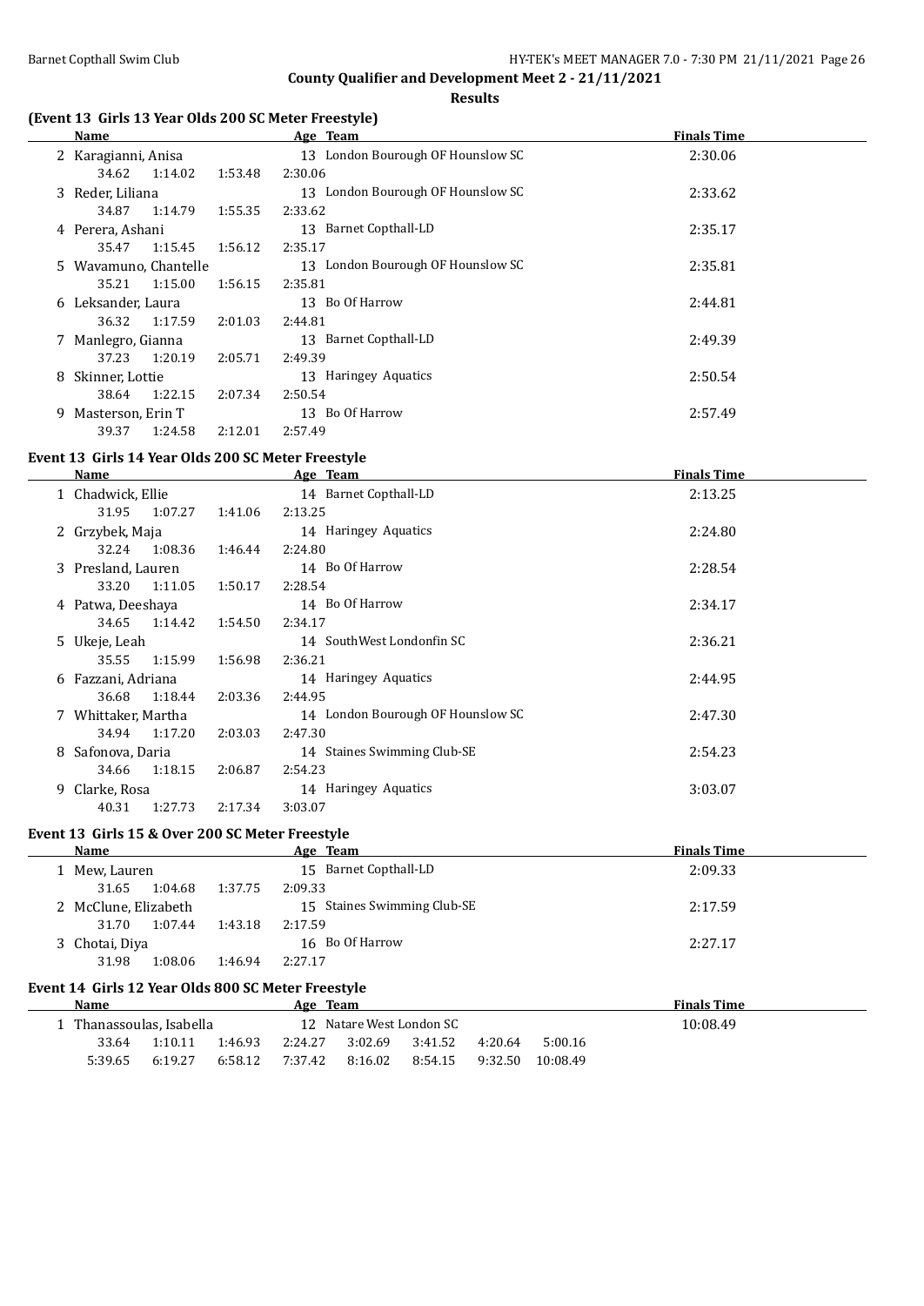**County Qualifier and Development Meet 2 - 21/11/2021**

**Results**

### (Event 13 Girls 13 Year Olds 200 SC Meter Freestyle)

| | Name | Age | Team | Finals Time |
|---|---|---|---|---|
| 2 | Karagianni, Anisa | 13 | London Bourough OF Hounslow SC | 2:30.06 |
| | 34.62 1:14.02 1:53.48 2:30.06 | | | |
| 3 | Reder, Liliana | 13 | London Bourough OF Hounslow SC | 2:33.62 |
| | 34.87 1:14.79 1:55.35 2:33.62 | | | |
| 4 | Perera, Ashani | 13 | Barnet Copthall-LD | 2:35.17 |
| | 35.47 1:15.45 1:56.12 2:35.17 | | | |
| 5 | Wavamuno, Chantelle | 13 | London Bourough OF Hounslow SC | 2:35.81 |
| | 35.21 1:15.00 1:56.15 2:35.81 | | | |
| 6 | Leksander, Laura | 13 | Bo Of Harrow | 2:44.81 |
| | 36.32 1:17.59 2:01.03 2:44.81 | | | |
| 7 | Manlegro, Gianna | 13 | Barnet Copthall-LD | 2:49.39 |
| | 37.23 1:20.19 2:05.71 2:49.39 | | | |
| 8 | Skinner, Lottie | 13 | Haringey Aquatics | 2:50.54 |
| | 38.64 1:22.15 2:07.34 2:50.54 | | | |
| 9 | Masterson, Erin T | 13 | Bo Of Harrow | 2:57.49 |
| | 39.37 1:24.58 2:12.01 2:57.49 | | | |

### Event 13 Girls 14 Year Olds 200 SC Meter Freestyle

| | Name | Age | Team | Finals Time |
|---|---|---|---|---|
| 1 | Chadwick, Ellie | 14 | Barnet Copthall-LD | 2:13.25 |
| | 31.95 1:07.27 1:41.06 2:13.25 | | | |
| 2 | Grzybek, Maja | 14 | Haringey Aquatics | 2:24.80 |
| | 32.24 1:08.36 1:46.44 2:24.80 | | | |
| 3 | Presland, Lauren | 14 | Bo Of Harrow | 2:28.54 |
| | 33.20 1:11.05 1:50.17 2:28.54 | | | |
| 4 | Patwa, Deeshaya | 14 | Bo Of Harrow | 2:34.17 |
| | 34.65 1:14.42 1:54.50 2:34.17 | | | |
| 5 | Ukeje, Leah | 14 | SouthWest Londonfin SC | 2:36.21 |
| | 35.55 1:15.99 1:56.98 2:36.21 | | | |
| 6 | Fazzani, Adriana | 14 | Haringey Aquatics | 2:44.95 |
| | 36.68 1:18.44 2:03.36 2:44.95 | | | |
| 7 | Whittaker, Martha | 14 | London Bourough OF Hounslow SC | 2:47.30 |
| | 34.94 1:17.20 2:03.03 2:47.30 | | | |
| 8 | Safonova, Daria | 14 | Staines Swimming Club-SE | 2:54.23 |
| | 34.66 1:18.15 2:06.87 2:54.23 | | | |
| 9 | Clarke, Rosa | 14 | Haringey Aquatics | 3:03.07 |
| | 40.31 1:27.73 2:17.34 3:03.07 | | | |

### Event 13 Girls 15 & Over 200 SC Meter Freestyle

| | Name | Age | Team | Finals Time |
|---|---|---|---|---|
| 1 | Mew, Lauren | 15 | Barnet Copthall-LD | 2:09.33 |
| | 31.65 1:04.68 1:37.75 2:09.33 | | | |
| 2 | McClune, Elizabeth | 15 | Staines Swimming Club-SE | 2:17.59 |
| | 31.70 1:07.44 1:43.18 2:17.59 | | | |
| 3 | Chotai, Diya | 16 | Bo Of Harrow | 2:27.17 |
| | 31.98 1:08.06 1:46.94 2:27.17 | | | |

### Event 14 Girls 12 Year Olds 800 SC Meter Freestyle

| | Name | Age | Team | Finals Time |
|---|---|---|---|---|
| 1 | Thanassoulas, Isabella | 12 | Natare West London SC | 10:08.49 |
| | 33.64 1:10.11 1:46.93 2:24.27 3:02.69 3:41.52 4:20.64 5:00.16 | | | |
| | 5:39.65 6:19.27 6:58.12 7:37.42 8:16.02 8:54.15 9:32.50 10:08.49 | | | |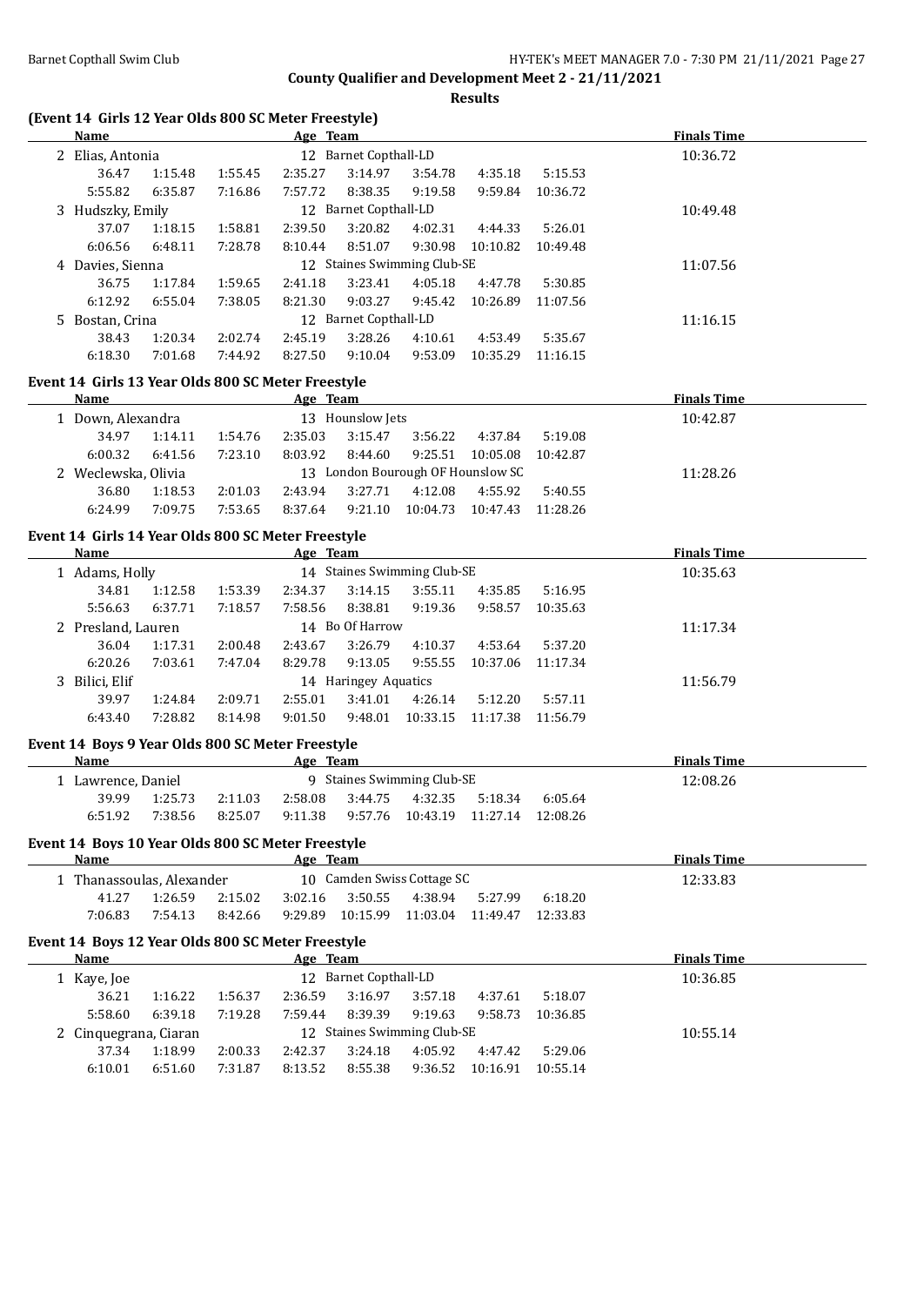**County Qualifier and Development Meet 2 - 21/11/2021**

**Results**

### (Event 14 Girls 12 Year Olds 800 SC Meter Freestyle)

| | Name | Age | Team | Finals Time |
|---|---|---|---|---|
| 2 | Elias, Antonia | 12 | Barnet Copthall-LD | 10:36.72 |
| | 36.47 1:15.48 1:55.45 2:35.27 3:14.97 3:54.78 4:35.18 5:15.53 | | | |
| | 5:55.82 6:35.87 7:16.86 7:57.72 8:38.35 9:19.58 9:59.84 10:36.72 | | | |
| 3 | Hudszky, Emily | 12 | Barnet Copthall-LD | 10:49.48 |
| | 37.07 1:18.15 1:58.81 2:39.50 3:20.82 4:02.31 4:44.33 5:26.01 | | | |
| | 6:06.56 6:48.11 7:28.78 8:10.44 8:51.07 9:30.98 10:10.82 10:49.48 | | | |
| 4 | Davies, Sienna | 12 | Staines Swimming Club-SE | 11:07.56 |
| | 36.75 1:17.84 1:59.65 2:41.18 3:23.41 4:05.18 4:47.78 5:30.85 | | | |
| | 6:12.92 6:55.04 7:38.05 8:21.30 9:03.27 9:45.42 10:26.89 11:07.56 | | | |
| 5 | Bostan, Crina | 12 | Barnet Copthall-LD | 11:16.15 |
| | 38.43 1:20.34 2:02.74 2:45.19 3:28.26 4:10.61 4:53.49 5:35.67 | | | |
| | 6:18.30 7:01.68 7:44.92 8:27.50 9:10.04 9:53.09 10:35.29 11:16.15 | | | |

### Event 14 Girls 13 Year Olds 800 SC Meter Freestyle

| | Name | Age | Team | Finals Time |
|---|---|---|---|---|
| 1 | Down, Alexandra | 13 | Hounslow Jets | 10:42.87 |
| | 34.97 1:14.11 1:54.76 2:35.03 3:15.47 3:56.22 4:37.84 5:19.08 | | | |
| | 6:00.32 6:41.56 7:23.10 8:03.92 8:44.60 9:25.51 10:05.08 10:42.87 | | | |
| 2 | Weclewska, Olivia | 13 | London Bourough OF Hounslow SC | 11:28.26 |
| | 36.80 1:18.53 2:01.03 2:43.94 3:27.71 4:12.08 4:55.92 5:40.55 | | | |
| | 6:24.99 7:09.75 7:53.65 8:37.64 9:21.10 10:04.73 10:47.43 11:28.26 | | | |

### Event 14 Girls 14 Year Olds 800 SC Meter Freestyle

| | Name | Age | Team | Finals Time |
|---|---|---|---|---|
| 1 | Adams, Holly | 14 | Staines Swimming Club-SE | 10:35.63 |
| | 34.81 1:12.58 1:53.39 2:34.37 3:14.15 3:55.11 4:35.85 5:16.95 | | | |
| | 5:56.63 6:37.71 7:18.57 7:58.56 8:38.81 9:19.36 9:58.57 10:35.63 | | | |
| 2 | Presland, Lauren | 14 | Bo Of Harrow | 11:17.34 |
| | 36.04 1:17.31 2:00.48 2:43.67 3:26.79 4:10.37 4:53.64 5:37.20 | | | |
| | 6:20.26 7:03.61 7:47.04 8:29.78 9:13.05 9:55.55 10:37.06 11:17.34 | | | |
| 3 | Bilici, Elif | 14 | Haringey Aquatics | 11:56.79 |
| | 39.97 1:24.84 2:09.71 2:55.01 3:41.01 4:26.14 5:12.20 5:57.11 | | | |
| | 6:43.40 7:28.82 8:14.98 9:01.50 9:48.01 10:33.15 11:17.38 11:56.79 | | | |

### Event 14 Boys 9 Year Olds 800 SC Meter Freestyle

| | Name | Age | Team | Finals Time |
|---|---|---|---|---|
| 1 | Lawrence, Daniel | 9 | Staines Swimming Club-SE | 12:08.26 |
| | 39.99 1:25.73 2:11.03 2:58.08 3:44.75 4:32.35 5:18.34 6:05.64 | | | |
| | 6:51.92 7:38.56 8:25.07 9:11.38 9:57.76 10:43.19 11:27.14 12:08.26 | | | |

### Event 14 Boys 10 Year Olds 800 SC Meter Freestyle

| | Name | Age | Team | Finals Time |
|---|---|---|---|---|
| 1 | Thanassoulas, Alexander | 10 | Camden Swiss Cottage SC | 12:33.83 |
| | 41.27 1:26.59 2:15.02 3:02.16 3:50.55 4:38.94 5:27.99 6:18.20 | | | |
| | 7:06.83 7:54.13 8:42.66 9:29.89 10:15.99 11:03.04 11:49.47 12:33.83 | | | |

### Event 14 Boys 12 Year Olds 800 SC Meter Freestyle

| | Name | Age | Team | Finals Time |
|---|---|---|---|---|
| 1 | Kaye, Joe | 12 | Barnet Copthall-LD | 10:36.85 |
| | 36.21 1:16.22 1:56.37 2:36.59 3:16.97 3:57.18 4:37.61 5:18.07 | | | |
| | 5:58.60 6:39.18 7:19.28 7:59.44 8:39.39 9:19.63 9:58.73 10:36.85 | | | |
| 2 | Cinquegrana, Ciaran | 12 | Staines Swimming Club-SE | 10:55.14 |
| | 37.34 1:18.99 2:00.33 2:42.37 3:24.18 4:05.92 4:47.42 5:29.06 | | | |
| | 6:10.01 6:51.60 7:31.87 8:13.52 8:55.38 9:36.52 10:16.91 10:55.14 | | | |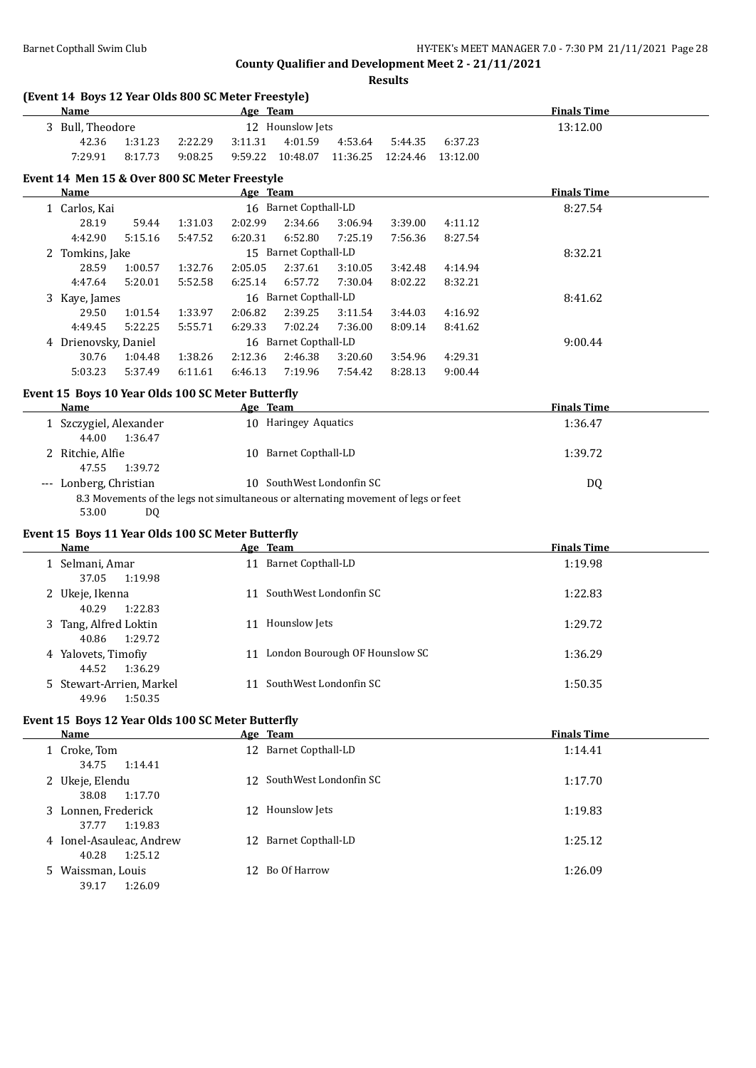## County Qualifier and Development Meet 2 - 21/11/2021

### Results

#### (Event 14 Boys 12 Year Olds 800 SC Meter Freestyle)

| | Name | Age | Team | Finals Time |
|---|---|---|---|---|
| 3 | Bull, Theodore | 12 | Hounslow Jets | 13:12.00 |

42.36 1:31.23 2:22.29 3:11.31 4:01.59 4:53.64 5:44.35 6:37.23
7:29.91 8:17.73 9:08.25 9:59.22 10:48.07 11:36.25 12:24.46 13:12.00

#### Event 14 Men 15 & Over 800 SC Meter Freestyle

| | Name | Age | Team | Finals Time |
|---|---|---|---|---|
| 1 | Carlos, Kai | 16 | Barnet Copthall-LD | 8:27.54 |

28.19 59.44 1:31.03 2:02.99 2:34.66 3:06.94 3:39.00 4:11.12
4:42.90 5:15.16 5:47.52 6:20.31 6:52.80 7:25.19 7:56.36 8:27.54

| | Name | Age | Team | Finals Time |
|---|---|---|---|---|
| 2 | Tomkins, Jake | 15 | Barnet Copthall-LD | 8:32.21 |

28.59 1:00.57 1:32.76 2:05.05 2:37.61 3:10.05 3:42.48 4:14.94
4:47.64 5:20.01 5:52.58 6:25.14 6:57.72 7:30.04 8:02.22 8:32.21

| | Name | Age | Team | Finals Time |
|---|---|---|---|---|
| 3 | Kaye, James | 16 | Barnet Copthall-LD | 8:41.62 |

29.50 1:01.54 1:33.97 2:06.82 2:39.25 3:11.54 3:44.03 4:16.92
4:49.45 5:22.25 5:55.71 6:29.33 7:02.24 7:36.00 8:09.14 8:41.62

| | Name | Age | Team | Finals Time |
|---|---|---|---|---|
| 4 | Drienovsky, Daniel | 16 | Barnet Copthall-LD | 9:00.44 |

30.76 1:04.48 1:38.26 2:12.36 2:46.38 3:20.60 3:54.96 4:29.31
5:03.23 5:37.49 6:11.61 6:46.13 7:19.96 7:54.42 8:28.13 9:00.44

#### Event 15 Boys 10 Year Olds 100 SC Meter Butterfly

| | Name | Age | Team | Finals Time |
|---|---|---|---|---|
| 1 | Szczygiel, Alexander | 10 | Haringey Aquatics | 1:36.47 |
| | 44.00 1:36.47 | | | |
| 2 | Ritchie, Alfie | 10 | Barnet Copthall-LD | 1:39.72 |
| | 47.55 1:39.72 | | | |
| --- | Lonberg, Christian | 10 | SouthWest Londonfin SC | DQ |
| | 8.3 Movements of the legs not simultaneous or alternating movement of legs or feet | | | |
| | 53.00 DQ | | | |

#### Event 15 Boys 11 Year Olds 100 SC Meter Butterfly

| | Name | Age | Team | Finals Time |
|---|---|---|---|---|
| 1 | Selmani, Amar | 11 | Barnet Copthall-LD | 1:19.98 |
| | 37.05 1:19.98 | | | |
| 2 | Ukeje, Ikenna | 11 | SouthWest Londonfin SC | 1:22.83 |
| | 40.29 1:22.83 | | | |
| 3 | Tang, Alfred Loktin | 11 | Hounslow Jets | 1:29.72 |
| | 40.86 1:29.72 | | | |
| 4 | Yalovets, Timofiy | 11 | London Bourough OF Hounslow SC | 1:36.29 |
| | 44.52 1:36.29 | | | |
| 5 | Stewart-Arrien, Markel | 11 | SouthWest Londonfin SC | 1:50.35 |
| | 49.96 1:50.35 | | | |

#### Event 15 Boys 12 Year Olds 100 SC Meter Butterfly

| | Name | Age | Team | Finals Time |
|---|---|---|---|---|
| 1 | Croke, Tom | 12 | Barnet Copthall-LD | 1:14.41 |
| | 34.75 1:14.41 | | | |
| 2 | Ukeje, Elendu | 12 | SouthWest Londonfin SC | 1:17.70 |
| | 38.08 1:17.70 | | | |
| 3 | Lonnen, Frederick | 12 | Hounslow Jets | 1:19.83 |
| | 37.77 1:19.83 | | | |
| 4 | Ionel-Asauleac, Andrew | 12 | Barnet Copthall-LD | 1:25.12 |
| | 40.28 1:25.12 | | | |
| 5 | Waissman, Louis | 12 | Bo Of Harrow | 1:26.09 |
| | 39.17 1:26.09 | | | |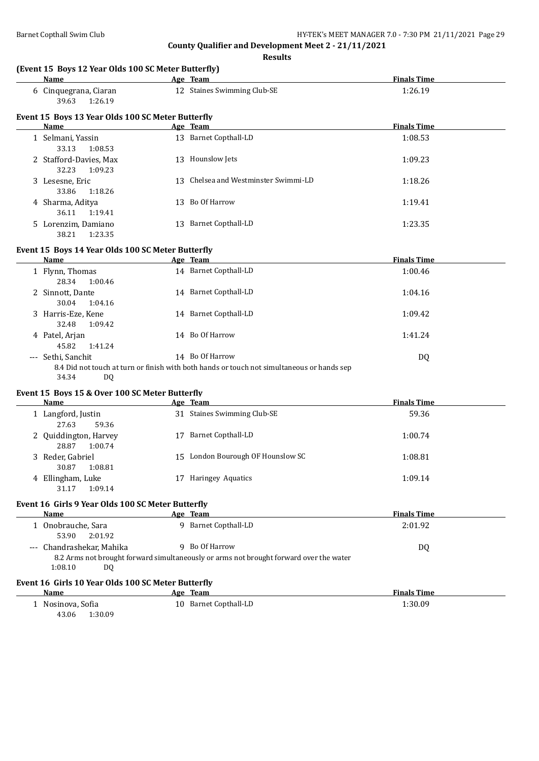**County Qualifier and Development Meet 2 - 21/11/2021**

**Results**

### (Event 15 Boys 12 Year Olds 100 SC Meter Butterfly)

| Name | Age | Team | Finals Time |
|---|---|---|---|
| 6 Cinquegrana, Ciaran | 12 | Staines Swimming Club-SE | 1:26.19 |
| 39.63 1:26.19 | | | |

### Event 15 Boys 13 Year Olds 100 SC Meter Butterfly

| Name | Age | Team | Finals Time |
|---|---|---|---|
| 1 Selmani, Yassin | 13 | Barnet Copthall-LD | 1:08.53 |
| 33.13 1:08.53 | | | |
| 2 Stafford-Davies, Max | 13 | Hounslow Jets | 1:09.23 |
| 32.23 1:09.23 | | | |
| 3 Lesesne, Eric | 13 | Chelsea and Westminster Swimmi-LD | 1:18.26 |
| 33.86 1:18.26 | | | |
| 4 Sharma, Aditya | 13 | Bo Of Harrow | 1:19.41 |
| 36.11 1:19.41 | | | |
| 5 Lorenzim, Damiano | 13 | Barnet Copthall-LD | 1:23.35 |
| 38.21 1:23.35 | | | |

### Event 15 Boys 14 Year Olds 100 SC Meter Butterfly

| Name | Age | Team | Finals Time |
|---|---|---|---|
| 1 Flynn, Thomas | 14 | Barnet Copthall-LD | 1:00.46 |
| 28.34 1:00.46 | | | |
| 2 Sinnott, Dante | 14 | Barnet Copthall-LD | 1:04.16 |
| 30.04 1:04.16 | | | |
| 3 Harris-Eze, Kene | 14 | Barnet Copthall-LD | 1:09.42 |
| 32.48 1:09.42 | | | |
| 4 Patel, Arjan | 14 | Bo Of Harrow | 1:41.24 |
| 45.82 1:41.24 | | | |
| --- Sethi, Sanchit | 14 | Bo Of Harrow | DQ |
| 8.4 Did not touch at turn or finish with both hands or touch not simultaneous or hands sep | | | |
| 34.34 DQ | | | |

### Event 15 Boys 15 & Over 100 SC Meter Butterfly

| Name | Age | Team | Finals Time |
|---|---|---|---|
| 1 Langford, Justin | 31 | Staines Swimming Club-SE | 59.36 |
| 27.63 59.36 | | | |
| 2 Quiddington, Harvey | 17 | Barnet Copthall-LD | 1:00.74 |
| 28.87 1:00.74 | | | |
| 3 Reder, Gabriel | 15 | London Bourough OF Hounslow SC | 1:08.81 |
| 30.87 1:08.81 | | | |
| 4 Ellingham, Luke | 17 | Haringey Aquatics | 1:09.14 |
| 31.17 1:09.14 | | | |

### Event 16 Girls 9 Year Olds 100 SC Meter Butterfly

| Name | Age | Team | Finals Time |
|---|---|---|---|
| 1 Onobrauche, Sara | 9 | Barnet Copthall-LD | 2:01.92 |
| 53.90 2:01.92 | | | |
| --- Chandrashekar, Mahika | 9 | Bo Of Harrow | DQ |
| 8.2 Arms not brought forward simultaneously or arms not brought forward over the water | | | |
| 1:08.10 DQ | | | |

### Event 16 Girls 10 Year Olds 100 SC Meter Butterfly

| Name | Age | Team | Finals Time |
|---|---|---|---|
| 1 Nosinova, Sofia | 10 | Barnet Copthall-LD | 1:30.09 |
| 43.06 1:30.09 | | | |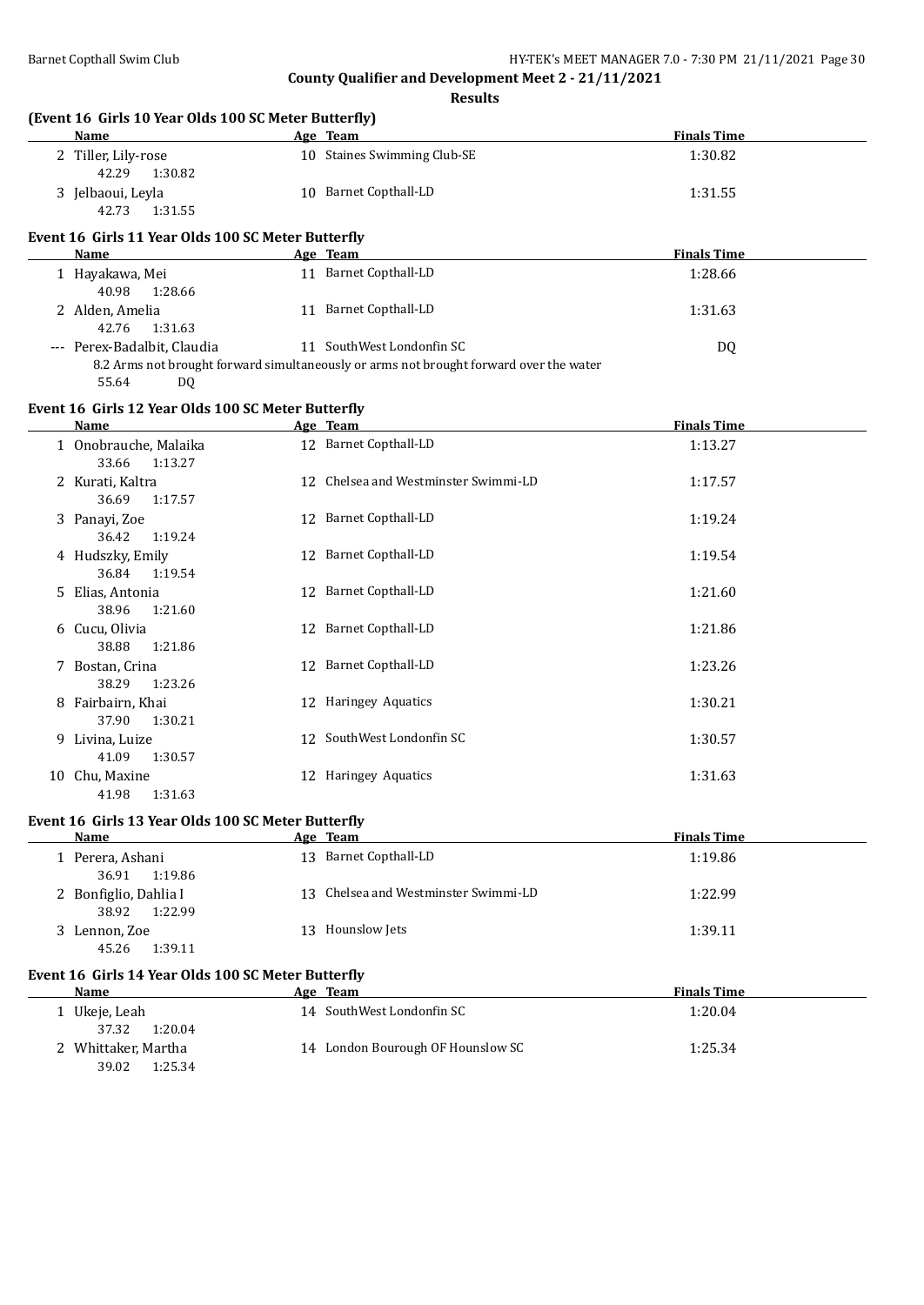## County Qualifier and Development Meet 2 - 21/11/2021

### Results

#### (Event 16 Girls 10 Year Olds 100 SC Meter Butterfly)

| | Name | Age | Team | Finals Time |
|---|---|---|---|---|
| 2 | Tiller, Lily-rose | 10 | Staines Swimming Club-SE | 1:30.82 |
| | 42.29 1:30.82 | | | |
| 3 | Jelbaoui, Leyla | 10 | Barnet Copthall-LD | 1:31.55 |
| | 42.73 1:31.55 | | | |

#### Event 16 Girls 11 Year Olds 100 SC Meter Butterfly

| | Name | Age | Team | Finals Time |
|---|---|---|---|---|
| 1 | Hayakawa, Mei | 11 | Barnet Copthall-LD | 1:28.66 |
| | 40.98 1:28.66 | | | |
| 2 | Alden, Amelia | 11 | Barnet Copthall-LD | 1:31.63 |
| | 42.76 1:31.63 | | | |
| --- | Perex-Badalbit, Claudia | 11 | SouthWest Londonfin SC | DQ |
| | 8.2 Arms not brought forward simultaneously or arms not brought forward over the water | | | |
| | 55.64 DQ | | | |

#### Event 16 Girls 12 Year Olds 100 SC Meter Butterfly

| | Name | Age | Team | Finals Time |
|---|---|---|---|---|
| 1 | Onobrauche, Malaika | 12 | Barnet Copthall-LD | 1:13.27 |
| | 33.66 1:13.27 | | | |
| 2 | Kurati, Kaltra | 12 | Chelsea and Westminster Swimmi-LD | 1:17.57 |
| | 36.69 1:17.57 | | | |
| 3 | Panayi, Zoe | 12 | Barnet Copthall-LD | 1:19.24 |
| | 36.42 1:19.24 | | | |
| 4 | Hudszky, Emily | 12 | Barnet Copthall-LD | 1:19.54 |
| | 36.84 1:19.54 | | | |
| 5 | Elias, Antonia | 12 | Barnet Copthall-LD | 1:21.60 |
| | 38.96 1:21.60 | | | |
| 6 | Cucu, Olivia | 12 | Barnet Copthall-LD | 1:21.86 |
| | 38.88 1:21.86 | | | |
| 7 | Bostan, Crina | 12 | Barnet Copthall-LD | 1:23.26 |
| | 38.29 1:23.26 | | | |
| 8 | Fairbairn, Khai | 12 | Haringey Aquatics | 1:30.21 |
| | 37.90 1:30.21 | | | |
| 9 | Livina, Luize | 12 | SouthWest Londonfin SC | 1:30.57 |
| | 41.09 1:30.57 | | | |
| 10 | Chu, Maxine | 12 | Haringey Aquatics | 1:31.63 |
| | 41.98 1:31.63 | | | |

#### Event 16 Girls 13 Year Olds 100 SC Meter Butterfly

| | Name | Age | Team | Finals Time |
|---|---|---|---|---|
| 1 | Perera, Ashani | 13 | Barnet Copthall-LD | 1:19.86 |
| | 36.91 1:19.86 | | | |
| 2 | Bonfiglio, Dahlia I | 13 | Chelsea and Westminster Swimmi-LD | 1:22.99 |
| | 38.92 1:22.99 | | | |
| 3 | Lennon, Zoe | 13 | Hounslow Jets | 1:39.11 |
| | 45.26 1:39.11 | | | |

#### Event 16 Girls 14 Year Olds 100 SC Meter Butterfly

| | Name | Age | Team | Finals Time |
|---|---|---|---|---|
| 1 | Ukeje, Leah | 14 | SouthWest Londonfin SC | 1:20.04 |
| | 37.32 1:20.04 | | | |
| 2 | Whittaker, Martha | 14 | London Bourough OF Hounslow SC | 1:25.34 |
| | 39.02 1:25.34 | | | |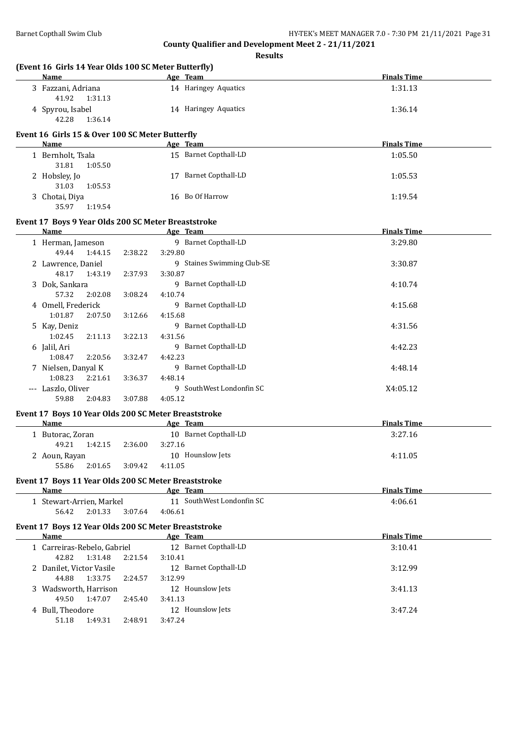## County Qualifier and Development Meet 2 - 21/11/2021

**Results**

### (Event 16 Girls 14 Year Olds 100 SC Meter Butterfly)

| Name | Age | Team | Finals Time |
|---|---|---|---|
| 3 Fazzani, Adriana | 14 | Haringey Aquatics | 1:31.13 |
| 41.92 1:31.13 | | | |
| 4 Spyrou, Isabel | 14 | Haringey Aquatics | 1:36.14 |
| 42.28 1:36.14 | | | |

### Event 16 Girls 15 & Over 100 SC Meter Butterfly

| Name | Age | Team | Finals Time |
|---|---|---|---|
| 1 Bernholt, Tsala | 15 | Barnet Copthall-LD | 1:05.50 |
| 31.81 1:05.50 | | | |
| 2 Hobsley, Jo | 17 | Barnet Copthall-LD | 1:05.53 |
| 31.03 1:05.53 | | | |
| 3 Chotai, Diya | 16 | Bo Of Harrow | 1:19.54 |
| 35.97 1:19.54 | | | |

### Event 17 Boys 9 Year Olds 200 SC Meter Breaststroke

| Name | Age | Team | Finals Time |
|---|---|---|---|
| 1 Herman, Jameson | 9 | Barnet Copthall-LD | 3:29.80 |
| 49.44 1:44.15 2:38.22 3:29.80 | | | |
| 2 Lawrence, Daniel | 9 | Staines Swimming Club-SE | 3:30.87 |
| 48.17 1:43.19 2:37.93 3:30.87 | | | |
| 3 Dok, Sankara | 9 | Barnet Copthall-LD | 4:10.74 |
| 57.32 2:02.08 3:08.24 4:10.74 | | | |
| 4 Omell, Frederick | 9 | Barnet Copthall-LD | 4:15.68 |
| 1:01.87 2:07.50 3:12.66 4:15.68 | | | |
| 5 Kay, Deniz | 9 | Barnet Copthall-LD | 4:31.56 |
| 1:02.45 2:11.13 3:22.13 4:31.56 | | | |
| 6 Jalil, Ari | 9 | Barnet Copthall-LD | 4:42.23 |
| 1:08.47 2:20.56 3:32.47 4:42.23 | | | |
| 7 Nielsen, Danyal K | 9 | Barnet Copthall-LD | 4:48.14 |
| 1:08.23 2:21.61 3:36.37 4:48.14 | | | |
| --- Laszlo, Oliver | 9 | SouthWest Londonfin SC | X4:05.12 |
| 59.88 2:04.83 3:07.88 4:05.12 | | | |

### Event 17 Boys 10 Year Olds 200 SC Meter Breaststroke

| Name | Age | Team | Finals Time |
|---|---|---|---|
| 1 Butorac, Zoran | 10 | Barnet Copthall-LD | 3:27.16 |
| 49.21 1:42.15 2:36.00 3:27.16 | | | |
| 2 Aoun, Rayan | 10 | Hounslow Jets | 4:11.05 |
| 55.86 2:01.65 3:09.42 4:11.05 | | | |

### Event 17 Boys 11 Year Olds 200 SC Meter Breaststroke

| Name | Age | Team | Finals Time |
|---|---|---|---|
| 1 Stewart-Arrien, Markel | 11 | SouthWest Londonfin SC | 4:06.61 |
| 56.42 2:01.33 3:07.64 4:06.61 | | | |

### Event 17 Boys 12 Year Olds 200 SC Meter Breaststroke

| Name | Age | Team | Finals Time |
|---|---|---|---|
| 1 Carreiras-Rebelo, Gabriel | 12 | Barnet Copthall-LD | 3:10.41 |
| 42.82 1:31.48 2:21.54 3:10.41 | | | |
| 2 Danilet, Victor Vasile | 12 | Barnet Copthall-LD | 3:12.99 |
| 44.88 1:33.75 2:24.57 3:12.99 | | | |
| 3 Wadsworth, Harrison | 12 | Hounslow Jets | 3:41.13 |
| 49.50 1:47.07 2:45.40 3:41.13 | | | |
| 4 Bull, Theodore | 12 | Hounslow Jets | 3:47.24 |
| 51.18 1:49.31 2:48.91 3:47.24 | | | |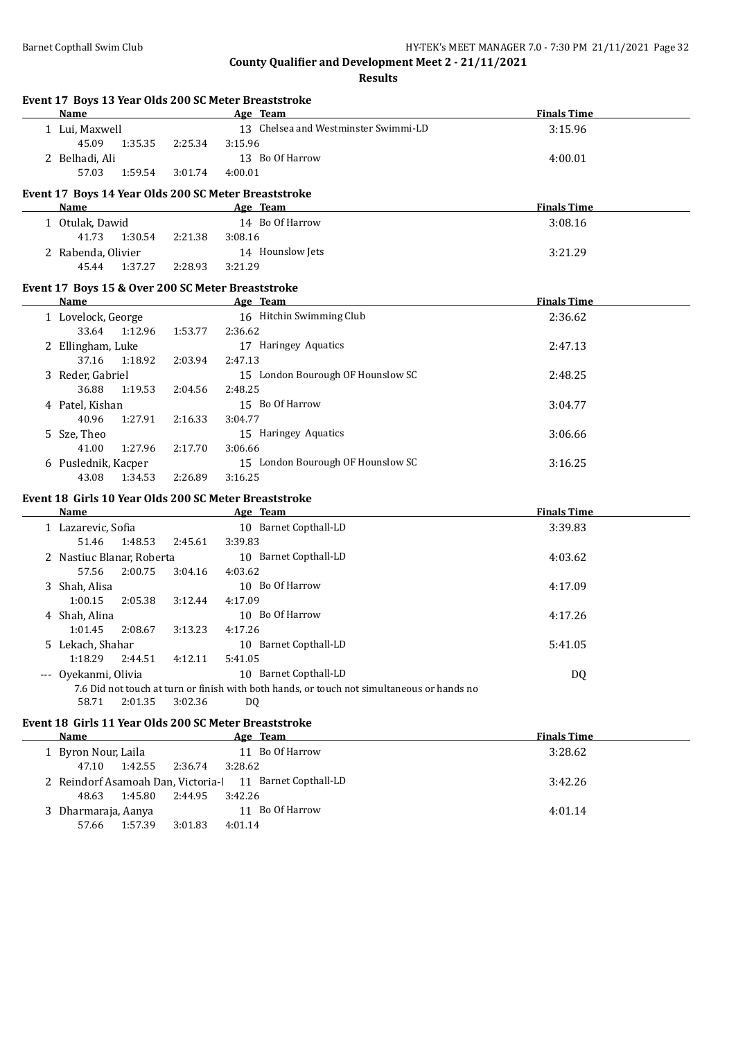**County Qualifier and Development Meet 2 - 21/11/2021**

**Results**

### Event 17 Boys 13 Year Olds 200 SC Meter Breaststroke

| | Name | Age | Team | Finals Time |
|---|---|---|---|---|
| 1 | Lui, Maxwell | 13 | Chelsea and Westminster Swimmi-LD | 3:15.96 |
| | 45.09 1:35.35 2:25.34 3:15.96 | | | |
| 2 | Belhadi, Ali | 13 | Bo Of Harrow | 4:00.01 |
| | 57.03 1:59.54 3:01.74 4:00.01 | | | |

### Event 17 Boys 14 Year Olds 200 SC Meter Breaststroke

| | Name | Age | Team | Finals Time |
|---|---|---|---|---|
| 1 | Otulak, Dawid | 14 | Bo Of Harrow | 3:08.16 |
| | 41.73 1:30.54 2:21.38 3:08.16 | | | |
| 2 | Rabenda, Olivier | 14 | Hounslow Jets | 3:21.29 |
| | 45.44 1:37.27 2:28.93 3:21.29 | | | |

### Event 17 Boys 15 & Over 200 SC Meter Breaststroke

| | Name | Age | Team | Finals Time |
|---|---|---|---|---|
| 1 | Lovelock, George | 16 | Hitchin Swimming Club | 2:36.62 |
| | 33.64 1:12.96 1:53.77 2:36.62 | | | |
| 2 | Ellingham, Luke | 17 | Haringey Aquatics | 2:47.13 |
| | 37.16 1:18.92 2:03.94 2:47.13 | | | |
| 3 | Reder, Gabriel | 15 | London Bourough OF Hounslow SC | 2:48.25 |
| | 36.88 1:19.53 2:04.56 2:48.25 | | | |
| 4 | Patel, Kishan | 15 | Bo Of Harrow | 3:04.77 |
| | 40.96 1:27.91 2:16.33 3:04.77 | | | |
| 5 | Sze, Theo | 15 | Haringey Aquatics | 3:06.66 |
| | 41.00 1:27.96 2:17.70 3:06.66 | | | |
| 6 | Puslednik, Kacper | 15 | London Bourough OF Hounslow SC | 3:16.25 |
| | 43.08 1:34.53 2:26.89 3:16.25 | | | |

### Event 18 Girls 10 Year Olds 200 SC Meter Breaststroke

| | Name | Age | Team | Finals Time |
|---|---|---|---|---|
| 1 | Lazarevic, Sofia | 10 | Barnet Copthall-LD | 3:39.83 |
| | 51.46 1:48.53 2:45.61 3:39.83 | | | |
| 2 | Nastiuc Blanar, Roberta | 10 | Barnet Copthall-LD | 4:03.62 |
| | 57.56 2:00.75 3:04.16 4:03.62 | | | |
| 3 | Shah, Alisa | 10 | Bo Of Harrow | 4:17.09 |
| | 1:00.15 2:05.38 3:12.44 4:17.09 | | | |
| 4 | Shah, Alina | 10 | Bo Of Harrow | 4:17.26 |
| | 1:01.45 2:08.67 3:13.23 4:17.26 | | | |
| 5 | Lekach, Shahar | 10 | Barnet Copthall-LD | 5:41.05 |
| | 1:18.29 2:44.51 4:12.11 5:41.05 | | | |
| --- | Oyekanmi, Olivia | 10 | Barnet Copthall-LD | DQ |
| | 7.6 Did not touch at turn or finish with both hands, or touch not simultaneous or hands no | | | |
| | 58.71 2:01.35 3:02.36 DQ | | | |

### Event 18 Girls 11 Year Olds 200 SC Meter Breaststroke

| | Name | Age | Team | Finals Time |
|---|---|---|---|---|
| 1 | Byron Nour, Laila | 11 | Bo Of Harrow | 3:28.62 |
| | 47.10 1:42.55 2:36.74 3:28.62 | | | |
| 2 | Reindorf Asamoah Dan, Victoria-l | 11 | Barnet Copthall-LD | 3:42.26 |
| | 48.63 1:45.80 2:44.95 3:42.26 | | | |
| 3 | Dharmaraja, Aanya | 11 | Bo Of Harrow | 4:01.14 |
| | 57.66 1:57.39 3:01.83 4:01.14 | | | |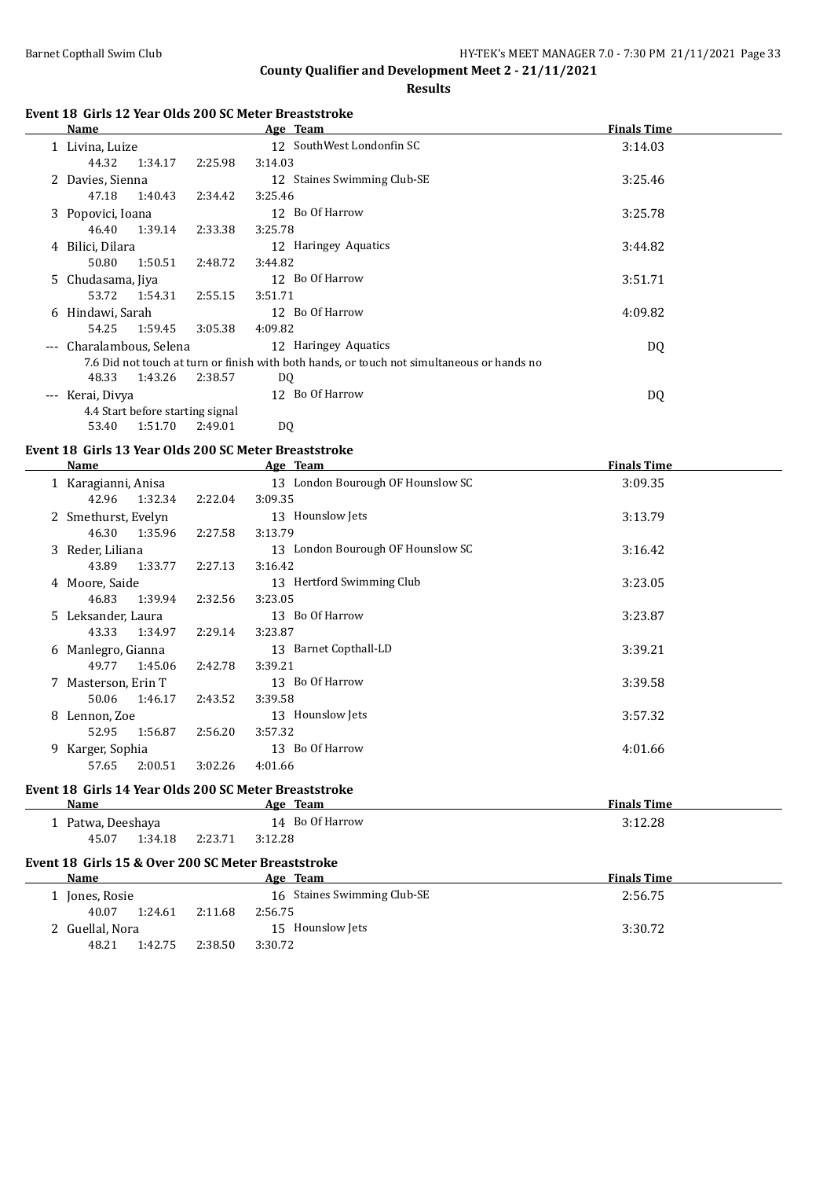**County Qualifier and Development Meet 2 - 21/11/2021**

**Results**

### Event 18 Girls 12 Year Olds 200 SC Meter Breaststroke

| | Name | Age | Team | Finals Time |
|---|---|---|---|---|
| 1 | Livina, Luize | 12 | SouthWest Londonfin SC | 3:14.03 |
| | 44.32 1:34.17 2:25.98 3:14.03 | | | |
| 2 | Davies, Sienna | 12 | Staines Swimming Club-SE | 3:25.46 |
| | 47.18 1:40.43 2:34.42 3:25.46 | | | |
| 3 | Popovici, Ioana | 12 | Bo Of Harrow | 3:25.78 |
| | 46.40 1:39.14 2:33.38 3:25.78 | | | |
| 4 | Bilici, Dilara | 12 | Haringey Aquatics | 3:44.82 |
| | 50.80 1:50.51 2:48.72 3:44.82 | | | |
| 5 | Chudasama, Jiya | 12 | Bo Of Harrow | 3:51.71 |
| | 53.72 1:54.31 2:55.15 3:51.71 | | | |
| 6 | Hindawi, Sarah | 12 | Bo Of Harrow | 4:09.82 |
| | 54.25 1:59.45 3:05.38 4:09.82 | | | |
| --- | Charalambous, Selena | 12 | Haringey Aquatics | DQ |
| | 7.6 Did not touch at turn or finish with both hands, or touch not simultaneous or hands no | | | |
| | 48.33 1:43.26 2:38.57 DQ | | | |
| --- | Kerai, Divya | 12 | Bo Of Harrow | DQ |
| | 4.4 Start before starting signal | | | |
| | 53.40 1:51.70 2:49.01 DQ | | | |

### Event 18 Girls 13 Year Olds 200 SC Meter Breaststroke

| | Name | Age | Team | Finals Time |
|---|---|---|---|---|
| 1 | Karagianni, Anisa | 13 | London Bourough OF Hounslow SC | 3:09.35 |
| | 42.96 1:32.34 2:22.04 3:09.35 | | | |
| 2 | Smethurst, Evelyn | 13 | Hounslow Jets | 3:13.79 |
| | 46.30 1:35.96 2:27.58 3:13.79 | | | |
| 3 | Reder, Liliana | 13 | London Bourough OF Hounslow SC | 3:16.42 |
| | 43.89 1:33.77 2:27.13 3:16.42 | | | |
| 4 | Moore, Saide | 13 | Hertford Swimming Club | 3:23.05 |
| | 46.83 1:39.94 2:32.56 3:23.05 | | | |
| 5 | Leksander, Laura | 13 | Bo Of Harrow | 3:23.87 |
| | 43.33 1:34.97 2:29.14 3:23.87 | | | |
| 6 | Manlegro, Gianna | 13 | Barnet Copthall-LD | 3:39.21 |
| | 49.77 1:45.06 2:42.78 3:39.21 | | | |
| 7 | Masterson, Erin T | 13 | Bo Of Harrow | 3:39.58 |
| | 50.06 1:46.17 2:43.52 3:39.58 | | | |
| 8 | Lennon, Zoe | 13 | Hounslow Jets | 3:57.32 |
| | 52.95 1:56.87 2:56.20 3:57.32 | | | |
| 9 | Karger, Sophia | 13 | Bo Of Harrow | 4:01.66 |
| | 57.65 2:00.51 3:02.26 4:01.66 | | | |

### Event 18 Girls 14 Year Olds 200 SC Meter Breaststroke

| | Name | Age | Team | Finals Time |
|---|---|---|---|---|
| 1 | Patwa, Deeshaya | 14 | Bo Of Harrow | 3:12.28 |
| | 45.07 1:34.18 2:23.71 3:12.28 | | | |

### Event 18 Girls 15 & Over 200 SC Meter Breaststroke

| | Name | Age | Team | Finals Time |
|---|---|---|---|---|
| 1 | Jones, Rosie | 16 | Staines Swimming Club-SE | 2:56.75 |
| | 40.07 1:24.61 2:11.68 2:56.75 | | | |
| 2 | Guellal, Nora | 15 | Hounslow Jets | 3:30.72 |
| | 48.21 1:42.75 2:38.50 3:30.72 | | | |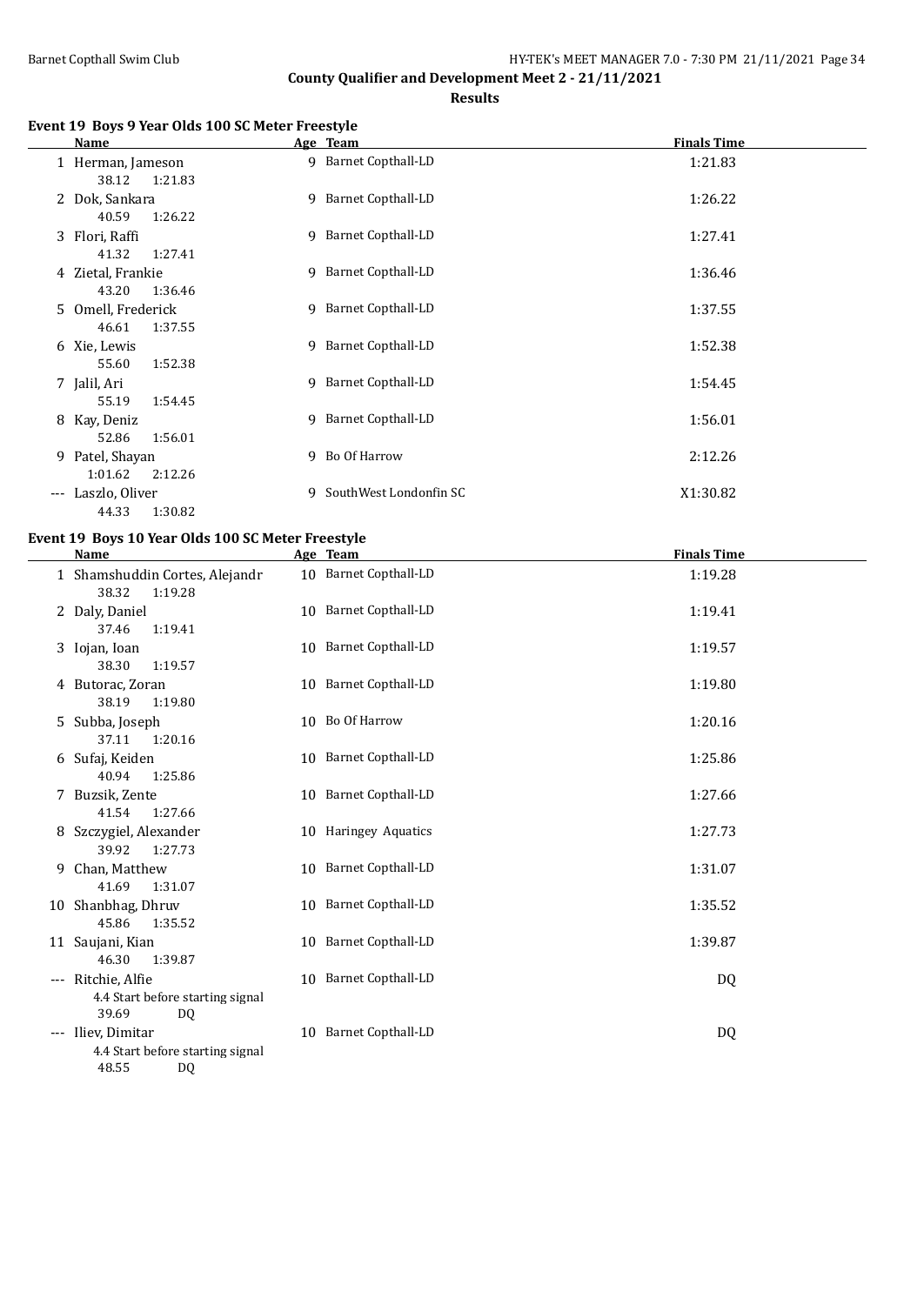**County Qualifier and Development Meet 2 - 21/11/2021**

**Results**

### Event 19 Boys 9 Year Olds 100 SC Meter Freestyle

| | Name | Age | Team | Finals Time |
|---|---|---|---|---|
| 1 | Herman, Jameson | 9 | Barnet Copthall-LD | 1:21.83 |
| | 38.12 1:21.83 | | | |
| 2 | Dok, Sankara | 9 | Barnet Copthall-LD | 1:26.22 |
| | 40.59 1:26.22 | | | |
| 3 | Flori, Raffi | 9 | Barnet Copthall-LD | 1:27.41 |
| | 41.32 1:27.41 | | | |
| 4 | Zietal, Frankie | 9 | Barnet Copthall-LD | 1:36.46 |
| | 43.20 1:36.46 | | | |
| 5 | Omell, Frederick | 9 | Barnet Copthall-LD | 1:37.55 |
| | 46.61 1:37.55 | | | |
| 6 | Xie, Lewis | 9 | Barnet Copthall-LD | 1:52.38 |
| | 55.60 1:52.38 | | | |
| 7 | Jalil, Ari | 9 | Barnet Copthall-LD | 1:54.45 |
| | 55.19 1:54.45 | | | |
| 8 | Kay, Deniz | 9 | Barnet Copthall-LD | 1:56.01 |
| | 52.86 1:56.01 | | | |
| 9 | Patel, Shayan | 9 | Bo Of Harrow | 2:12.26 |
| | 1:01.62 2:12.26 | | | |
| --- | Laszlo, Oliver | 9 | SouthWest Londonfin SC | X1:30.82 |
| | 44.33 1:30.82 | | | |

### Event 19 Boys 10 Year Olds 100 SC Meter Freestyle

| | Name | Age | Team | Finals Time |
|---|---|---|---|---|
| 1 | Shamshuddin Cortes, Alejandr | 10 | Barnet Copthall-LD | 1:19.28 |
| | 38.32 1:19.28 | | | |
| 2 | Daly, Daniel | 10 | Barnet Copthall-LD | 1:19.41 |
| | 37.46 1:19.41 | | | |
| 3 | Iojan, Ioan | 10 | Barnet Copthall-LD | 1:19.57 |
| | 38.30 1:19.57 | | | |
| 4 | Butorac, Zoran | 10 | Barnet Copthall-LD | 1:19.80 |
| | 38.19 1:19.80 | | | |
| 5 | Subba, Joseph | 10 | Bo Of Harrow | 1:20.16 |
| | 37.11 1:20.16 | | | |
| 6 | Sufaj, Keiden | 10 | Barnet Copthall-LD | 1:25.86 |
| | 40.94 1:25.86 | | | |
| 7 | Buzsik, Zente | 10 | Barnet Copthall-LD | 1:27.66 |
| | 41.54 1:27.66 | | | |
| 8 | Szczygiel, Alexander | 10 | Haringey Aquatics | 1:27.73 |
| | 39.92 1:27.73 | | | |
| 9 | Chan, Matthew | 10 | Barnet Copthall-LD | 1:31.07 |
| | 41.69 1:31.07 | | | |
| 10 | Shanbhag, Dhruv | 10 | Barnet Copthall-LD | 1:35.52 |
| | 45.86 1:35.52 | | | |
| 11 | Saujani, Kian | 10 | Barnet Copthall-LD | 1:39.87 |
| | 46.30 1:39.87 | | | |
| --- | Ritchie, Alfie | 10 | Barnet Copthall-LD | DQ |
| | 4.4 Start before starting signal | | | |
| | 39.69 DQ | | | |
| --- | Iliev, Dimitar | 10 | Barnet Copthall-LD | DQ |
| | 4.4 Start before starting signal | | | |
| | 48.55 DQ | | | |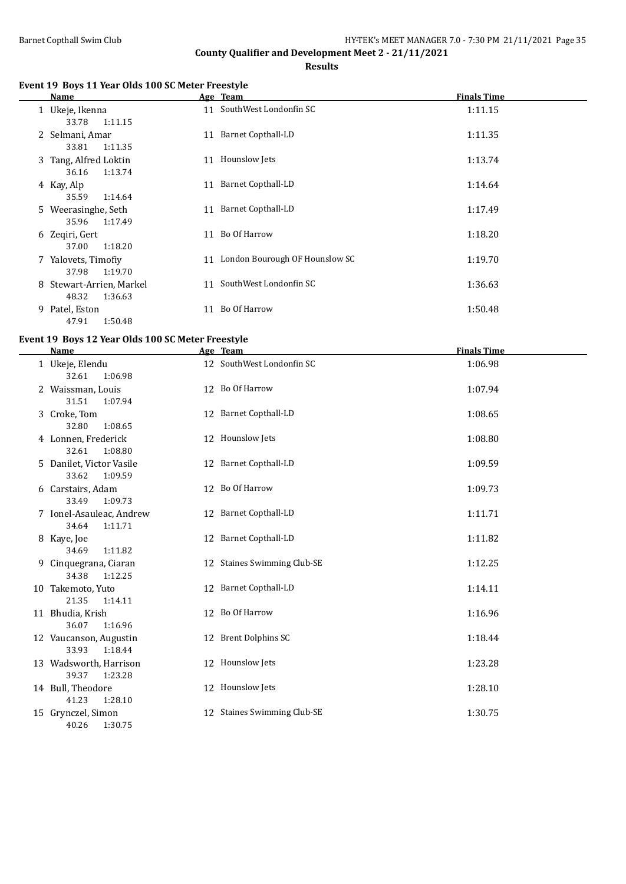**County Qualifier and Development Meet 2 - 21/11/2021**

**Results**

## Event 19 Boys 11 Year Olds 100 SC Meter Freestyle

| | Name | Age | Team | Finals Time |
|---|---|---|---|---|
| 1 | Ukeje, Ikenna | 11 | SouthWest Londonfin SC | 1:11.15 |
| | 33.78 1:11.15 | | | |
| 2 | Selmani, Amar | 11 | Barnet Copthall-LD | 1:11.35 |
| | 33.81 1:11.35 | | | |
| 3 | Tang, Alfred Loktin | 11 | Hounslow Jets | 1:13.74 |
| | 36.16 1:13.74 | | | |
| 4 | Kay, Alp | 11 | Barnet Copthall-LD | 1:14.64 |
| | 35.59 1:14.64 | | | |
| 5 | Weerasinghe, Seth | 11 | Barnet Copthall-LD | 1:17.49 |
| | 35.96 1:17.49 | | | |
| 6 | Zeqiri, Gert | 11 | Bo Of Harrow | 1:18.20 |
| | 37.00 1:18.20 | | | |
| 7 | Yalovets, Timofiy | 11 | London Bourough OF Hounslow SC | 1:19.70 |
| | 37.98 1:19.70 | | | |
| 8 | Stewart-Arrien, Markel | 11 | SouthWest Londonfin SC | 1:36.63 |
| | 48.32 1:36.63 | | | |
| 9 | Patel, Eston | 11 | Bo Of Harrow | 1:50.48 |
| | 47.91 1:50.48 | | | |

## Event 19 Boys 12 Year Olds 100 SC Meter Freestyle

| | Name | Age | Team | Finals Time |
|---|---|---|---|---|
| 1 | Ukeje, Elendu | 12 | SouthWest Londonfin SC | 1:06.98 |
| | 32.61 1:06.98 | | | |
| 2 | Waissman, Louis | 12 | Bo Of Harrow | 1:07.94 |
| | 31.51 1:07.94 | | | |
| 3 | Croke, Tom | 12 | Barnet Copthall-LD | 1:08.65 |
| | 32.80 1:08.65 | | | |
| 4 | Lonnen, Frederick | 12 | Hounslow Jets | 1:08.80 |
| | 32.61 1:08.80 | | | |
| 5 | Danilet, Victor Vasile | 12 | Barnet Copthall-LD | 1:09.59 |
| | 33.62 1:09.59 | | | |
| 6 | Carstairs, Adam | 12 | Bo Of Harrow | 1:09.73 |
| | 33.49 1:09.73 | | | |
| 7 | Ionel-Asauleac, Andrew | 12 | Barnet Copthall-LD | 1:11.71 |
| | 34.64 1:11.71 | | | |
| 8 | Kaye, Joe | 12 | Barnet Copthall-LD | 1:11.82 |
| | 34.69 1:11.82 | | | |
| 9 | Cinquegrana, Ciaran | 12 | Staines Swimming Club-SE | 1:12.25 |
| | 34.38 1:12.25 | | | |
| 10 | Takemoto, Yuto | 12 | Barnet Copthall-LD | 1:14.11 |
| | 21.35 1:14.11 | | | |
| 11 | Bhudia, Krish | 12 | Bo Of Harrow | 1:16.96 |
| | 36.07 1:16.96 | | | |
| 12 | Vaucanson, Augustin | 12 | Brent Dolphins SC | 1:18.44 |
| | 33.93 1:18.44 | | | |
| 13 | Wadsworth, Harrison | 12 | Hounslow Jets | 1:23.28 |
| | 39.37 1:23.28 | | | |
| 14 | Bull, Theodore | 12 | Hounslow Jets | 1:28.10 |
| | 41.23 1:28.10 | | | |
| 15 | Grynczel, Simon | 12 | Staines Swimming Club-SE | 1:30.75 |
| | 40.26 1:30.75 | | | |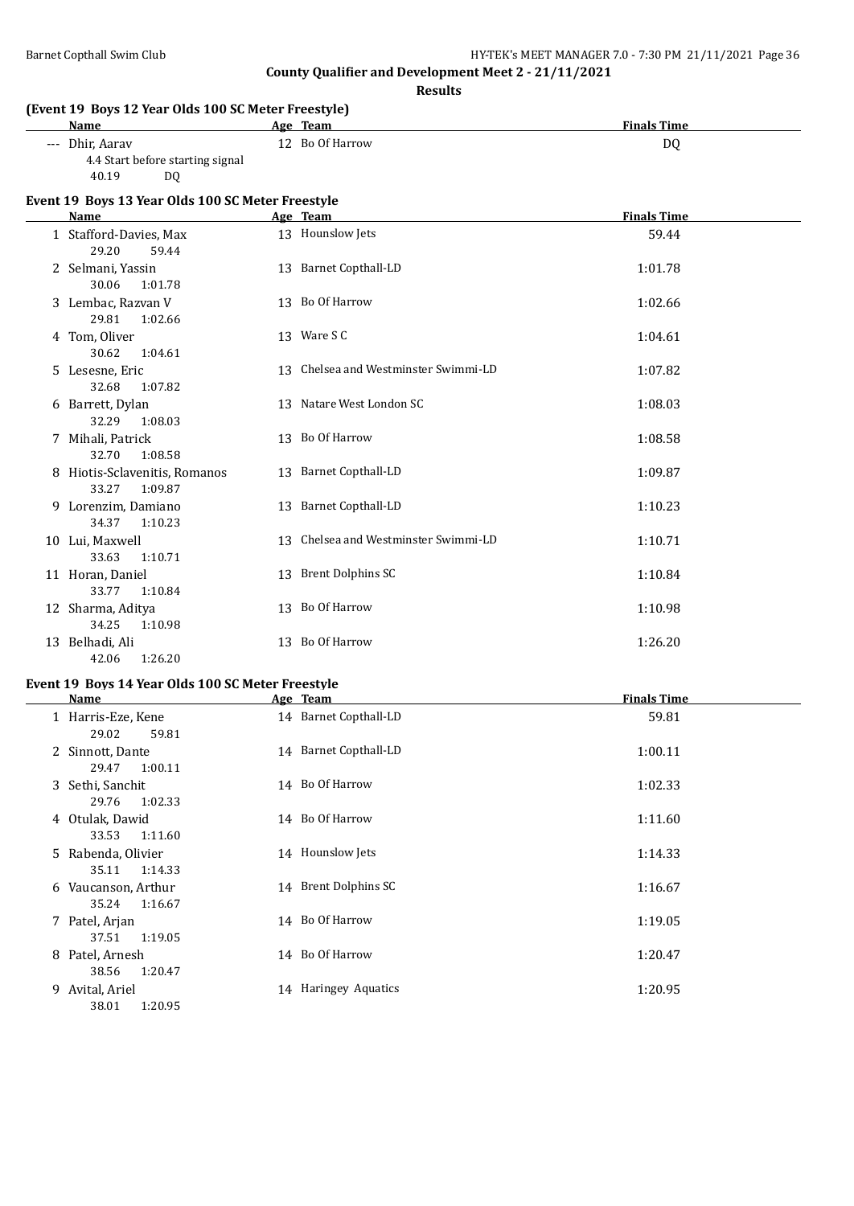**County Qualifier and Development Meet 2 - 21/11/2021**

**Results**

### (Event 19 Boys 12 Year Olds 100 SC Meter Freestyle)

| | Name | Age | Team | Finals Time |
|---|---|---|---|---|
| --- | Dhir, Aarav | 12 | Bo Of Harrow | DQ |
| | 4.4 Start before starting signal | | | |
| | 40.19 DQ | | | |

### Event 19 Boys 13 Year Olds 100 SC Meter Freestyle

| | Name | Age | Team | Finals Time |
|---|---|---|---|---|
| 1 | Stafford-Davies, Max | 13 | Hounslow Jets | 59.44 |
| | 29.20 59.44 | | | |
| 2 | Selmani, Yassin | 13 | Barnet Copthall-LD | 1:01.78 |
| | 30.06 1:01.78 | | | |
| 3 | Lembac, Razvan V | 13 | Bo Of Harrow | 1:02.66 |
| | 29.81 1:02.66 | | | |
| 4 | Tom, Oliver | 13 | Ware S C | 1:04.61 |
| | 30.62 1:04.61 | | | |
| 5 | Lesesne, Eric | 13 | Chelsea and Westminster Swimmi-LD | 1:07.82 |
| | 32.68 1:07.82 | | | |
| 6 | Barrett, Dylan | 13 | Natare West London SC | 1:08.03 |
| | 32.29 1:08.03 | | | |
| 7 | Mihali, Patrick | 13 | Bo Of Harrow | 1:08.58 |
| | 32.70 1:08.58 | | | |
| 8 | Hiotis-Sclavenitis, Romanos | 13 | Barnet Copthall-LD | 1:09.87 |
| | 33.27 1:09.87 | | | |
| 9 | Lorenzim, Damiano | 13 | Barnet Copthall-LD | 1:10.23 |
| | 34.37 1:10.23 | | | |
| 10 | Lui, Maxwell | 13 | Chelsea and Westminster Swimmi-LD | 1:10.71 |
| | 33.63 1:10.71 | | | |
| 11 | Horan, Daniel | 13 | Brent Dolphins SC | 1:10.84 |
| | 33.77 1:10.84 | | | |
| 12 | Sharma, Aditya | 13 | Bo Of Harrow | 1:10.98 |
| | 34.25 1:10.98 | | | |
| 13 | Belhadi, Ali | 13 | Bo Of Harrow | 1:26.20 |
| | 42.06 1:26.20 | | | |

### Event 19 Boys 14 Year Olds 100 SC Meter Freestyle

| | Name | Age | Team | Finals Time |
|---|---|---|---|---|
| 1 | Harris-Eze, Kene | 14 | Barnet Copthall-LD | 59.81 |
| | 29.02 59.81 | | | |
| 2 | Sinnott, Dante | 14 | Barnet Copthall-LD | 1:00.11 |
| | 29.47 1:00.11 | | | |
| 3 | Sethi, Sanchit | 14 | Bo Of Harrow | 1:02.33 |
| | 29.76 1:02.33 | | | |
| 4 | Otulak, Dawid | 14 | Bo Of Harrow | 1:11.60 |
| | 33.53 1:11.60 | | | |
| 5 | Rabenda, Olivier | 14 | Hounslow Jets | 1:14.33 |
| | 35.11 1:14.33 | | | |
| 6 | Vaucanson, Arthur | 14 | Brent Dolphins SC | 1:16.67 |
| | 35.24 1:16.67 | | | |
| 7 | Patel, Arjan | 14 | Bo Of Harrow | 1:19.05 |
| | 37.51 1:19.05 | | | |
| 8 | Patel, Arnesh | 14 | Bo Of Harrow | 1:20.47 |
| | 38.56 1:20.47 | | | |
| 9 | Avital, Ariel | 14 | Haringey Aquatics | 1:20.95 |
| | 38.01 1:20.95 | | | |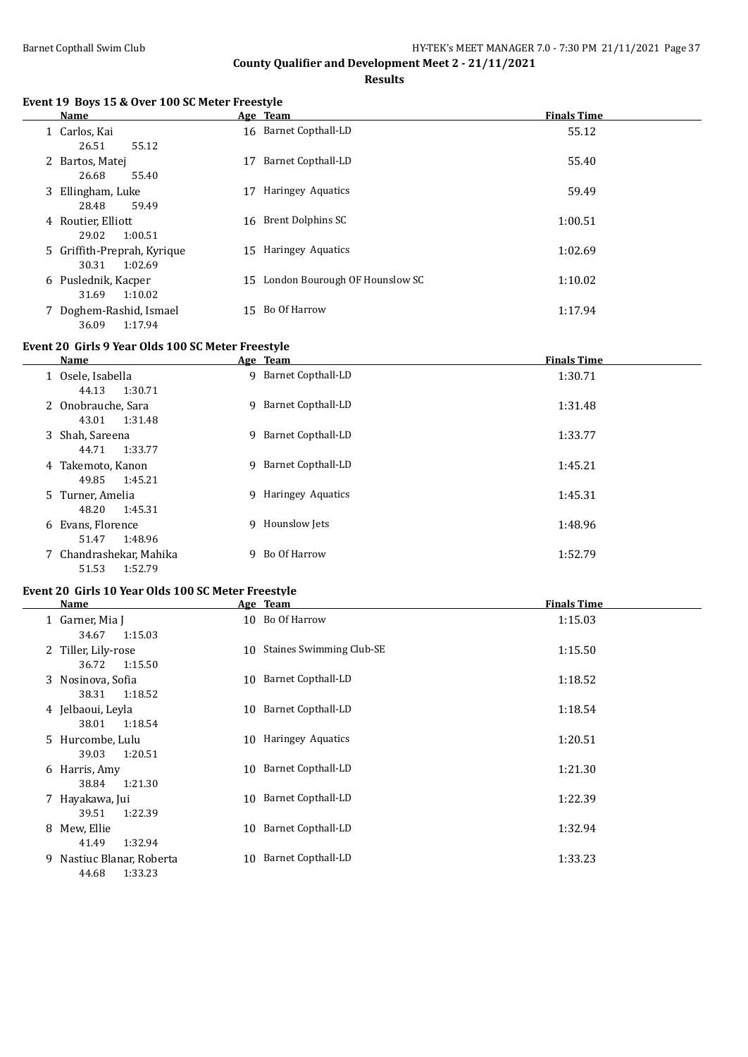**County Qualifier and Development Meet 2 - 21/11/2021**

**Results**

### Event 19 Boys 15 & Over 100 SC Meter Freestyle

| | Name | Age | Team | Finals Time |
|---|---|---|---|---|
| 1 | Carlos, Kai | 16 | Barnet Copthall-LD | 55.12 |
| | 26.51 55.12 | | | |
| 2 | Bartos, Matej | 17 | Barnet Copthall-LD | 55.40 |
| | 26.68 55.40 | | | |
| 3 | Ellingham, Luke | 17 | Haringey Aquatics | 59.49 |
| | 28.48 59.49 | | | |
| 4 | Routier, Elliott | 16 | Brent Dolphins SC | 1:00.51 |
| | 29.02 1:00.51 | | | |
| 5 | Griffith-Preprah, Kyrique | 15 | Haringey Aquatics | 1:02.69 |
| | 30.31 1:02.69 | | | |
| 6 | Puslednik, Kacper | 15 | London Bourough OF Hounslow SC | 1:10.02 |
| | 31.69 1:10.02 | | | |
| 7 | Doghem-Rashid, Ismael | 15 | Bo Of Harrow | 1:17.94 |
| | 36.09 1:17.94 | | | |

### Event 20 Girls 9 Year Olds 100 SC Meter Freestyle

| | Name | Age | Team | Finals Time |
|---|---|---|---|---|
| 1 | Osele, Isabella | 9 | Barnet Copthall-LD | 1:30.71 |
| | 44.13 1:30.71 | | | |
| 2 | Onobrauche, Sara | 9 | Barnet Copthall-LD | 1:31.48 |
| | 43.01 1:31.48 | | | |
| 3 | Shah, Sareena | 9 | Barnet Copthall-LD | 1:33.77 |
| | 44.71 1:33.77 | | | |
| 4 | Takemoto, Kanon | 9 | Barnet Copthall-LD | 1:45.21 |
| | 49.85 1:45.21 | | | |
| 5 | Turner, Amelia | 9 | Haringey Aquatics | 1:45.31 |
| | 48.20 1:45.31 | | | |
| 6 | Evans, Florence | 9 | Hounslow Jets | 1:48.96 |
| | 51.47 1:48.96 | | | |
| 7 | Chandrashekar, Mahika | 9 | Bo Of Harrow | 1:52.79 |
| | 51.53 1:52.79 | | | |

### Event 20 Girls 10 Year Olds 100 SC Meter Freestyle

| | Name | Age | Team | Finals Time |
|---|---|---|---|---|
| 1 | Garner, Mia J | 10 | Bo Of Harrow | 1:15.03 |
| | 34.67 1:15.03 | | | |
| 2 | Tiller, Lily-rose | 10 | Staines Swimming Club-SE | 1:15.50 |
| | 36.72 1:15.50 | | | |
| 3 | Nosinova, Sofia | 10 | Barnet Copthall-LD | 1:18.52 |
| | 38.31 1:18.52 | | | |
| 4 | Jelbaoui, Leyla | 10 | Barnet Copthall-LD | 1:18.54 |
| | 38.01 1:18.54 | | | |
| 5 | Hurcombe, Lulu | 10 | Haringey Aquatics | 1:20.51 |
| | 39.03 1:20.51 | | | |
| 6 | Harris, Amy | 10 | Barnet Copthall-LD | 1:21.30 |
| | 38.84 1:21.30 | | | |
| 7 | Hayakawa, Jui | 10 | Barnet Copthall-LD | 1:22.39 |
| | 39.51 1:22.39 | | | |
| 8 | Mew, Ellie | 10 | Barnet Copthall-LD | 1:32.94 |
| | 41.49 1:32.94 | | | |
| 9 | Nastiuc Blanar, Roberta | 10 | Barnet Copthall-LD | 1:33.23 |
| | 44.68 1:33.23 | | | |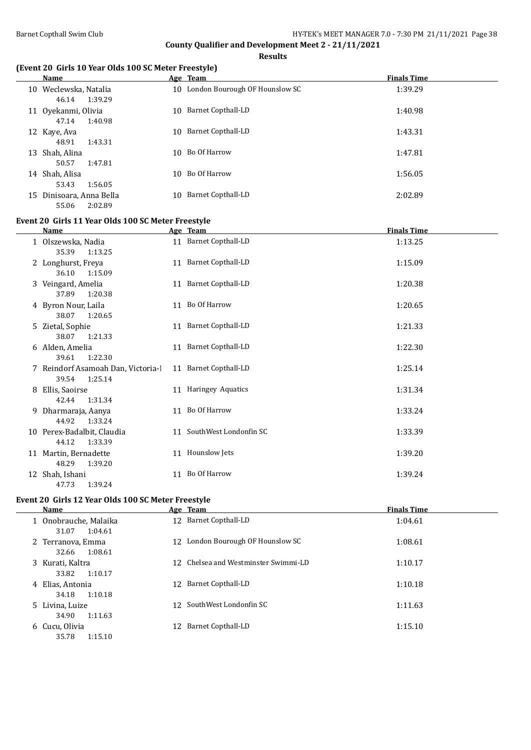**County Qualifier and Development Meet 2 - 21/11/2021**

**Results**

### (Event 20 Girls 10 Year Olds 100 SC Meter Freestyle)

| | Name | Age | Team | Finals Time |
|---|---|---|---|---|
| 10 | Weclewska, Natalia | 10 | London Bourough OF Hounslow SC | 1:39.29 |
| | 46.14 1:39.29 | | | |
| 11 | Oyekanmi, Olivia | 10 | Barnet Copthall-LD | 1:40.98 |
| | 47.14 1:40.98 | | | |
| 12 | Kaye, Ava | 10 | Barnet Copthall-LD | 1:43.31 |
| | 48.91 1:43.31 | | | |
| 13 | Shah, Alina | 10 | Bo Of Harrow | 1:47.81 |
| | 50.57 1:47.81 | | | |
| 14 | Shah, Alisa | 10 | Bo Of Harrow | 1:56.05 |
| | 53.43 1:56.05 | | | |
| 15 | Dinisoara, Anna Bella | 10 | Barnet Copthall-LD | 2:02.89 |
| | 55.06 2:02.89 | | | |

### Event 20 Girls 11 Year Olds 100 SC Meter Freestyle

| | Name | Age | Team | Finals Time |
|---|---|---|---|---|
| 1 | Olszewska, Nadia | 11 | Barnet Copthall-LD | 1:13.25 |
| | 35.39 1:13.25 | | | |
| 2 | Longhurst, Freya | 11 | Barnet Copthall-LD | 1:15.09 |
| | 36.10 1:15.09 | | | |
| 3 | Veingard, Amelia | 11 | Barnet Copthall-LD | 1:20.38 |
| | 37.89 1:20.38 | | | |
| 4 | Byron Nour, Laila | 11 | Bo Of Harrow | 1:20.65 |
| | 38.07 1:20.65 | | | |
| 5 | Zietal, Sophie | 11 | Barnet Copthall-LD | 1:21.33 |
| | 38.07 1:21.33 | | | |
| 6 | Alden, Amelia | 11 | Barnet Copthall-LD | 1:22.30 |
| | 39.61 1:22.30 | | | |
| 7 | Reindorf Asamoah Dan, Victoria-I | 11 | Barnet Copthall-LD | 1:25.14 |
| | 39.54 1:25.14 | | | |
| 8 | Ellis, Saoirse | 11 | Haringey Aquatics | 1:31.34 |
| | 42.44 1:31.34 | | | |
| 9 | Dharmaraja, Aanya | 11 | Bo Of Harrow | 1:33.24 |
| | 44.92 1:33.24 | | | |
| 10 | Perex-Badalbit, Claudia | 11 | SouthWest Londonfin SC | 1:33.39 |
| | 44.12 1:33.39 | | | |
| 11 | Martin, Bernadette | 11 | Hounslow Jets | 1:39.20 |
| | 48.29 1:39.20 | | | |
| 12 | Shah, Ishani | 11 | Bo Of Harrow | 1:39.24 |
| | 47.73 1:39.24 | | | |

### Event 20 Girls 12 Year Olds 100 SC Meter Freestyle

| | Name | Age | Team | Finals Time |
|---|---|---|---|---|
| 1 | Onobrauche, Malaika | 12 | Barnet Copthall-LD | 1:04.61 |
| | 31.07 1:04.61 | | | |
| 2 | Terranova, Emma | 12 | London Bourough OF Hounslow SC | 1:08.61 |
| | 32.66 1:08.61 | | | |
| 3 | Kurati, Kaltra | 12 | Chelsea and Westminster Swimmi-LD | 1:10.17 |
| | 33.82 1:10.17 | | | |
| 4 | Elias, Antonia | 12 | Barnet Copthall-LD | 1:10.18 |
| | 34.18 1:10.18 | | | |
| 5 | Livina, Luize | 12 | SouthWest Londonfin SC | 1:11.63 |
| | 34.90 1:11.63 | | | |
| 6 | Cucu, Olivia | 12 | Barnet Copthall-LD | 1:15.10 |
| | 35.78 1:15.10 | | | |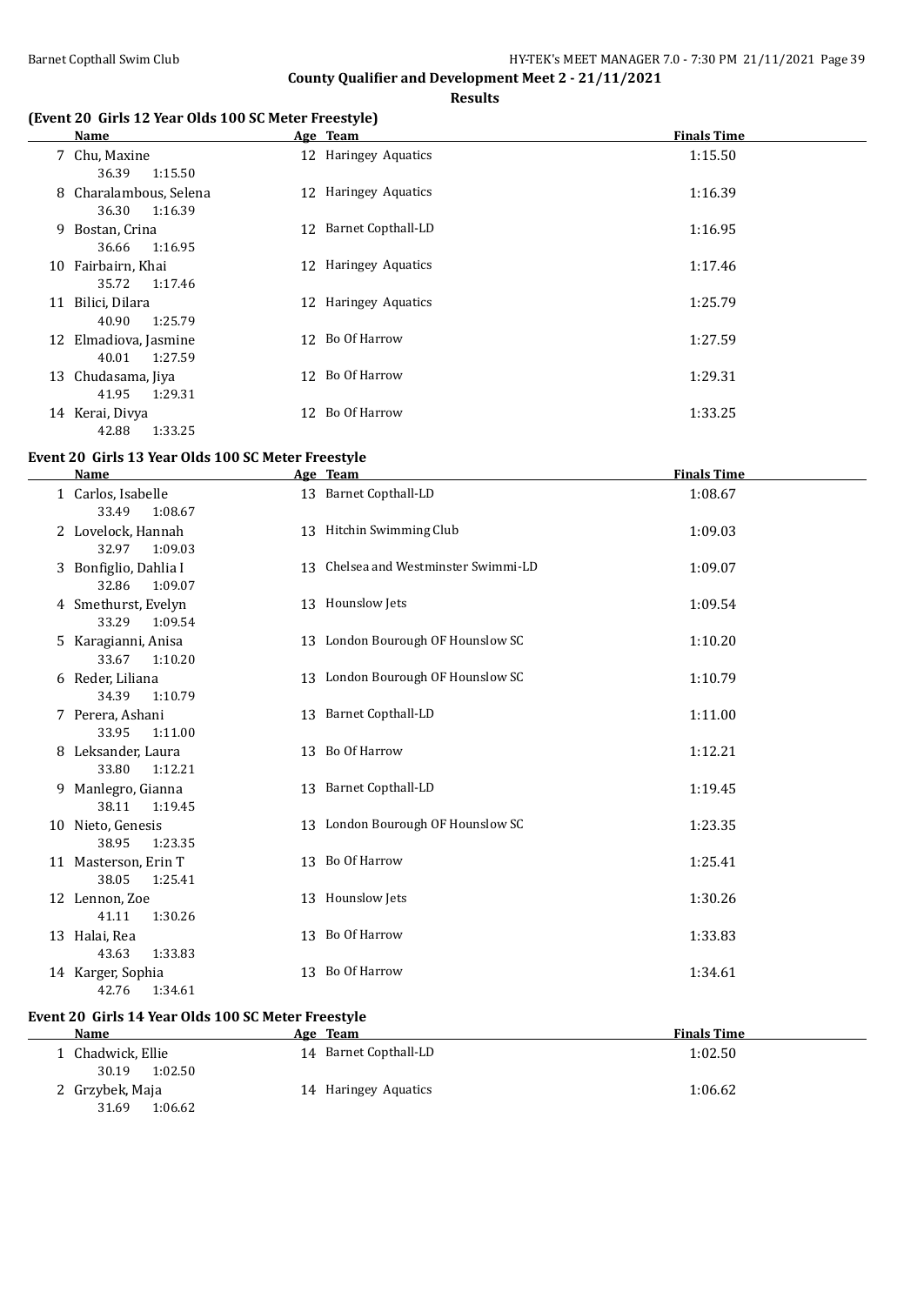**County Qualifier and Development Meet 2 - 21/11/2021**

**Results**

### (Event 20 Girls 12 Year Olds 100 SC Meter Freestyle)

| | Name | Age | Team | Finals Time |
|---|---|---|---|---|
| 7 | Chu, Maxine | 12 | Haringey Aquatics | 1:15.50 |
| | 36.39 1:15.50 | | | |
| 8 | Charalambous, Selena | 12 | Haringey Aquatics | 1:16.39 |
| | 36.30 1:16.39 | | | |
| 9 | Bostan, Crina | 12 | Barnet Copthall-LD | 1:16.95 |
| | 36.66 1:16.95 | | | |
| 10 | Fairbairn, Khai | 12 | Haringey Aquatics | 1:17.46 |
| | 35.72 1:17.46 | | | |
| 11 | Bilici, Dilara | 12 | Haringey Aquatics | 1:25.79 |
| | 40.90 1:25.79 | | | |
| 12 | Elmadiova, Jasmine | 12 | Bo Of Harrow | 1:27.59 |
| | 40.01 1:27.59 | | | |
| 13 | Chudasama, Jiya | 12 | Bo Of Harrow | 1:29.31 |
| | 41.95 1:29.31 | | | |
| 14 | Kerai, Divya | 12 | Bo Of Harrow | 1:33.25 |
| | 42.88 1:33.25 | | | |

### Event 20 Girls 13 Year Olds 100 SC Meter Freestyle

| | Name | Age | Team | Finals Time |
|---|---|---|---|---|
| 1 | Carlos, Isabelle | 13 | Barnet Copthall-LD | 1:08.67 |
| | 33.49 1:08.67 | | | |
| 2 | Lovelock, Hannah | 13 | Hitchin Swimming Club | 1:09.03 |
| | 32.97 1:09.03 | | | |
| 3 | Bonfiglio, Dahlia I | 13 | Chelsea and Westminster Swimmi-LD | 1:09.07 |
| | 32.86 1:09.07 | | | |
| 4 | Smethurst, Evelyn | 13 | Hounslow Jets | 1:09.54 |
| | 33.29 1:09.54 | | | |
| 5 | Karagianni, Anisa | 13 | London Bourough OF Hounslow SC | 1:10.20 |
| | 33.67 1:10.20 | | | |
| 6 | Reder, Liliana | 13 | London Bourough OF Hounslow SC | 1:10.79 |
| | 34.39 1:10.79 | | | |
| 7 | Perera, Ashani | 13 | Barnet Copthall-LD | 1:11.00 |
| | 33.95 1:11.00 | | | |
| 8 | Leksander, Laura | 13 | Bo Of Harrow | 1:12.21 |
| | 33.80 1:12.21 | | | |
| 9 | Manlegro, Gianna | 13 | Barnet Copthall-LD | 1:19.45 |
| | 38.11 1:19.45 | | | |
| 10 | Nieto, Genesis | 13 | London Bourough OF Hounslow SC | 1:23.35 |
| | 38.95 1:23.35 | | | |
| 11 | Masterson, Erin T | 13 | Bo Of Harrow | 1:25.41 |
| | 38.05 1:25.41 | | | |
| 12 | Lennon, Zoe | 13 | Hounslow Jets | 1:30.26 |
| | 41.11 1:30.26 | | | |
| 13 | Halai, Rea | 13 | Bo Of Harrow | 1:33.83 |
| | 43.63 1:33.83 | | | |
| 14 | Karger, Sophia | 13 | Bo Of Harrow | 1:34.61 |
| | 42.76 1:34.61 | | | |

### Event 20 Girls 14 Year Olds 100 SC Meter Freestyle

| | Name | Age | Team | Finals Time |
|---|---|---|---|---|
| 1 | Chadwick, Ellie | 14 | Barnet Copthall-LD | 1:02.50 |
| | 30.19 1:02.50 | | | |
| 2 | Grzybek, Maja | 14 | Haringey Aquatics | 1:06.62 |
| | 31.69 1:06.62 | | | |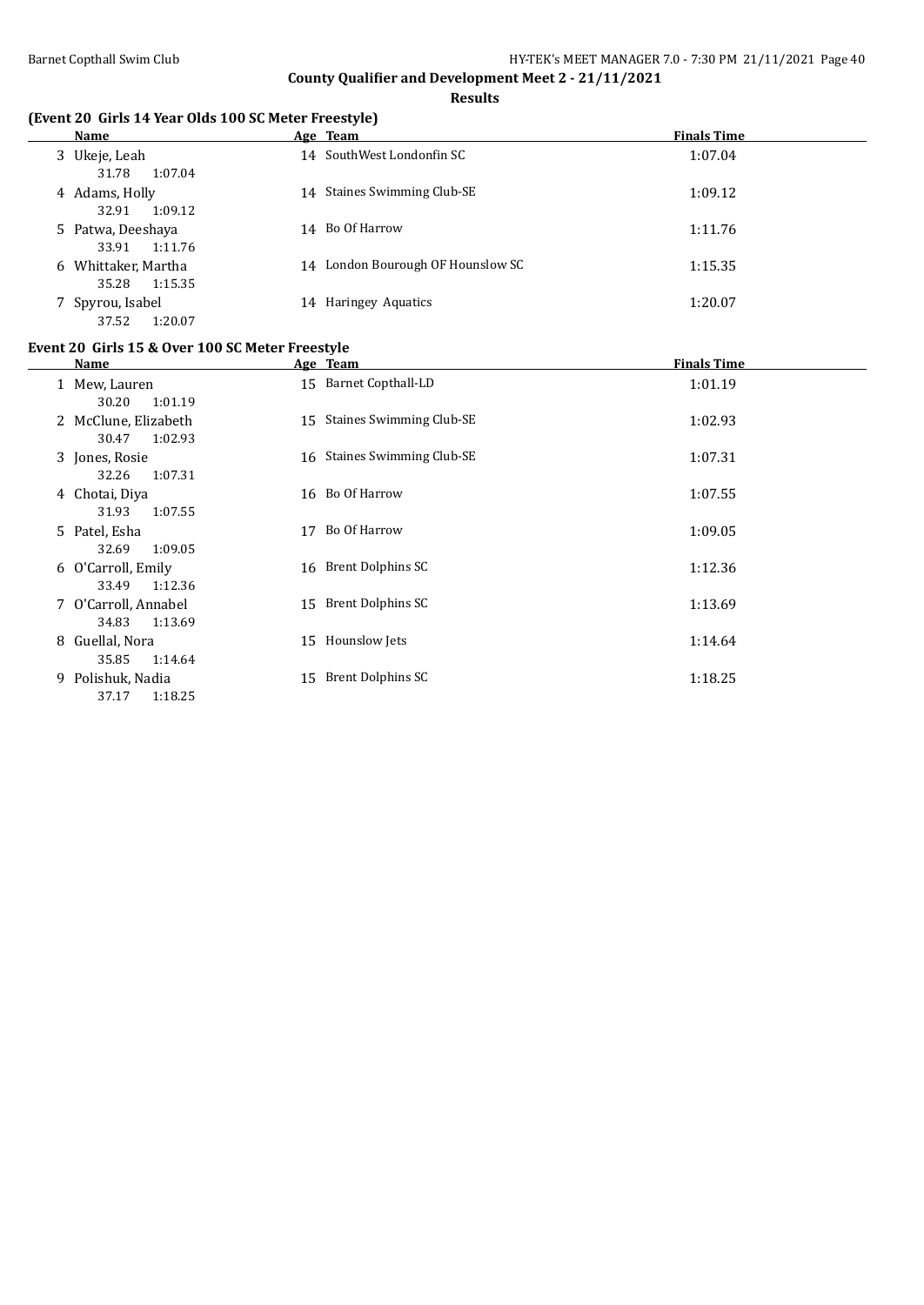**County Qualifier and Development Meet 2 - 21/11/2021**

**Results**

### (Event 20 Girls 14 Year Olds 100 SC Meter Freestyle)

| | Name | Age | Team | Finals Time |
|---|---|---|---|---|
| 3 | Ukeje, Leah | 14 | SouthWest Londonfin SC | 1:07.04 |
| | 31.78 1:07.04 | | | |
| 4 | Adams, Holly | 14 | Staines Swimming Club-SE | 1:09.12 |
| | 32.91 1:09.12 | | | |
| 5 | Patwa, Deeshaya | 14 | Bo Of Harrow | 1:11.76 |
| | 33.91 1:11.76 | | | |
| 6 | Whittaker, Martha | 14 | London Bourough OF Hounslow SC | 1:15.35 |
| | 35.28 1:15.35 | | | |
| 7 | Spyrou, Isabel | 14 | Haringey Aquatics | 1:20.07 |
| | 37.52 1:20.07 | | | |

### Event 20 Girls 15 & Over 100 SC Meter Freestyle

| | Name | Age | Team | Finals Time |
|---|---|---|---|---|
| 1 | Mew, Lauren | 15 | Barnet Copthall-LD | 1:01.19 |
| | 30.20 1:01.19 | | | |
| 2 | McClune, Elizabeth | 15 | Staines Swimming Club-SE | 1:02.93 |
| | 30.47 1:02.93 | | | |
| 3 | Jones, Rosie | 16 | Staines Swimming Club-SE | 1:07.31 |
| | 32.26 1:07.31 | | | |
| 4 | Chotai, Diya | 16 | Bo Of Harrow | 1:07.55 |
| | 31.93 1:07.55 | | | |
| 5 | Patel, Esha | 17 | Bo Of Harrow | 1:09.05 |
| | 32.69 1:09.05 | | | |
| 6 | O'Carroll, Emily | 16 | Brent Dolphins SC | 1:12.36 |
| | 33.49 1:12.36 | | | |
| 7 | O'Carroll, Annabel | 15 | Brent Dolphins SC | 1:13.69 |
| | 34.83 1:13.69 | | | |
| 8 | Guellal, Nora | 15 | Hounslow Jets | 1:14.64 |
| | 35.85 1:14.64 | | | |
| 9 | Polishuk, Nadia | 15 | Brent Dolphins SC | 1:18.25 |
| | 37.17 1:18.25 | | | |